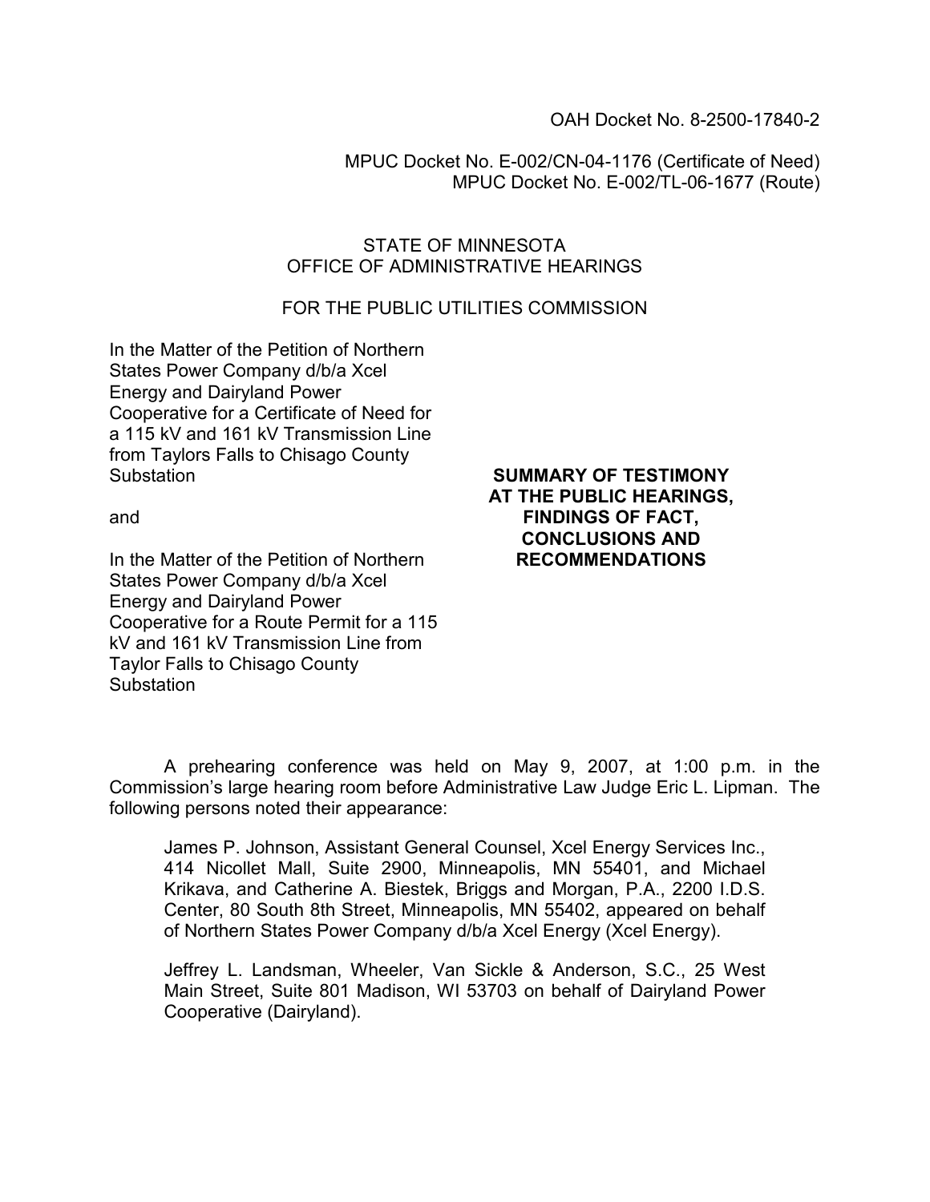OAH Docket No. 8-2500-17840-2

MPUC Docket No. E-002/CN-04-1176 (Certificate of Need)
MPUC Docket No. E-002/TL-06-1677 (Route)

STATE OF MINNESOTA
OFFICE OF ADMINISTRATIVE HEARINGS

FOR THE PUBLIC UTILITIES COMMISSION

In the Matter of the Petition of Northern States Power Company d/b/a Xcel Energy and Dairyland Power Cooperative for a Certificate of Need for a 115 kV and 161 kV Transmission Line from Taylors Falls to Chisago County Substation

and

In the Matter of the Petition of Northern States Power Company d/b/a Xcel Energy and Dairyland Power Cooperative for a Route Permit for a 115 kV and 161 kV Transmission Line from Taylor Falls to Chisago County Substation

**SUMMARY OF TESTIMONY AT THE PUBLIC HEARINGS, FINDINGS OF FACT, CONCLUSIONS AND RECOMMENDATIONS**

A prehearing conference was held on May 9, 2007, at 1:00 p.m. in the Commission's large hearing room before Administrative Law Judge Eric L. Lipman. The following persons noted their appearance:

> James P. Johnson, Assistant General Counsel, Xcel Energy Services Inc., 414 Nicollet Mall, Suite 2900, Minneapolis, MN 55401, and Michael Krikava, and Catherine A. Biestek, Briggs and Morgan, P.A., 2200 I.D.S. Center, 80 South 8th Street, Minneapolis, MN 55402, appeared on behalf of Northern States Power Company d/b/a Xcel Energy (Xcel Energy).
>
> Jeffrey L. Landsman, Wheeler, Van Sickle & Anderson, S.C., 25 West Main Street, Suite 801 Madison, WI 53703 on behalf of Dairyland Power Cooperative (Dairyland).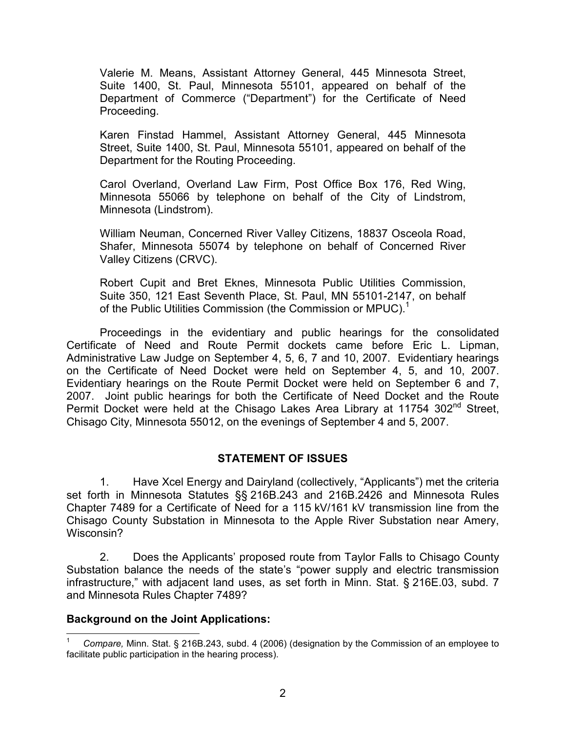Valerie M. Means, Assistant Attorney General, 445 Minnesota Street, Suite 1400, St. Paul, Minnesota 55101, appeared on behalf of the Department of Commerce ("Department") for the Certificate of Need Proceeding.

Karen Finstad Hammel, Assistant Attorney General, 445 Minnesota Street, Suite 1400, St. Paul, Minnesota 55101, appeared on behalf of the Department for the Routing Proceeding.

Carol Overland, Overland Law Firm, Post Office Box 176, Red Wing, Minnesota 55066 by telephone on behalf of the City of Lindstrom, Minnesota (Lindstrom).

William Neuman, Concerned River Valley Citizens, 18837 Osceola Road, Shafer, Minnesota 55074 by telephone on behalf of Concerned River Valley Citizens (CRVC).

Robert Cupit and Bret Eknes, Minnesota Public Utilities Commission, Suite 350, 121 East Seventh Place, St. Paul, MN 55101-2147, on behalf of the Public Utilities Commission (the Commission or MPUC).[1]

Proceedings in the evidentiary and public hearings for the consolidated Certificate of Need and Route Permit dockets came before Eric L. Lipman, Administrative Law Judge on September 4, 5, 6, 7 and 10, 2007. Evidentiary hearings on the Certificate of Need Docket were held on September 4, 5, and 10, 2007. Evidentiary hearings on the Route Permit Docket were held on September 6 and 7, 2007. Joint public hearings for both the Certificate of Need Docket and the Route Permit Docket were held at the Chisago Lakes Area Library at 11754 302nd Street, Chisago City, Minnesota 55012, on the evenings of September 4 and 5, 2007.

## STATEMENT OF ISSUES

1. Have Xcel Energy and Dairyland (collectively, "Applicants") met the criteria set forth in Minnesota Statutes §§ 216B.243 and 216B.2426 and Minnesota Rules Chapter 7489 for a Certificate of Need for a 115 kV/161 kV transmission line from the Chisago County Substation in Minnesota to the Apple River Substation near Amery, Wisconsin?

2. Does the Applicants' proposed route from Taylor Falls to Chisago County Substation balance the needs of the state's "power supply and electric transmission infrastructure," with adjacent land uses, as set forth in Minn. Stat. § 216E.03, subd. 7 and Minnesota Rules Chapter 7489?

**Background on the Joint Applications:**

[1] *Compare,* Minn. Stat. § 216B.243, subd. 4 (2006) (designation by the Commission of an employee to facilitate public participation in the hearing process).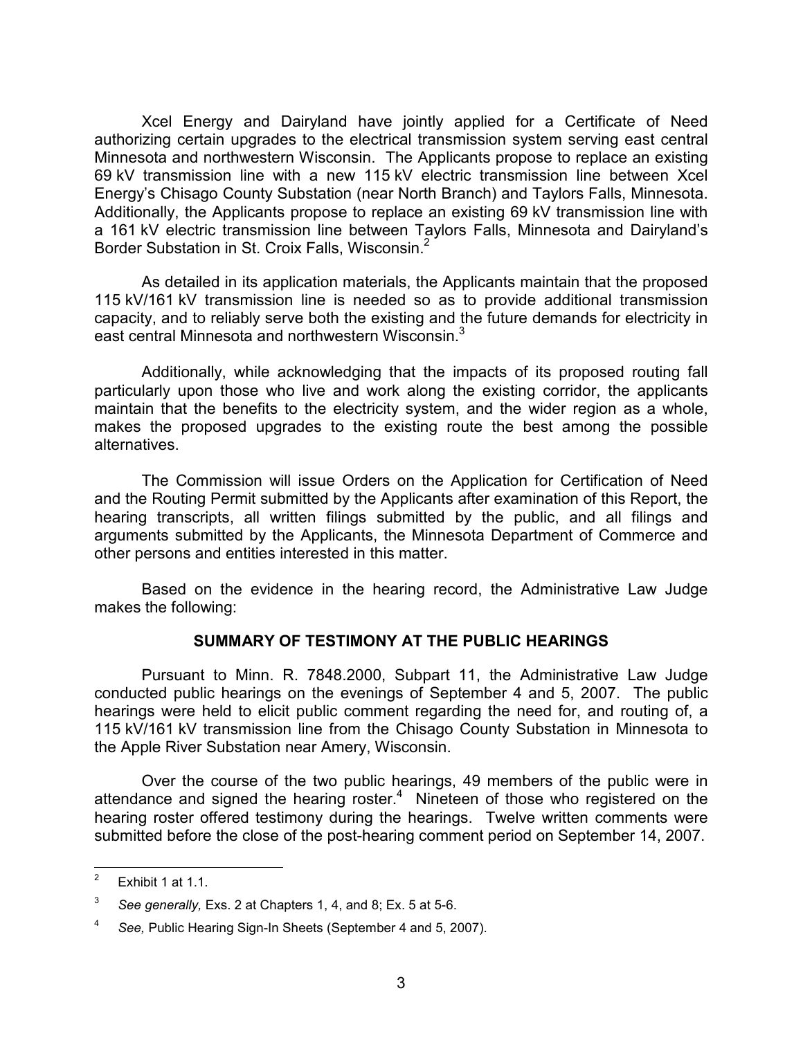Xcel Energy and Dairyland have jointly applied for a Certificate of Need authorizing certain upgrades to the electrical transmission system serving east central Minnesota and northwestern Wisconsin. The Applicants propose to replace an existing 69 kV transmission line with a new 115 kV electric transmission line between Xcel Energy's Chisago County Substation (near North Branch) and Taylors Falls, Minnesota. Additionally, the Applicants propose to replace an existing 69 kV transmission line with a 161 kV electric transmission line between Taylors Falls, Minnesota and Dairyland's Border Substation in St. Croix Falls, Wisconsin.[2]

As detailed in its application materials, the Applicants maintain that the proposed 115 kV/161 kV transmission line is needed so as to provide additional transmission capacity, and to reliably serve both the existing and the future demands for electricity in east central Minnesota and northwestern Wisconsin.[3]

Additionally, while acknowledging that the impacts of its proposed routing fall particularly upon those who live and work along the existing corridor, the applicants maintain that the benefits to the electricity system, and the wider region as a whole, makes the proposed upgrades to the existing route the best among the possible alternatives.

The Commission will issue Orders on the Application for Certification of Need and the Routing Permit submitted by the Applicants after examination of this Report, the hearing transcripts, all written filings submitted by the public, and all filings and arguments submitted by the Applicants, the Minnesota Department of Commerce and other persons and entities interested in this matter.

Based on the evidence in the hearing record, the Administrative Law Judge makes the following:

## SUMMARY OF TESTIMONY AT THE PUBLIC HEARINGS

Pursuant to Minn. R. 7848.2000, Subpart 11, the Administrative Law Judge conducted public hearings on the evenings of September 4 and 5, 2007. The public hearings were held to elicit public comment regarding the need for, and routing of, a 115 kV/161 kV transmission line from the Chisago County Substation in Minnesota to the Apple River Substation near Amery, Wisconsin.

Over the course of the two public hearings, 49 members of the public were in attendance and signed the hearing roster.[4] Nineteen of those who registered on the hearing roster offered testimony during the hearings. Twelve written comments were submitted before the close of the post-hearing comment period on September 14, 2007.

---

[2] Exhibit 1 at 1.1.

[3] *See generally,* Exs. 2 at Chapters 1, 4, and 8; Ex. 5 at 5-6.

[4] *See,* Public Hearing Sign-In Sheets (September 4 and 5, 2007).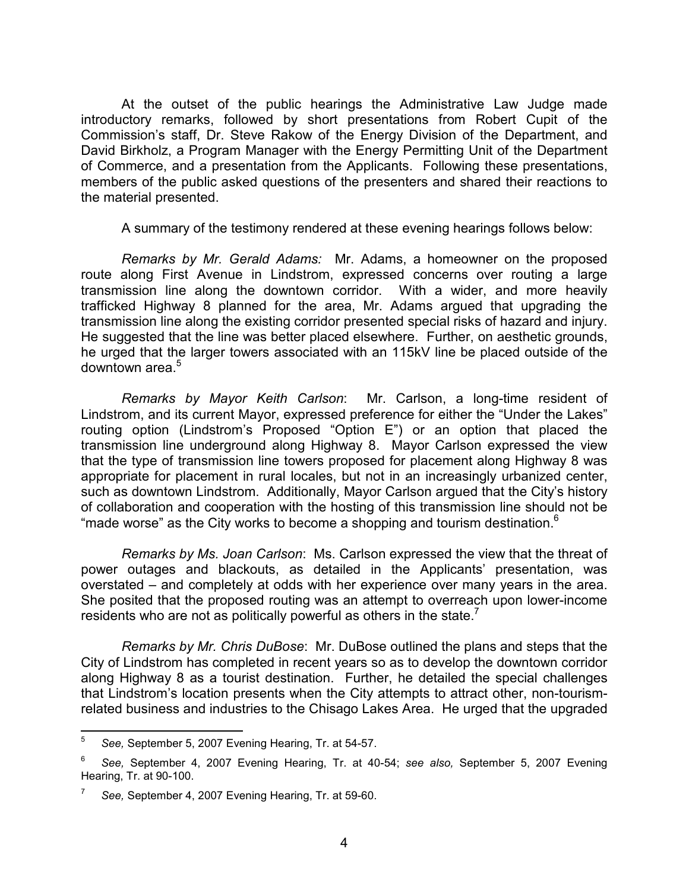At the outset of the public hearings the Administrative Law Judge made introductory remarks, followed by short presentations from Robert Cupit of the Commission's staff, Dr. Steve Rakow of the Energy Division of the Department, and David Birkholz, a Program Manager with the Energy Permitting Unit of the Department of Commerce, and a presentation from the Applicants. Following these presentations, members of the public asked questions of the presenters and shared their reactions to the material presented.

A summary of the testimony rendered at these evening hearings follows below:

*Remarks by Mr. Gerald Adams:* Mr. Adams, a homeowner on the proposed route along First Avenue in Lindstrom, expressed concerns over routing a large transmission line along the downtown corridor. With a wider, and more heavily trafficked Highway 8 planned for the area, Mr. Adams argued that upgrading the transmission line along the existing corridor presented special risks of hazard and injury. He suggested that the line was better placed elsewhere. Further, on aesthetic grounds, he urged that the larger towers associated with an 115kV line be placed outside of the downtown area.[5]

*Remarks by Mayor Keith Carlson*: Mr. Carlson, a long-time resident of Lindstrom, and its current Mayor, expressed preference for either the "Under the Lakes" routing option (Lindstrom's Proposed "Option E") or an option that placed the transmission line underground along Highway 8. Mayor Carlson expressed the view that the type of transmission line towers proposed for placement along Highway 8 was appropriate for placement in rural locales, but not in an increasingly urbanized center, such as downtown Lindstrom. Additionally, Mayor Carlson argued that the City's history of collaboration and cooperation with the hosting of this transmission line should not be "made worse" as the City works to become a shopping and tourism destination.[6]

*Remarks by Ms. Joan Carlson*: Ms. Carlson expressed the view that the threat of power outages and blackouts, as detailed in the Applicants' presentation, was overstated – and completely at odds with her experience over many years in the area. She posited that the proposed routing was an attempt to overreach upon lower-income residents who are not as politically powerful as others in the state.[7]

*Remarks by Mr. Chris DuBose*: Mr. DuBose outlined the plans and steps that the City of Lindstrom has completed in recent years so as to develop the downtown corridor along Highway 8 as a tourist destination. Further, he detailed the special challenges that Lindstrom's location presents when the City attempts to attract other, non-tourism-related business and industries to the Chisago Lakes Area. He urged that the upgraded

---

[5] *See,* September 5, 2007 Evening Hearing, Tr. at 54-57.

[6] *See,* September 4, 2007 Evening Hearing, Tr. at 40-54; *see also,* September 5, 2007 Evening Hearing, Tr. at 90-100.

[7] *See,* September 4, 2007 Evening Hearing, Tr. at 59-60.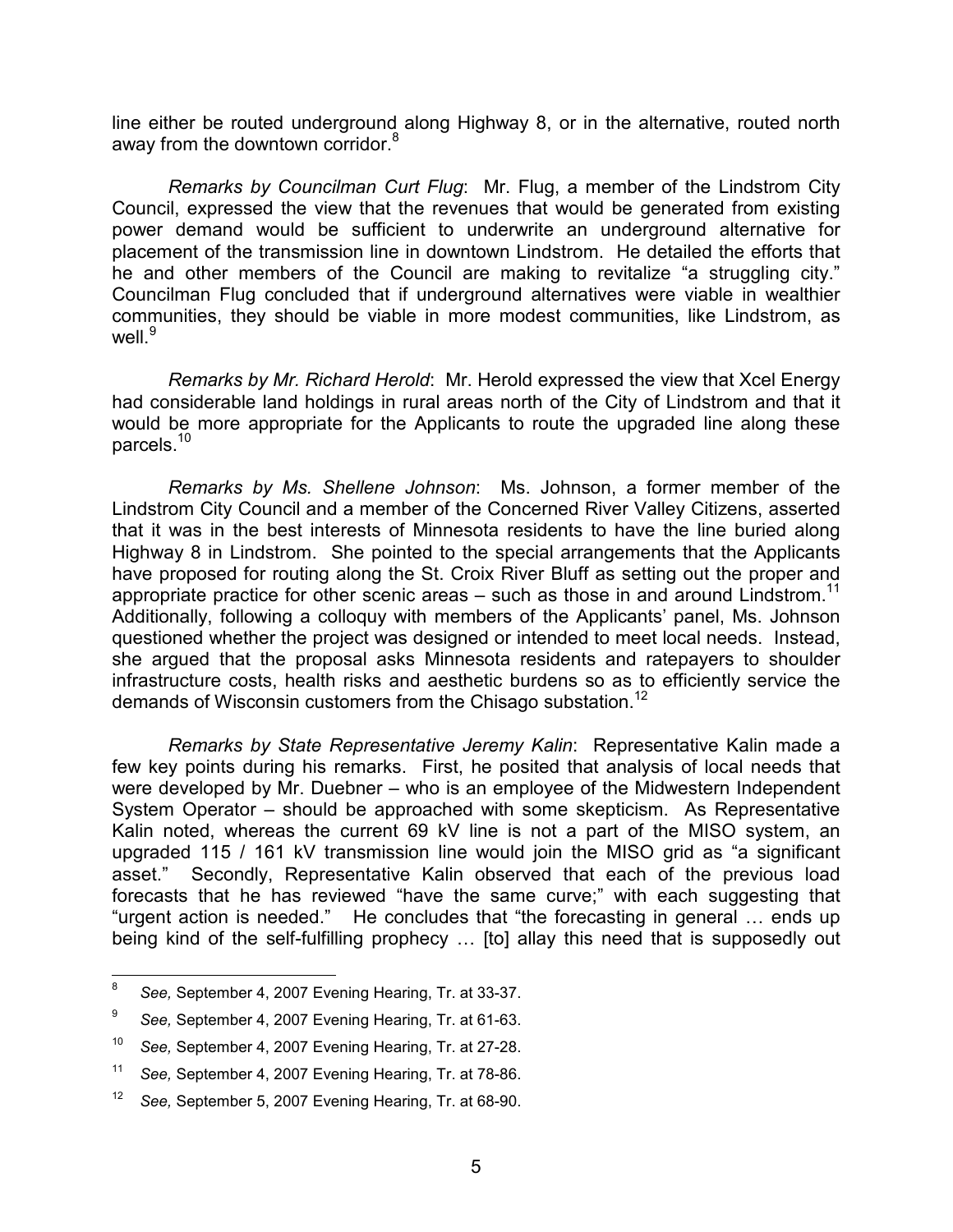line either be routed underground along Highway 8, or in the alternative, routed north away from the downtown corridor.[8]

*Remarks by Councilman Curt Flug*: Mr. Flug, a member of the Lindstrom City Council, expressed the view that the revenues that would be generated from existing power demand would be sufficient to underwrite an underground alternative for placement of the transmission line in downtown Lindstrom. He detailed the efforts that he and other members of the Council are making to revitalize "a struggling city." Councilman Flug concluded that if underground alternatives were viable in wealthier communities, they should be viable in more modest communities, like Lindstrom, as well.[9]

*Remarks by Mr. Richard Herold*: Mr. Herold expressed the view that Xcel Energy had considerable land holdings in rural areas north of the City of Lindstrom and that it would be more appropriate for the Applicants to route the upgraded line along these parcels.[10]

*Remarks by Ms. Shellene Johnson*: Ms. Johnson, a former member of the Lindstrom City Council and a member of the Concerned River Valley Citizens, asserted that it was in the best interests of Minnesota residents to have the line buried along Highway 8 in Lindstrom. She pointed to the special arrangements that the Applicants have proposed for routing along the St. Croix River Bluff as setting out the proper and appropriate practice for other scenic areas – such as those in and around Lindstrom.[11] Additionally, following a colloquy with members of the Applicants' panel, Ms. Johnson questioned whether the project was designed or intended to meet local needs. Instead, she argued that the proposal asks Minnesota residents and ratepayers to shoulder infrastructure costs, health risks and aesthetic burdens so as to efficiently service the demands of Wisconsin customers from the Chisago substation.[12]

*Remarks by State Representative Jeremy Kalin*: Representative Kalin made a few key points during his remarks. First, he posited that analysis of local needs that were developed by Mr. Duebner – who is an employee of the Midwestern Independent System Operator – should be approached with some skepticism. As Representative Kalin noted, whereas the current 69 kV line is not a part of the MISO system, an upgraded 115 / 161 kV transmission line would join the MISO grid as "a significant asset." Secondly, Representative Kalin observed that each of the previous load forecasts that he has reviewed "have the same curve;" with each suggesting that "urgent action is needed." He concludes that "the forecasting in general … ends up being kind of the self-fulfilling prophecy … [to] allay this need that is supposedly out

---

[8] *See,* September 4, 2007 Evening Hearing, Tr. at 33-37.

[9] *See,* September 4, 2007 Evening Hearing, Tr. at 61-63.

[10] *See,* September 4, 2007 Evening Hearing, Tr. at 27-28.

[11] *See,* September 4, 2007 Evening Hearing, Tr. at 78-86.

[12] *See,* September 5, 2007 Evening Hearing, Tr. at 68-90.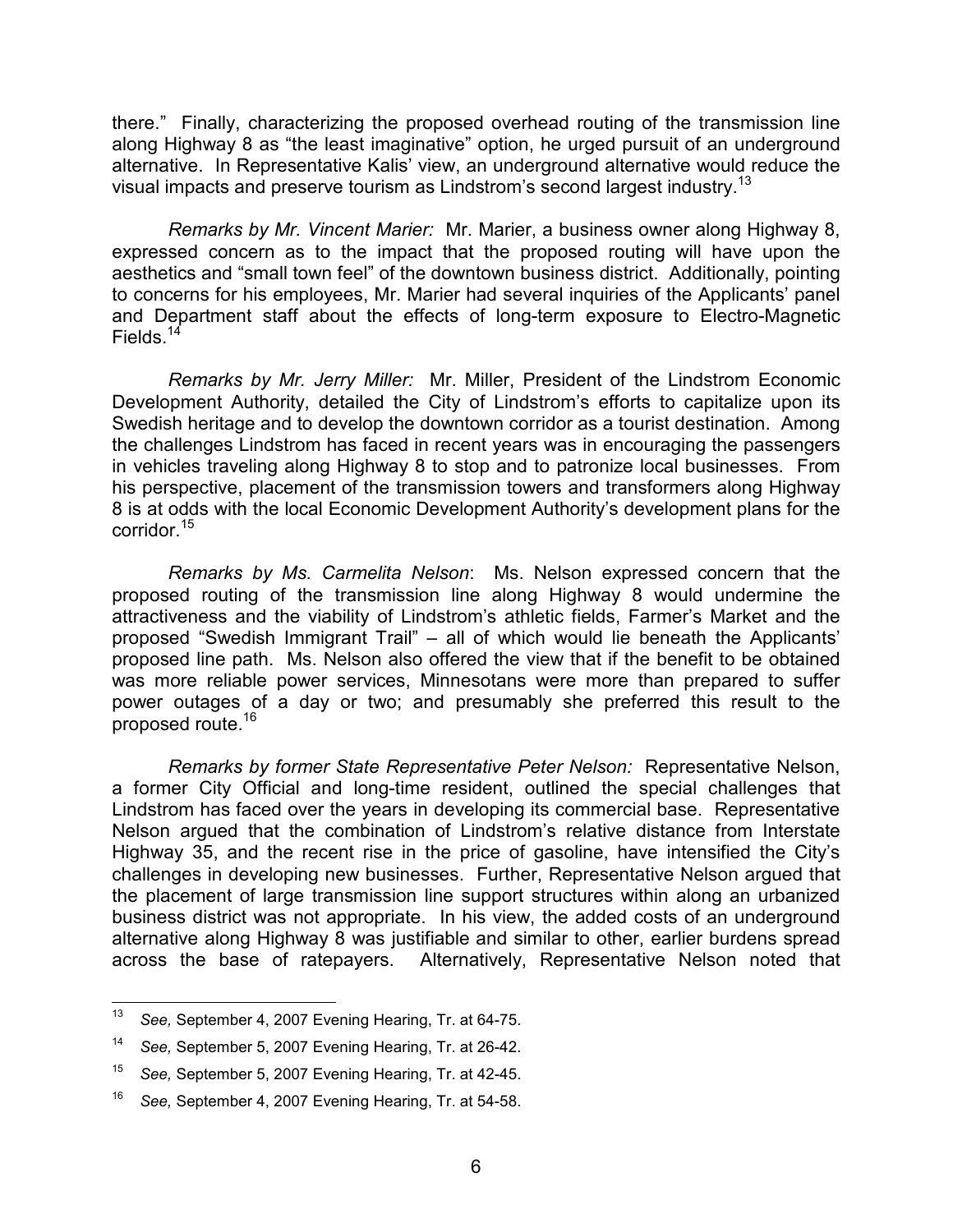there." Finally, characterizing the proposed overhead routing of the transmission line along Highway 8 as "the least imaginative" option, he urged pursuit of an underground alternative. In Representative Kalis' view, an underground alternative would reduce the visual impacts and preserve tourism as Lindstrom's second largest industry.[13]

*Remarks by Mr. Vincent Marier:* Mr. Marier, a business owner along Highway 8, expressed concern as to the impact that the proposed routing will have upon the aesthetics and "small town feel" of the downtown business district. Additionally, pointing to concerns for his employees, Mr. Marier had several inquiries of the Applicants' panel and Department staff about the effects of long-term exposure to Electro-Magnetic Fields.[14]

*Remarks by Mr. Jerry Miller:* Mr. Miller, President of the Lindstrom Economic Development Authority, detailed the City of Lindstrom's efforts to capitalize upon its Swedish heritage and to develop the downtown corridor as a tourist destination. Among the challenges Lindstrom has faced in recent years was in encouraging the passengers in vehicles traveling along Highway 8 to stop and to patronize local businesses. From his perspective, placement of the transmission towers and transformers along Highway 8 is at odds with the local Economic Development Authority's development plans for the corridor.[15]

*Remarks by Ms. Carmelita Nelson*: Ms. Nelson expressed concern that the proposed routing of the transmission line along Highway 8 would undermine the attractiveness and the viability of Lindstrom's athletic fields, Farmer's Market and the proposed "Swedish Immigrant Trail" – all of which would lie beneath the Applicants' proposed line path. Ms. Nelson also offered the view that if the benefit to be obtained was more reliable power services, Minnesotans were more than prepared to suffer power outages of a day or two; and presumably she preferred this result to the proposed route.[16]

*Remarks by former State Representative Peter Nelson:* Representative Nelson, a former City Official and long-time resident, outlined the special challenges that Lindstrom has faced over the years in developing its commercial base. Representative Nelson argued that the combination of Lindstrom's relative distance from Interstate Highway 35, and the recent rise in the price of gasoline, have intensified the City's challenges in developing new businesses. Further, Representative Nelson argued that the placement of large transmission line support structures within along an urbanized business district was not appropriate. In his view, the added costs of an underground alternative along Highway 8 was justifiable and similar to other, earlier burdens spread across the base of ratepayers. Alternatively, Representative Nelson noted that

---

[13] *See,* September 4, 2007 Evening Hearing, Tr. at 64-75.

[14] *See,* September 5, 2007 Evening Hearing, Tr. at 26-42.

[15] *See,* September 5, 2007 Evening Hearing, Tr. at 42-45.

[16] *See,* September 4, 2007 Evening Hearing, Tr. at 54-58.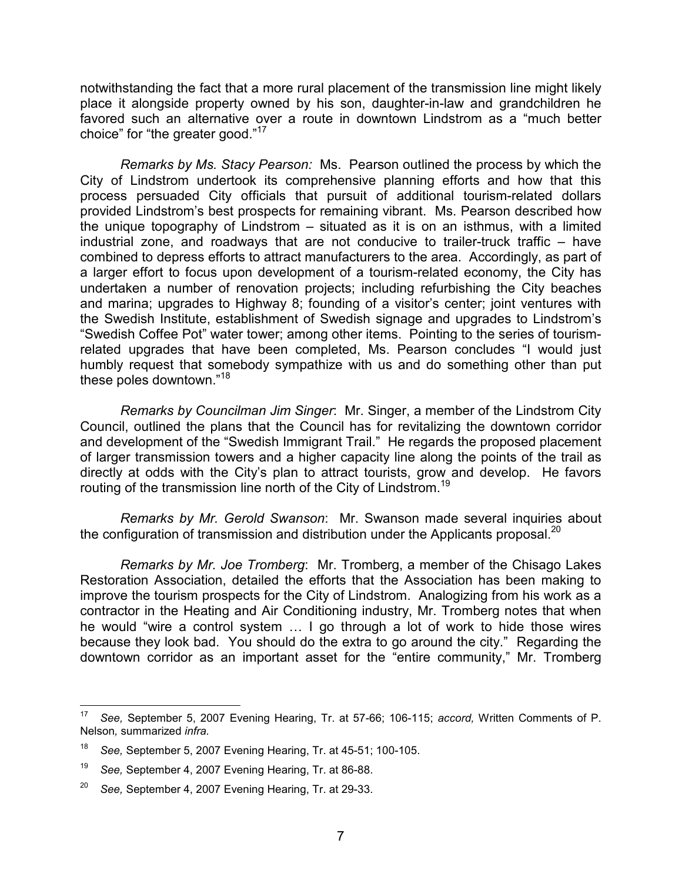notwithstanding the fact that a more rural placement of the transmission line might likely place it alongside property owned by his son, daughter-in-law and grandchildren he favored such an alternative over a route in downtown Lindstrom as a "much better choice" for "the greater good."[17]

*Remarks by Ms. Stacy Pearson:* Ms. Pearson outlined the process by which the City of Lindstrom undertook its comprehensive planning efforts and how that this process persuaded City officials that pursuit of additional tourism-related dollars provided Lindstrom's best prospects for remaining vibrant. Ms. Pearson described how the unique topography of Lindstrom – situated as it is on an isthmus, with a limited industrial zone, and roadways that are not conducive to trailer-truck traffic – have combined to depress efforts to attract manufacturers to the area. Accordingly, as part of a larger effort to focus upon development of a tourism-related economy, the City has undertaken a number of renovation projects; including refurbishing the City beaches and marina; upgrades to Highway 8; founding of a visitor's center; joint ventures with the Swedish Institute, establishment of Swedish signage and upgrades to Lindstrom's "Swedish Coffee Pot" water tower; among other items. Pointing to the series of tourism-related upgrades that have been completed, Ms. Pearson concludes "I would just humbly request that somebody sympathize with us and do something other than put these poles downtown."[18]

*Remarks by Councilman Jim Singer*: Mr. Singer, a member of the Lindstrom City Council, outlined the plans that the Council has for revitalizing the downtown corridor and development of the "Swedish Immigrant Trail." He regards the proposed placement of larger transmission towers and a higher capacity line along the points of the trail as directly at odds with the City's plan to attract tourists, grow and develop. He favors routing of the transmission line north of the City of Lindstrom.[19]

*Remarks by Mr. Gerold Swanson*: Mr. Swanson made several inquiries about the configuration of transmission and distribution under the Applicants proposal.[20]

*Remarks by Mr. Joe Tromberg*: Mr. Tromberg, a member of the Chisago Lakes Restoration Association, detailed the efforts that the Association has been making to improve the tourism prospects for the City of Lindstrom. Analogizing from his work as a contractor in the Heating and Air Conditioning industry, Mr. Tromberg notes that when he would "wire a control system … I go through a lot of work to hide those wires because they look bad. You should do the extra to go around the city." Regarding the downtown corridor as an important asset for the "entire community," Mr. Tromberg

---

[17] *See,* September 5, 2007 Evening Hearing, Tr. at 57-66; 106-115; *accord,* Written Comments of P. Nelson*,* summarized *infra.*

[18] *See,* September 5, 2007 Evening Hearing, Tr. at 45-51; 100-105.

[19] *See,* September 4, 2007 Evening Hearing, Tr. at 86-88.

[20] *See,* September 4, 2007 Evening Hearing, Tr. at 29-33.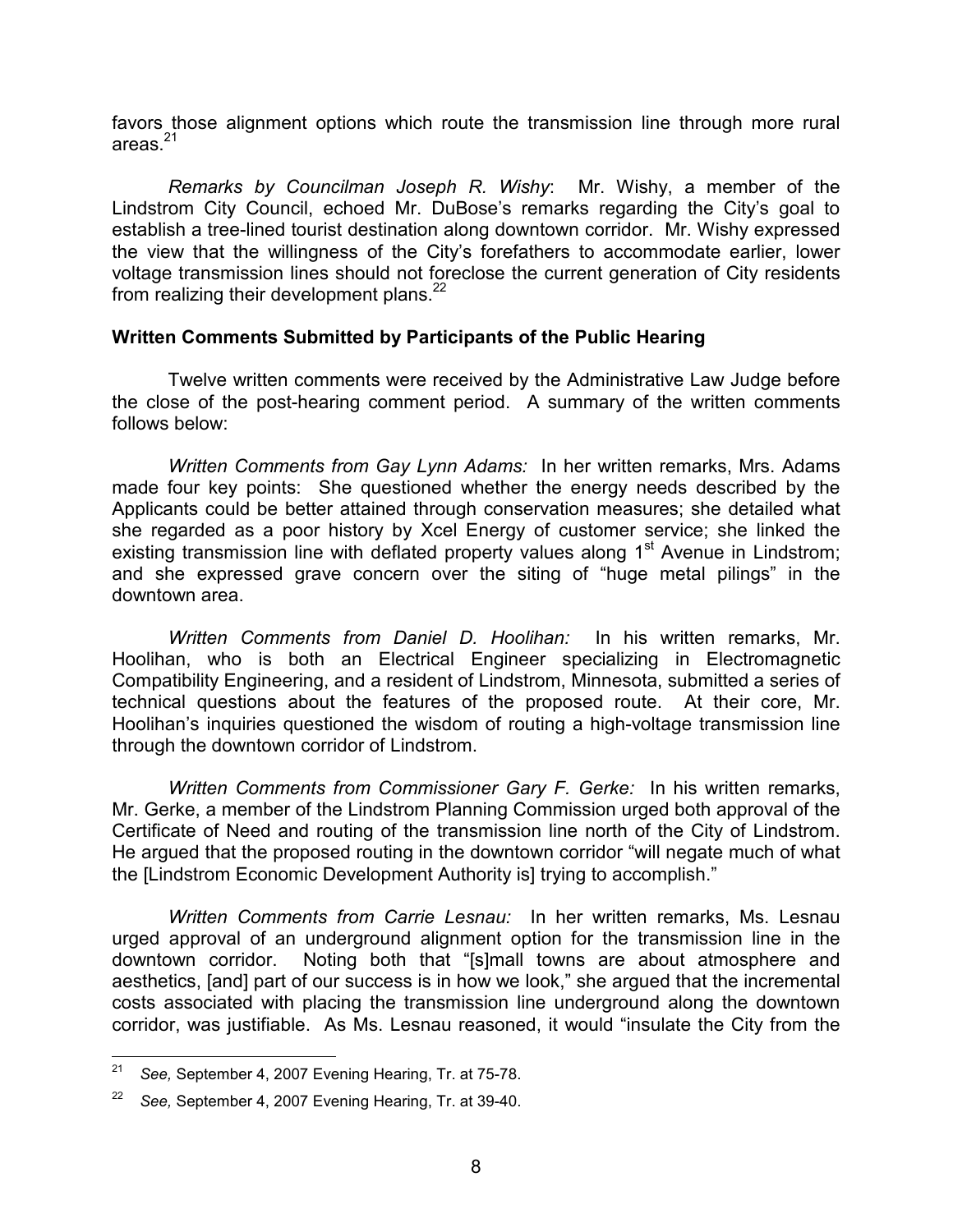favors those alignment options which route the transmission line through more rural areas.[21]

*Remarks by Councilman Joseph R. Wishy*: Mr. Wishy, a member of the Lindstrom City Council, echoed Mr. DuBose's remarks regarding the City's goal to establish a tree-lined tourist destination along downtown corridor. Mr. Wishy expressed the view that the willingness of the City's forefathers to accommodate earlier, lower voltage transmission lines should not foreclose the current generation of City residents from realizing their development plans.[22]

**Written Comments Submitted by Participants of the Public Hearing**

Twelve written comments were received by the Administrative Law Judge before the close of the post-hearing comment period. A summary of the written comments follows below:

*Written Comments from Gay Lynn Adams:* In her written remarks, Mrs. Adams made four key points: She questioned whether the energy needs described by the Applicants could be better attained through conservation measures; she detailed what she regarded as a poor history by Xcel Energy of customer service; she linked the existing transmission line with deflated property values along 1st Avenue in Lindstrom; and she expressed grave concern over the siting of "huge metal pilings" in the downtown area.

*Written Comments from Daniel D. Hoolihan:* In his written remarks, Mr. Hoolihan, who is both an Electrical Engineer specializing in Electromagnetic Compatibility Engineering, and a resident of Lindstrom, Minnesota, submitted a series of technical questions about the features of the proposed route. At their core, Mr. Hoolihan's inquiries questioned the wisdom of routing a high-voltage transmission line through the downtown corridor of Lindstrom.

*Written Comments from Commissioner Gary F. Gerke:* In his written remarks, Mr. Gerke, a member of the Lindstrom Planning Commission urged both approval of the Certificate of Need and routing of the transmission line north of the City of Lindstrom. He argued that the proposed routing in the downtown corridor "will negate much of what the [Lindstrom Economic Development Authority is] trying to accomplish."

*Written Comments from Carrie Lesnau:* In her written remarks, Ms. Lesnau urged approval of an underground alignment option for the transmission line in the downtown corridor. Noting both that "[s]mall towns are about atmosphere and aesthetics, [and] part of our success is in how we look," she argued that the incremental costs associated with placing the transmission line underground along the downtown corridor, was justifiable. As Ms. Lesnau reasoned, it would "insulate the City from the

---

[21] *See,* September 4, 2007 Evening Hearing, Tr. at 75-78.

[22] *See,* September 4, 2007 Evening Hearing, Tr. at 39-40.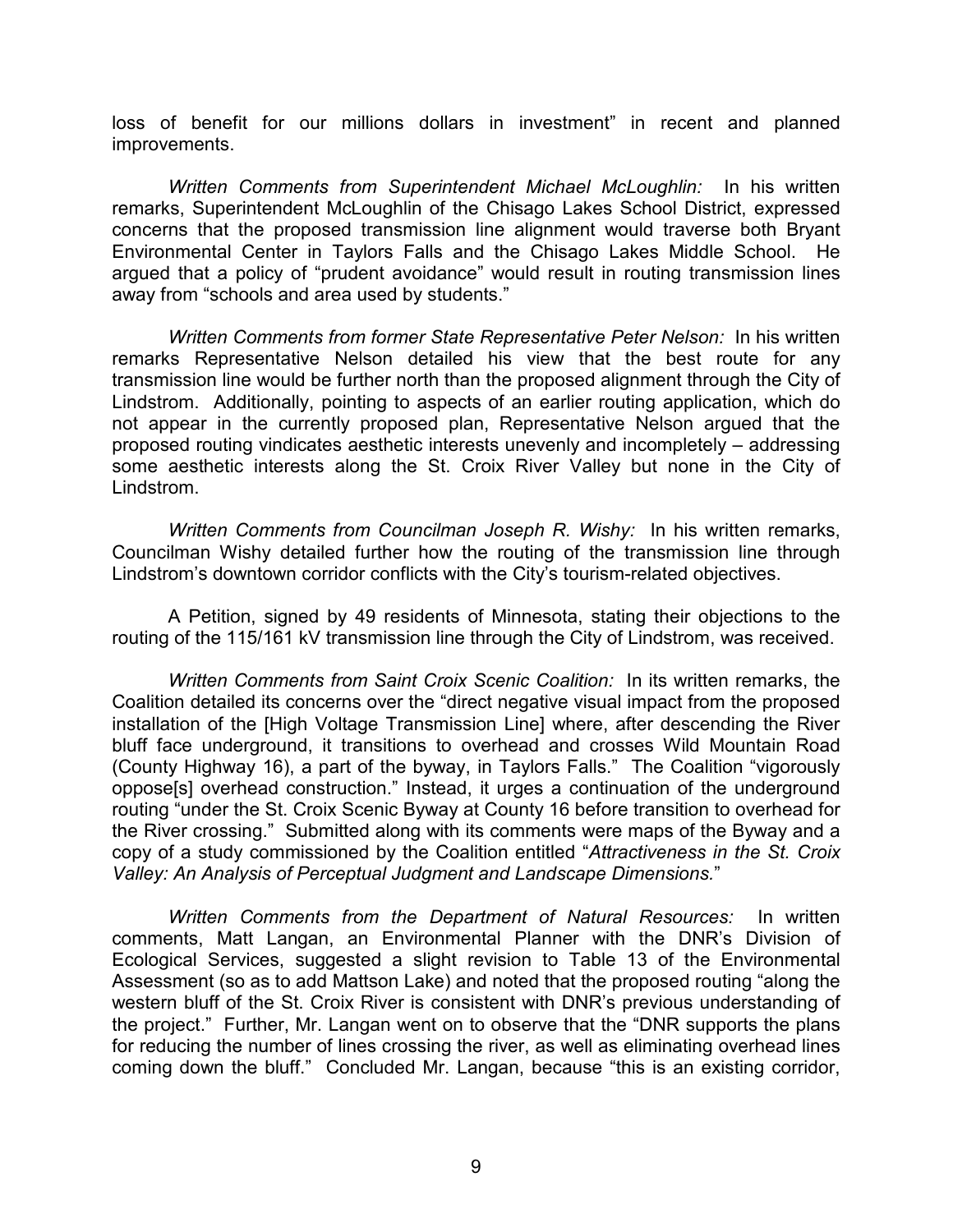loss of benefit for our millions dollars in investment" in recent and planned improvements.

*Written Comments from Superintendent Michael McLoughlin:* In his written remarks, Superintendent McLoughlin of the Chisago Lakes School District, expressed concerns that the proposed transmission line alignment would traverse both Bryant Environmental Center in Taylors Falls and the Chisago Lakes Middle School. He argued that a policy of "prudent avoidance" would result in routing transmission lines away from "schools and area used by students."

*Written Comments from former State Representative Peter Nelson:* In his written remarks Representative Nelson detailed his view that the best route for any transmission line would be further north than the proposed alignment through the City of Lindstrom. Additionally, pointing to aspects of an earlier routing application, which do not appear in the currently proposed plan, Representative Nelson argued that the proposed routing vindicates aesthetic interests unevenly and incompletely – addressing some aesthetic interests along the St. Croix River Valley but none in the City of Lindstrom.

*Written Comments from Councilman Joseph R. Wishy:* In his written remarks, Councilman Wishy detailed further how the routing of the transmission line through Lindstrom's downtown corridor conflicts with the City's tourism-related objectives.

A Petition, signed by 49 residents of Minnesota, stating their objections to the routing of the 115/161 kV transmission line through the City of Lindstrom, was received.

*Written Comments from Saint Croix Scenic Coalition:* In its written remarks, the Coalition detailed its concerns over the "direct negative visual impact from the proposed installation of the [High Voltage Transmission Line] where, after descending the River bluff face underground, it transitions to overhead and crosses Wild Mountain Road (County Highway 16), a part of the byway, in Taylors Falls." The Coalition "vigorously oppose[s] overhead construction." Instead, it urges a continuation of the underground routing "under the St. Croix Scenic Byway at County 16 before transition to overhead for the River crossing." Submitted along with its comments were maps of the Byway and a copy of a study commissioned by the Coalition entitled "*Attractiveness in the St. Croix Valley: An Analysis of Perceptual Judgment and Landscape Dimensions.*"

*Written Comments from the Department of Natural Resources:* In written comments, Matt Langan, an Environmental Planner with the DNR's Division of Ecological Services, suggested a slight revision to Table 13 of the Environmental Assessment (so as to add Mattson Lake) and noted that the proposed routing "along the western bluff of the St. Croix River is consistent with DNR's previous understanding of the project." Further, Mr. Langan went on to observe that the "DNR supports the plans for reducing the number of lines crossing the river, as well as eliminating overhead lines coming down the bluff." Concluded Mr. Langan, because "this is an existing corridor,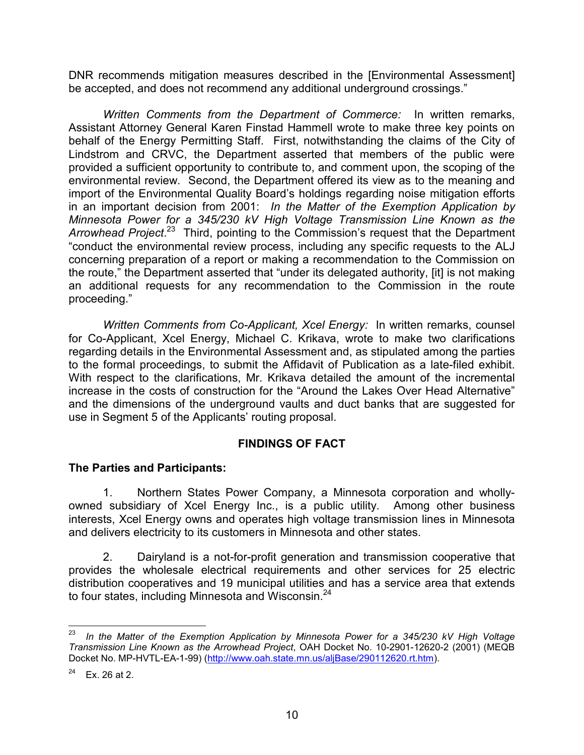DNR recommends mitigation measures described in the [Environmental Assessment] be accepted, and does not recommend any additional underground crossings."

*Written Comments from the Department of Commerce:* In written remarks, Assistant Attorney General Karen Finstad Hammell wrote to make three key points on behalf of the Energy Permitting Staff. First, notwithstanding the claims of the City of Lindstrom and CRVC, the Department asserted that members of the public were provided a sufficient opportunity to contribute to, and comment upon, the scoping of the environmental review. Second, the Department offered its view as to the meaning and import of the Environmental Quality Board's holdings regarding noise mitigation efforts in an important decision from 2001: *In the Matter of the Exemption Application by Minnesota Power for a 345/230 kV High Voltage Transmission Line Known as the Arrowhead Project*.[23] Third, pointing to the Commission's request that the Department "conduct the environmental review process, including any specific requests to the ALJ concerning preparation of a report or making a recommendation to the Commission on the route," the Department asserted that "under its delegated authority, [it] is not making an additional requests for any recommendation to the Commission in the route proceeding."

*Written Comments from Co-Applicant, Xcel Energy:* In written remarks, counsel for Co-Applicant, Xcel Energy, Michael C. Krikava, wrote to make two clarifications regarding details in the Environmental Assessment and, as stipulated among the parties to the formal proceedings, to submit the Affidavit of Publication as a late-filed exhibit. With respect to the clarifications, Mr. Krikava detailed the amount of the incremental increase in the costs of construction for the "Around the Lakes Over Head Alternative" and the dimensions of the underground vaults and duct banks that are suggested for use in Segment 5 of the Applicants' routing proposal.

## FINDINGS OF FACT

### The Parties and Participants:

1. Northern States Power Company, a Minnesota corporation and wholly-owned subsidiary of Xcel Energy Inc., is a public utility. Among other business interests, Xcel Energy owns and operates high voltage transmission lines in Minnesota and delivers electricity to its customers in Minnesota and other states.

2. Dairyland is a not-for-profit generation and transmission cooperative that provides the wholesale electrical requirements and other services for 25 electric distribution cooperatives and 19 municipal utilities and has a service area that extends to four states, including Minnesota and Wisconsin.[24]

---

[23] *In the Matter of the Exemption Application by Minnesota Power for a 345/230 kV High Voltage Transmission Line Known as the Arrowhead Project*, OAH Docket No. 10-2901-12620-2 (2001) (MEQB Docket No. MP-HVTL-EA-1-99) (http://www.oah.state.mn.us/aljBase/290112620.rt.htm).

[24] Ex. 26 at 2.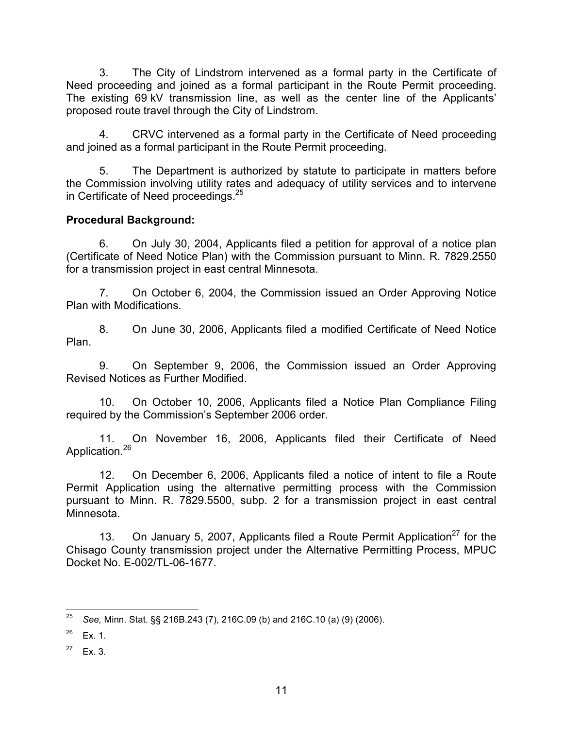3. The City of Lindstrom intervened as a formal party in the Certificate of Need proceeding and joined as a formal participant in the Route Permit proceeding. The existing 69 kV transmission line, as well as the center line of the Applicants' proposed route travel through the City of Lindstrom.

4. CRVC intervened as a formal party in the Certificate of Need proceeding and joined as a formal participant in the Route Permit proceeding.

5. The Department is authorized by statute to participate in matters before the Commission involving utility rates and adequacy of utility services and to intervene in Certificate of Need proceedings.[25]

**Procedural Background:**

6. On July 30, 2004, Applicants filed a petition for approval of a notice plan (Certificate of Need Notice Plan) with the Commission pursuant to Minn. R. 7829.2550 for a transmission project in east central Minnesota.

7. On October 6, 2004, the Commission issued an Order Approving Notice Plan with Modifications.

8. On June 30, 2006, Applicants filed a modified Certificate of Need Notice Plan.

9. On September 9, 2006, the Commission issued an Order Approving Revised Notices as Further Modified.

10. On October 10, 2006, Applicants filed a Notice Plan Compliance Filing required by the Commission's September 2006 order.

11. On November 16, 2006, Applicants filed their Certificate of Need Application.[26]

12. On December 6, 2006, Applicants filed a notice of intent to file a Route Permit Application using the alternative permitting process with the Commission pursuant to Minn. R. 7829.5500, subp. 2 for a transmission project in east central Minnesota.

13. On January 5, 2007, Applicants filed a Route Permit Application[27] for the Chisago County transmission project under the Alternative Permitting Process, MPUC Docket No. E-002/TL-06-1677.

---

[25] *See,* Minn. Stat. §§ 216B.243 (7), 216C.09 (b) and 216C.10 (a) (9) (2006).

[26] Ex. 1.

[27] Ex. 3.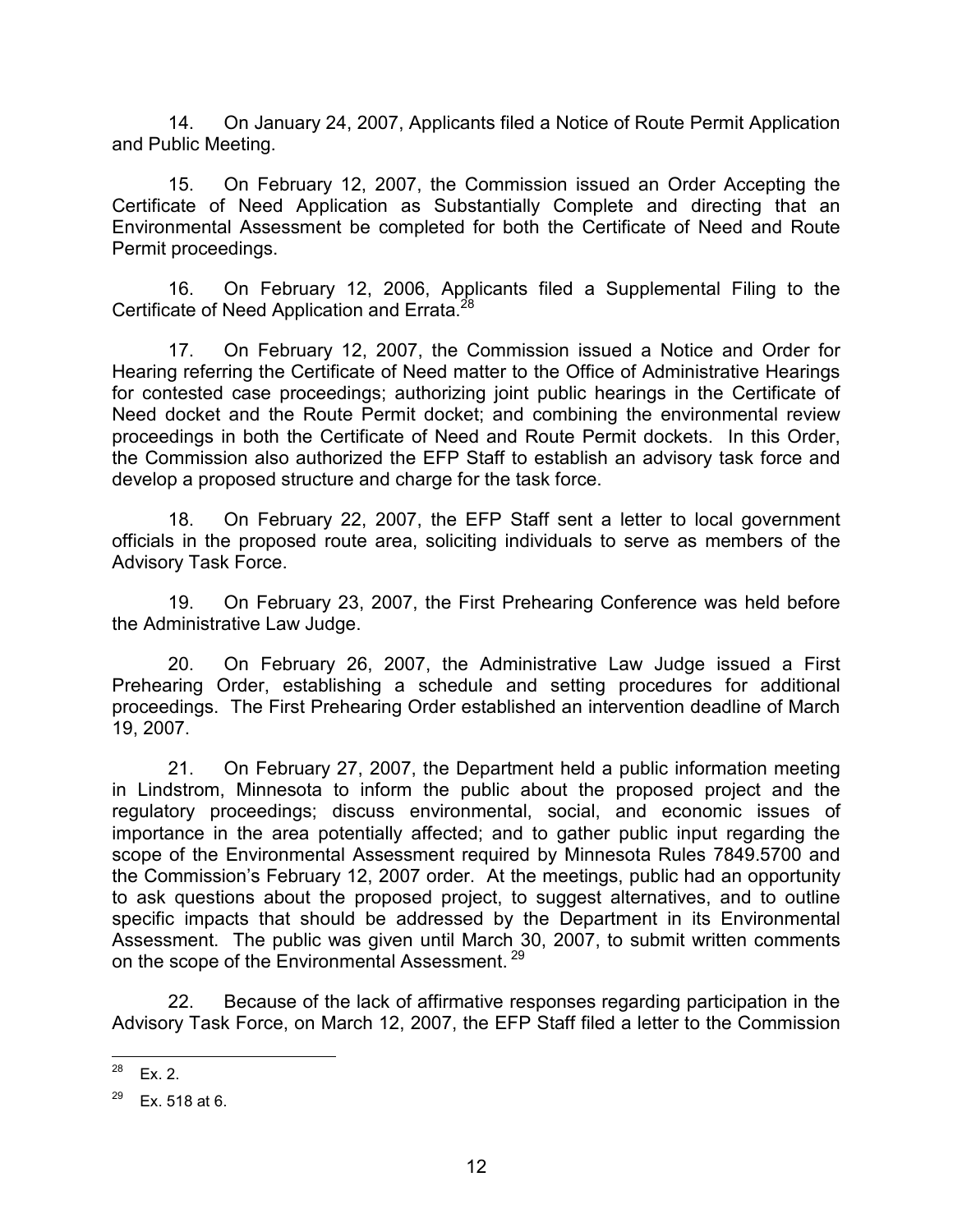14. On January 24, 2007, Applicants filed a Notice of Route Permit Application and Public Meeting.

15. On February 12, 2007, the Commission issued an Order Accepting the Certificate of Need Application as Substantially Complete and directing that an Environmental Assessment be completed for both the Certificate of Need and Route Permit proceedings.

16. On February 12, 2006, Applicants filed a Supplemental Filing to the Certificate of Need Application and Errata.[28]

17. On February 12, 2007, the Commission issued a Notice and Order for Hearing referring the Certificate of Need matter to the Office of Administrative Hearings for contested case proceedings; authorizing joint public hearings in the Certificate of Need docket and the Route Permit docket; and combining the environmental review proceedings in both the Certificate of Need and Route Permit dockets. In this Order, the Commission also authorized the EFP Staff to establish an advisory task force and develop a proposed structure and charge for the task force.

18. On February 22, 2007, the EFP Staff sent a letter to local government officials in the proposed route area, soliciting individuals to serve as members of the Advisory Task Force.

19. On February 23, 2007, the First Prehearing Conference was held before the Administrative Law Judge.

20. On February 26, 2007, the Administrative Law Judge issued a First Prehearing Order, establishing a schedule and setting procedures for additional proceedings. The First Prehearing Order established an intervention deadline of March 19, 2007.

21. On February 27, 2007, the Department held a public information meeting in Lindstrom, Minnesota to inform the public about the proposed project and the regulatory proceedings; discuss environmental, social, and economic issues of importance in the area potentially affected; and to gather public input regarding the scope of the Environmental Assessment required by Minnesota Rules 7849.5700 and the Commission's February 12, 2007 order. At the meetings, public had an opportunity to ask questions about the proposed project, to suggest alternatives, and to outline specific impacts that should be addressed by the Department in its Environmental Assessment. The public was given until March 30, 2007, to submit written comments on the scope of the Environmental Assessment.[29]

22. Because of the lack of affirmative responses regarding participation in the Advisory Task Force, on March 12, 2007, the EFP Staff filed a letter to the Commission

---

[28] Ex. 2.

[29] Ex. 518 at 6.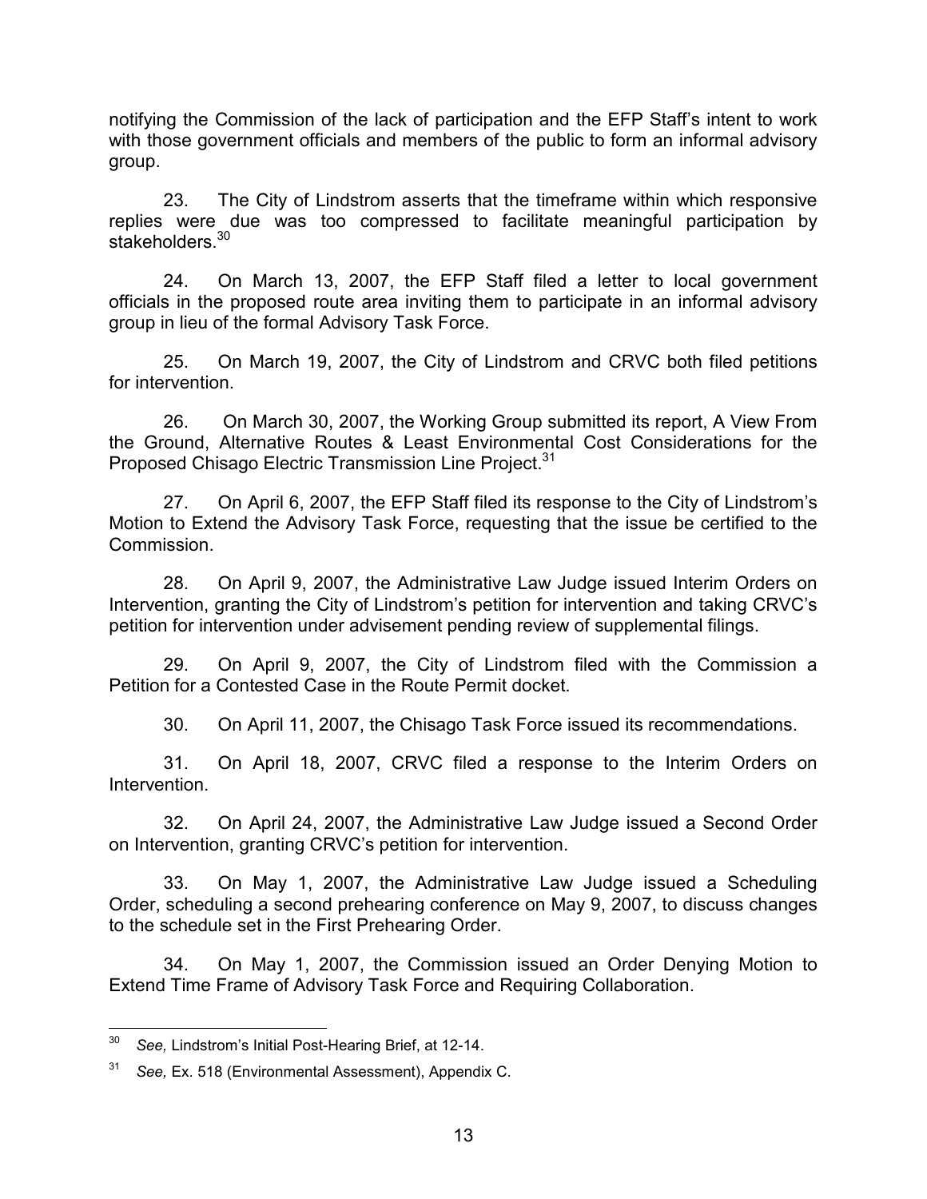notifying the Commission of the lack of participation and the EFP Staff's intent to work with those government officials and members of the public to form an informal advisory group.

23. The City of Lindstrom asserts that the timeframe within which responsive replies were due was too compressed to facilitate meaningful participation by stakeholders.[30]

24. On March 13, 2007, the EFP Staff filed a letter to local government officials in the proposed route area inviting them to participate in an informal advisory group in lieu of the formal Advisory Task Force.

25. On March 19, 2007, the City of Lindstrom and CRVC both filed petitions for intervention.

26. On March 30, 2007, the Working Group submitted its report, A View From the Ground, Alternative Routes & Least Environmental Cost Considerations for the Proposed Chisago Electric Transmission Line Project.[31]

27. On April 6, 2007, the EFP Staff filed its response to the City of Lindstrom's Motion to Extend the Advisory Task Force, requesting that the issue be certified to the Commission.

28. On April 9, 2007, the Administrative Law Judge issued Interim Orders on Intervention, granting the City of Lindstrom's petition for intervention and taking CRVC's petition for intervention under advisement pending review of supplemental filings.

29. On April 9, 2007, the City of Lindstrom filed with the Commission a Petition for a Contested Case in the Route Permit docket.

30. On April 11, 2007, the Chisago Task Force issued its recommendations.

31. On April 18, 2007, CRVC filed a response to the Interim Orders on Intervention.

32. On April 24, 2007, the Administrative Law Judge issued a Second Order on Intervention, granting CRVC's petition for intervention.

33. On May 1, 2007, the Administrative Law Judge issued a Scheduling Order, scheduling a second prehearing conference on May 9, 2007, to discuss changes to the schedule set in the First Prehearing Order.

34. On May 1, 2007, the Commission issued an Order Denying Motion to Extend Time Frame of Advisory Task Force and Requiring Collaboration.

---

[30] *See,* Lindstrom's Initial Post-Hearing Brief, at 12-14.

[31] *See,* Ex. 518 (Environmental Assessment), Appendix C.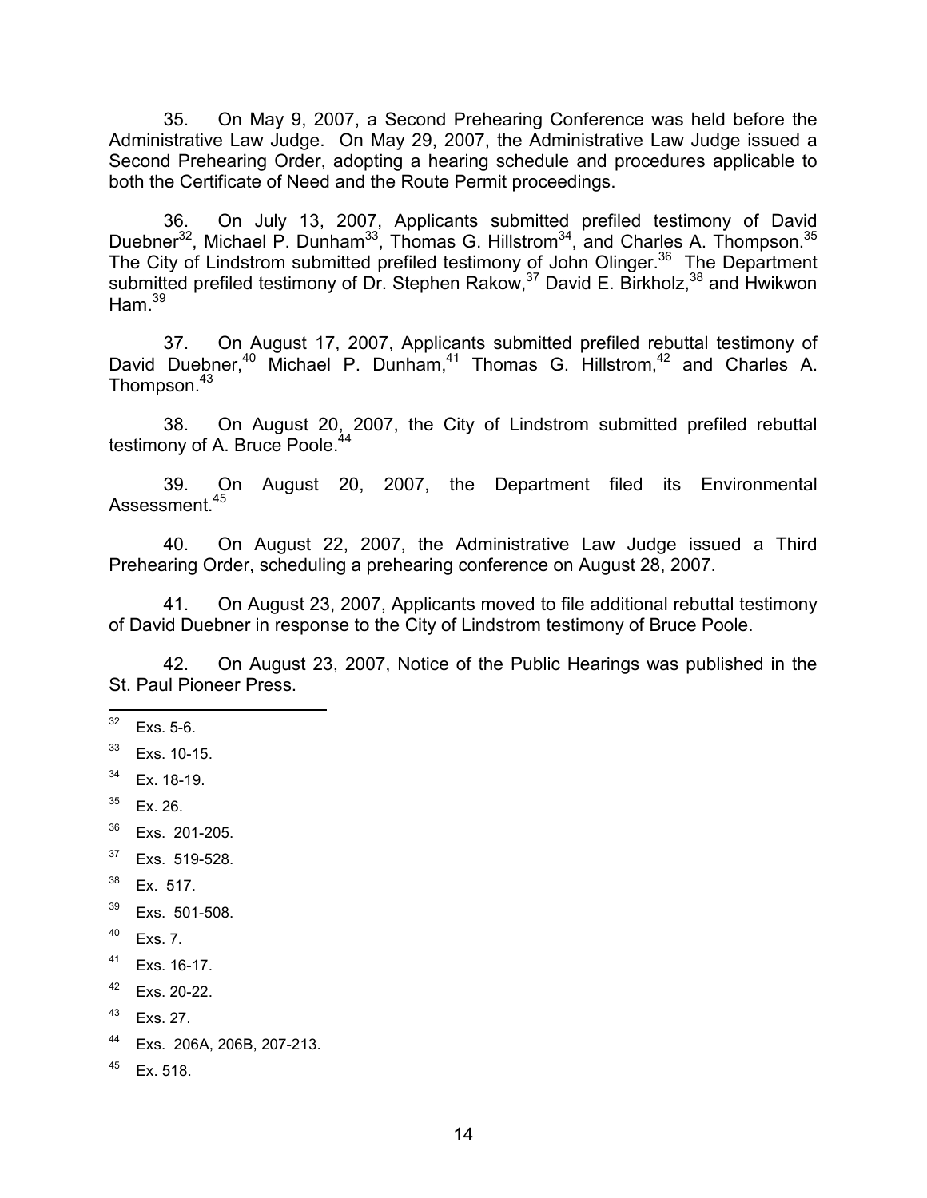35. On May 9, 2007, a Second Prehearing Conference was held before the Administrative Law Judge. On May 29, 2007, the Administrative Law Judge issued a Second Prehearing Order, adopting a hearing schedule and procedures applicable to both the Certificate of Need and the Route Permit proceedings.

36. On July 13, 2007, Applicants submitted prefiled testimony of David Duebner[32], Michael P. Dunham[33], Thomas G. Hillstrom[34], and Charles A. Thompson.[35] The City of Lindstrom submitted prefiled testimony of John Olinger.[36] The Department submitted prefiled testimony of Dr. Stephen Rakow,[37] David E. Birkholz,[38] and Hwikwon Ham.[39]

37. On August 17, 2007, Applicants submitted prefiled rebuttal testimony of David Duebner,[40] Michael P. Dunham,[41] Thomas G. Hillstrom,[42] and Charles A. Thompson.[43]

38. On August 20, 2007, the City of Lindstrom submitted prefiled rebuttal testimony of A. Bruce Poole.[44]

39. On August 20, 2007, the Department filed its Environmental Assessment.[45]

40. On August 22, 2007, the Administrative Law Judge issued a Third Prehearing Order, scheduling a prehearing conference on August 28, 2007.

41. On August 23, 2007, Applicants moved to file additional rebuttal testimony of David Duebner in response to the City of Lindstrom testimony of Bruce Poole.

42. On August 23, 2007, Notice of the Public Hearings was published in the St. Paul Pioneer Press.

---

[32] Exs. 5-6.

[33] Exs. 10-15.

[34] Ex. 18-19.

[35] Ex. 26.

[36] Exs. 201-205.

[37] Exs. 519-528.

[38] Ex. 517.

[39] Exs. 501-508.

[40] Exs. 7.

[41] Exs. 16-17.

[42] Exs. 20-22.

[43] Exs. 27.

[44] Exs. 206A, 206B, 207-213.

[45] Ex. 518.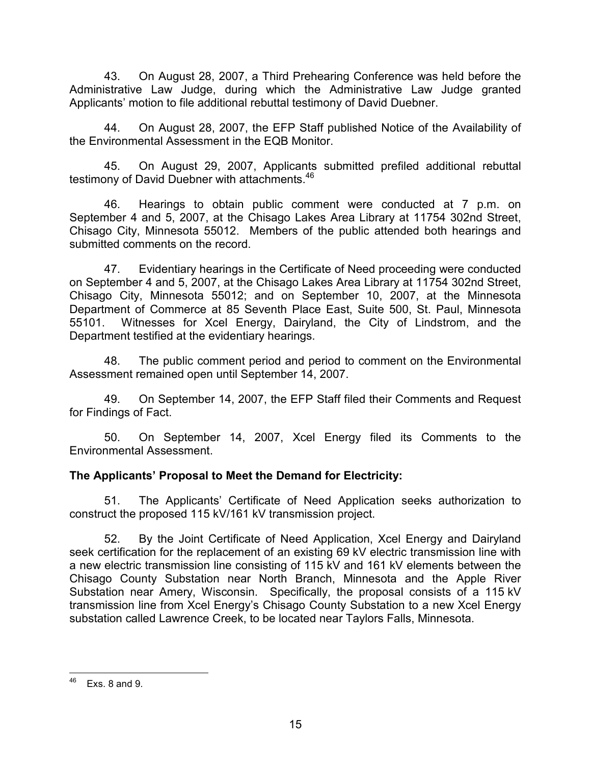43. On August 28, 2007, a Third Prehearing Conference was held before the Administrative Law Judge, during which the Administrative Law Judge granted Applicants' motion to file additional rebuttal testimony of David Duebner.

44. On August 28, 2007, the EFP Staff published Notice of the Availability of the Environmental Assessment in the EQB Monitor.

45. On August 29, 2007, Applicants submitted prefiled additional rebuttal testimony of David Duebner with attachments.[46]

46. Hearings to obtain public comment were conducted at 7 p.m. on September 4 and 5, 2007, at the Chisago Lakes Area Library at 11754 302nd Street, Chisago City, Minnesota 55012. Members of the public attended both hearings and submitted comments on the record.

47. Evidentiary hearings in the Certificate of Need proceeding were conducted on September 4 and 5, 2007, at the Chisago Lakes Area Library at 11754 302nd Street, Chisago City, Minnesota 55012; and on September 10, 2007, at the Minnesota Department of Commerce at 85 Seventh Place East, Suite 500, St. Paul, Minnesota 55101. Witnesses for Xcel Energy, Dairyland, the City of Lindstrom, and the Department testified at the evidentiary hearings.

48. The public comment period and period to comment on the Environmental Assessment remained open until September 14, 2007.

49. On September 14, 2007, the EFP Staff filed their Comments and Request for Findings of Fact.

50. On September 14, 2007, Xcel Energy filed its Comments to the Environmental Assessment.

**The Applicants' Proposal to Meet the Demand for Electricity:**

51. The Applicants' Certificate of Need Application seeks authorization to construct the proposed 115 kV/161 kV transmission project.

52. By the Joint Certificate of Need Application, Xcel Energy and Dairyland seek certification for the replacement of an existing 69 kV electric transmission line with a new electric transmission line consisting of 115 kV and 161 kV elements between the Chisago County Substation near North Branch, Minnesota and the Apple River Substation near Amery, Wisconsin. Specifically, the proposal consists of a 115 kV transmission line from Xcel Energy's Chisago County Substation to a new Xcel Energy substation called Lawrence Creek, to be located near Taylors Falls, Minnesota.

---

[46] Exs. 8 and 9.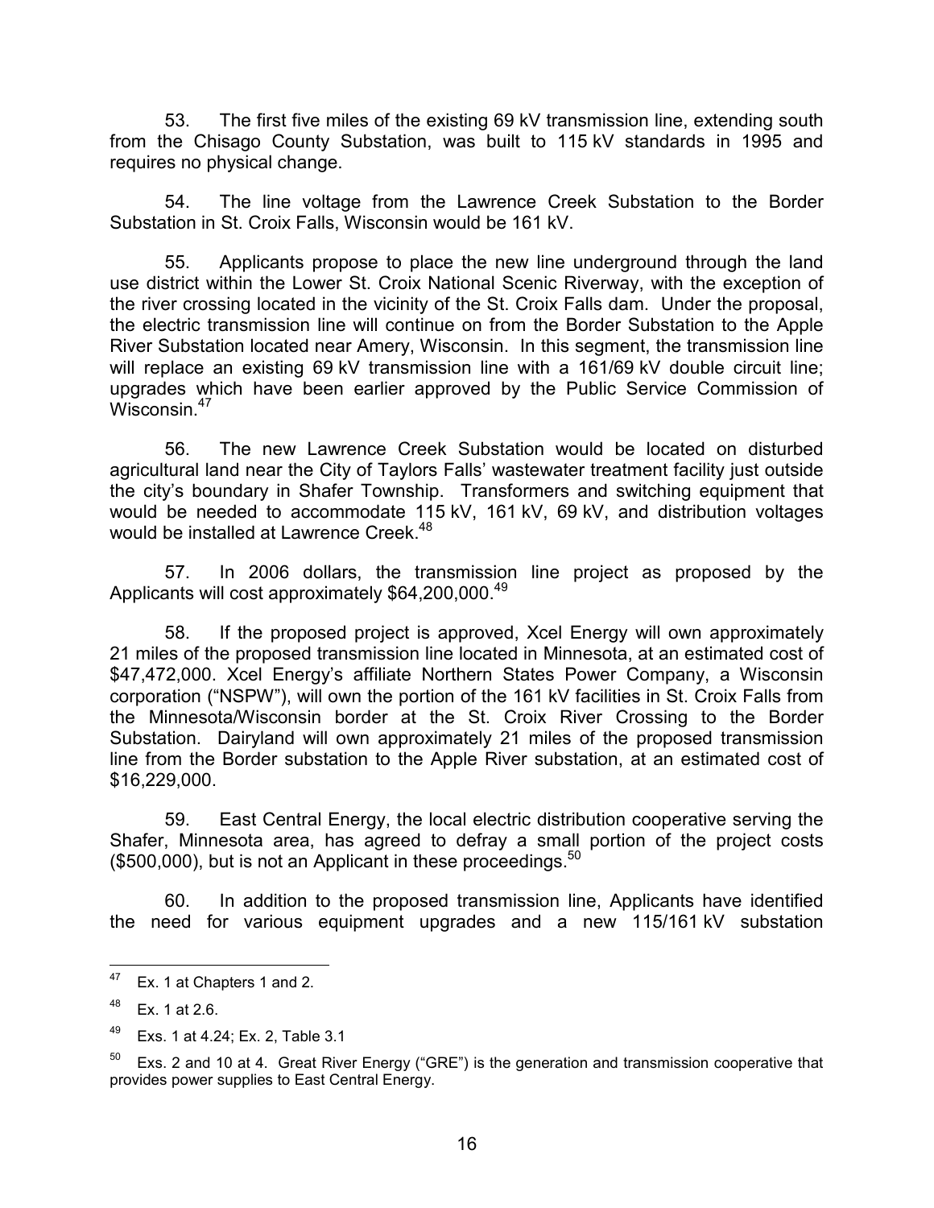53. The first five miles of the existing 69 kV transmission line, extending south from the Chisago County Substation, was built to 115 kV standards in 1995 and requires no physical change.

54. The line voltage from the Lawrence Creek Substation to the Border Substation in St. Croix Falls, Wisconsin would be 161 kV.

55. Applicants propose to place the new line underground through the land use district within the Lower St. Croix National Scenic Riverway, with the exception of the river crossing located in the vicinity of the St. Croix Falls dam. Under the proposal, the electric transmission line will continue on from the Border Substation to the Apple River Substation located near Amery, Wisconsin. In this segment, the transmission line will replace an existing 69 kV transmission line with a 161/69 kV double circuit line; upgrades which have been earlier approved by the Public Service Commission of Wisconsin.[47]

56. The new Lawrence Creek Substation would be located on disturbed agricultural land near the City of Taylors Falls' wastewater treatment facility just outside the city's boundary in Shafer Township. Transformers and switching equipment that would be needed to accommodate 115 kV, 161 kV, 69 kV, and distribution voltages would be installed at Lawrence Creek.[48]

57. In 2006 dollars, the transmission line project as proposed by the Applicants will cost approximately $64,200,000.[49]

58. If the proposed project is approved, Xcel Energy will own approximately 21 miles of the proposed transmission line located in Minnesota, at an estimated cost of $47,472,000. Xcel Energy's affiliate Northern States Power Company, a Wisconsin corporation ("NSPW"), will own the portion of the 161 kV facilities in St. Croix Falls from the Minnesota/Wisconsin border at the St. Croix River Crossing to the Border Substation. Dairyland will own approximately 21 miles of the proposed transmission line from the Border substation to the Apple River substation, at an estimated cost of $16,229,000.

59. East Central Energy, the local electric distribution cooperative serving the Shafer, Minnesota area, has agreed to defray a small portion of the project costs ($500,000), but is not an Applicant in these proceedings.[50]

60. In addition to the proposed transmission line, Applicants have identified the need for various equipment upgrades and a new 115/161 kV substation

---

[47] Ex. 1 at Chapters 1 and 2.

[48] Ex. 1 at 2.6.

[49] Exs. 1 at 4.24; Ex. 2, Table 3.1

[50] Exs. 2 and 10 at 4. Great River Energy ("GRE") is the generation and transmission cooperative that provides power supplies to East Central Energy.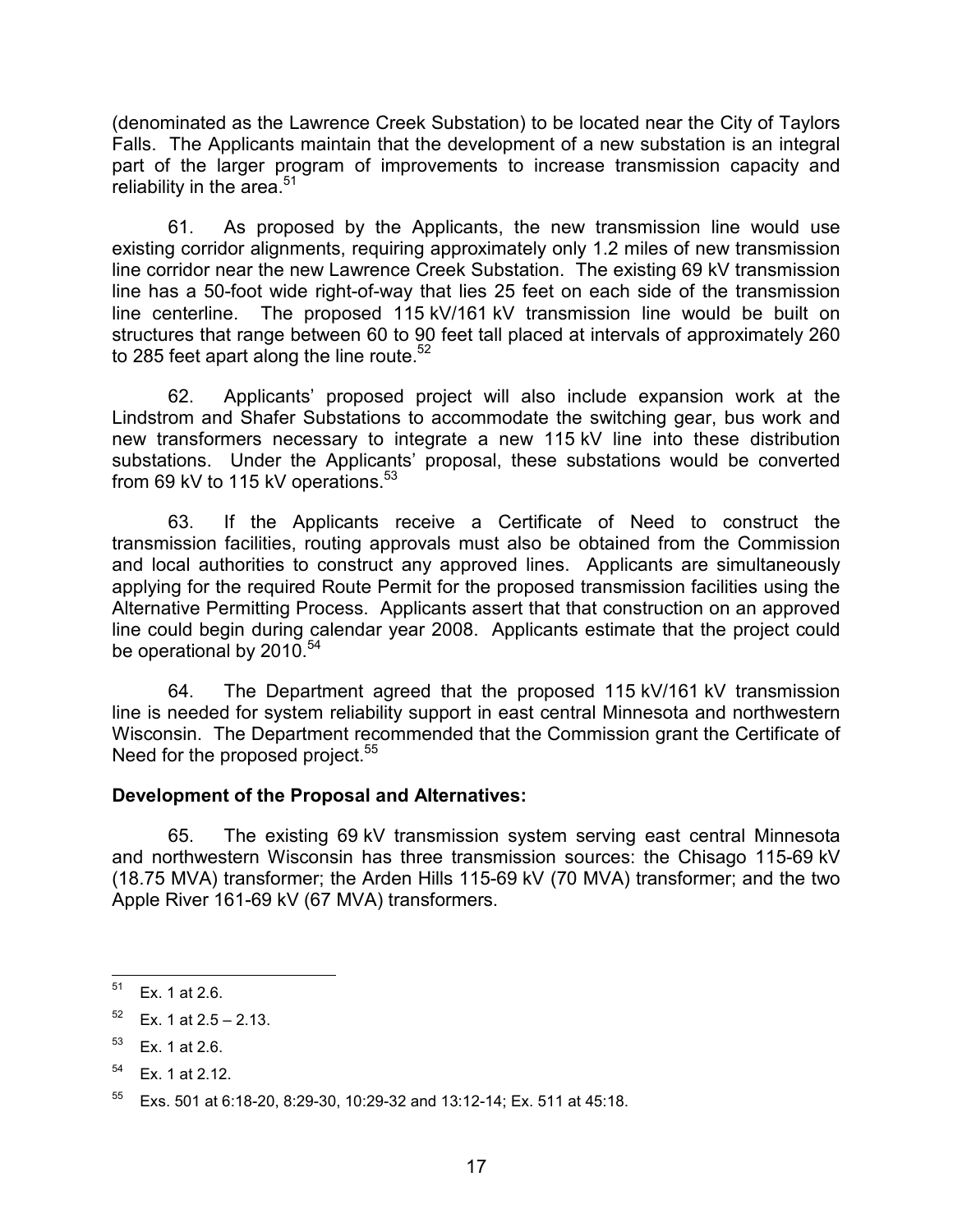(denominated as the Lawrence Creek Substation) to be located near the City of Taylors Falls. The Applicants maintain that the development of a new substation is an integral part of the larger program of improvements to increase transmission capacity and reliability in the area.[51]

61. As proposed by the Applicants, the new transmission line would use existing corridor alignments, requiring approximately only 1.2 miles of new transmission line corridor near the new Lawrence Creek Substation. The existing 69 kV transmission line has a 50-foot wide right-of-way that lies 25 feet on each side of the transmission line centerline. The proposed 115 kV/161 kV transmission line would be built on structures that range between 60 to 90 feet tall placed at intervals of approximately 260 to 285 feet apart along the line route.[52]

62. Applicants' proposed project will also include expansion work at the Lindstrom and Shafer Substations to accommodate the switching gear, bus work and new transformers necessary to integrate a new 115 kV line into these distribution substations. Under the Applicants' proposal, these substations would be converted from 69 kV to 115 kV operations.[53]

63. If the Applicants receive a Certificate of Need to construct the transmission facilities, routing approvals must also be obtained from the Commission and local authorities to construct any approved lines. Applicants are simultaneously applying for the required Route Permit for the proposed transmission facilities using the Alternative Permitting Process. Applicants assert that that construction on an approved line could begin during calendar year 2008. Applicants estimate that the project could be operational by 2010.[54]

64. The Department agreed that the proposed 115 kV/161 kV transmission line is needed for system reliability support in east central Minnesota and northwestern Wisconsin. The Department recommended that the Commission grant the Certificate of Need for the proposed project.[55]

**Development of the Proposal and Alternatives:**

65. The existing 69 kV transmission system serving east central Minnesota and northwestern Wisconsin has three transmission sources: the Chisago 115-69 kV (18.75 MVA) transformer; the Arden Hills 115-69 kV (70 MVA) transformer; and the two Apple River 161-69 kV (67 MVA) transformers.

---

[51] Ex. 1 at 2.6.

[52] Ex. 1 at 2.5 – 2.13.

[53] Ex. 1 at 2.6.

[54] Ex. 1 at 2.12.

[55] Exs. 501 at 6:18-20, 8:29-30, 10:29-32 and 13:12-14; Ex. 511 at 45:18.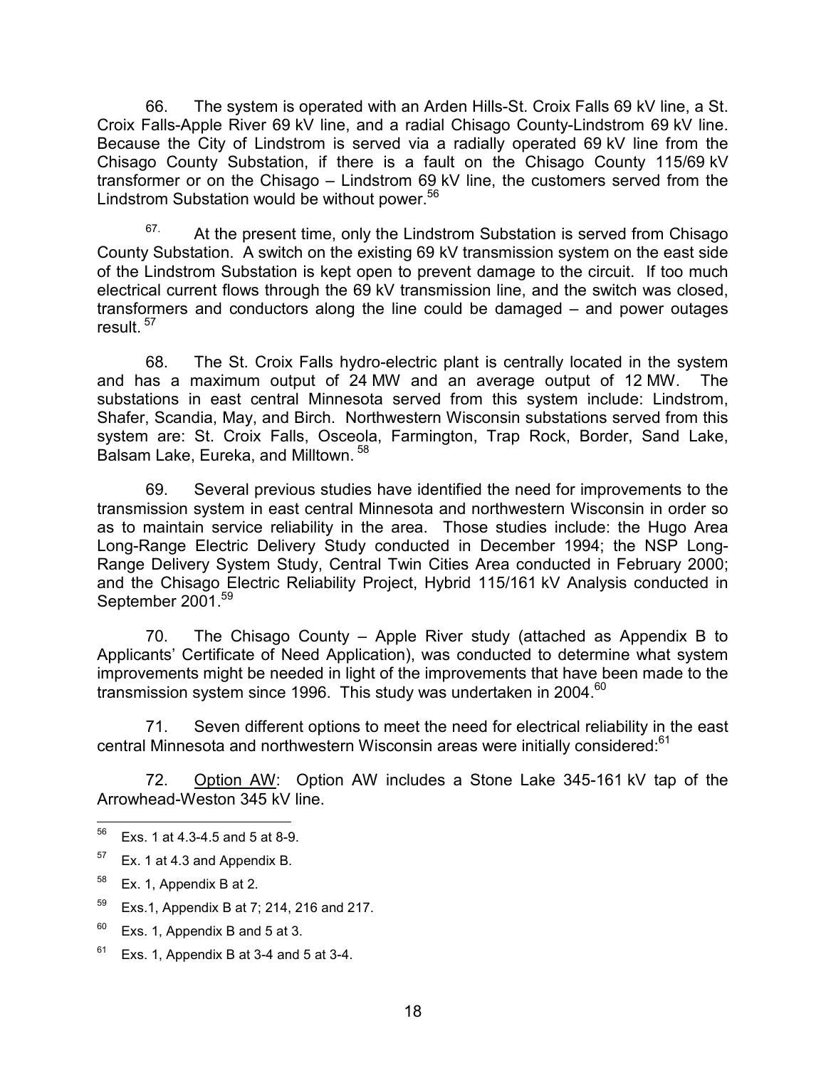66. The system is operated with an Arden Hills-St. Croix Falls 69 kV line, a St. Croix Falls-Apple River 69 kV line, and a radial Chisago County-Lindstrom 69 kV line. Because the City of Lindstrom is served via a radially operated 69 kV line from the Chisago County Substation, if there is a fault on the Chisago County 115/69 kV transformer or on the Chisago – Lindstrom 69 kV line, the customers served from the Lindstrom Substation would be without power.[56]

67. At the present time, only the Lindstrom Substation is served from Chisago County Substation. A switch on the existing 69 kV transmission system on the east side of the Lindstrom Substation is kept open to prevent damage to the circuit. If too much electrical current flows through the 69 kV transmission line, and the switch was closed, transformers and conductors along the line could be damaged – and power outages result.[57]

68. The St. Croix Falls hydro-electric plant is centrally located in the system and has a maximum output of 24 MW and an average output of 12 MW. The substations in east central Minnesota served from this system include: Lindstrom, Shafer, Scandia, May, and Birch. Northwestern Wisconsin substations served from this system are: St. Croix Falls, Osceola, Farmington, Trap Rock, Border, Sand Lake, Balsam Lake, Eureka, and Milltown.[58]

69. Several previous studies have identified the need for improvements to the transmission system in east central Minnesota and northwestern Wisconsin in order so as to maintain service reliability in the area. Those studies include: the Hugo Area Long-Range Electric Delivery Study conducted in December 1994; the NSP Long-Range Delivery System Study, Central Twin Cities Area conducted in February 2000; and the Chisago Electric Reliability Project, Hybrid 115/161 kV Analysis conducted in September 2001.[59]

70. The Chisago County – Apple River study (attached as Appendix B to Applicants' Certificate of Need Application), was conducted to determine what system improvements might be needed in light of the improvements that have been made to the transmission system since 1996. This study was undertaken in 2004.[60]

71. Seven different options to meet the need for electrical reliability in the east central Minnesota and northwestern Wisconsin areas were initially considered:[61]

72. Option AW: Option AW includes a Stone Lake 345-161 kV tap of the Arrowhead-Weston 345 kV line.

---

[56] Exs. 1 at 4.3-4.5 and 5 at 8-9.

[57] Ex. 1 at 4.3 and Appendix B.

[58] Ex. 1, Appendix B at 2.

[59] Exs.1, Appendix B at 7; 214, 216 and 217.

[60] Exs. 1, Appendix B and 5 at 3.

[61] Exs. 1, Appendix B at 3-4 and 5 at 3-4.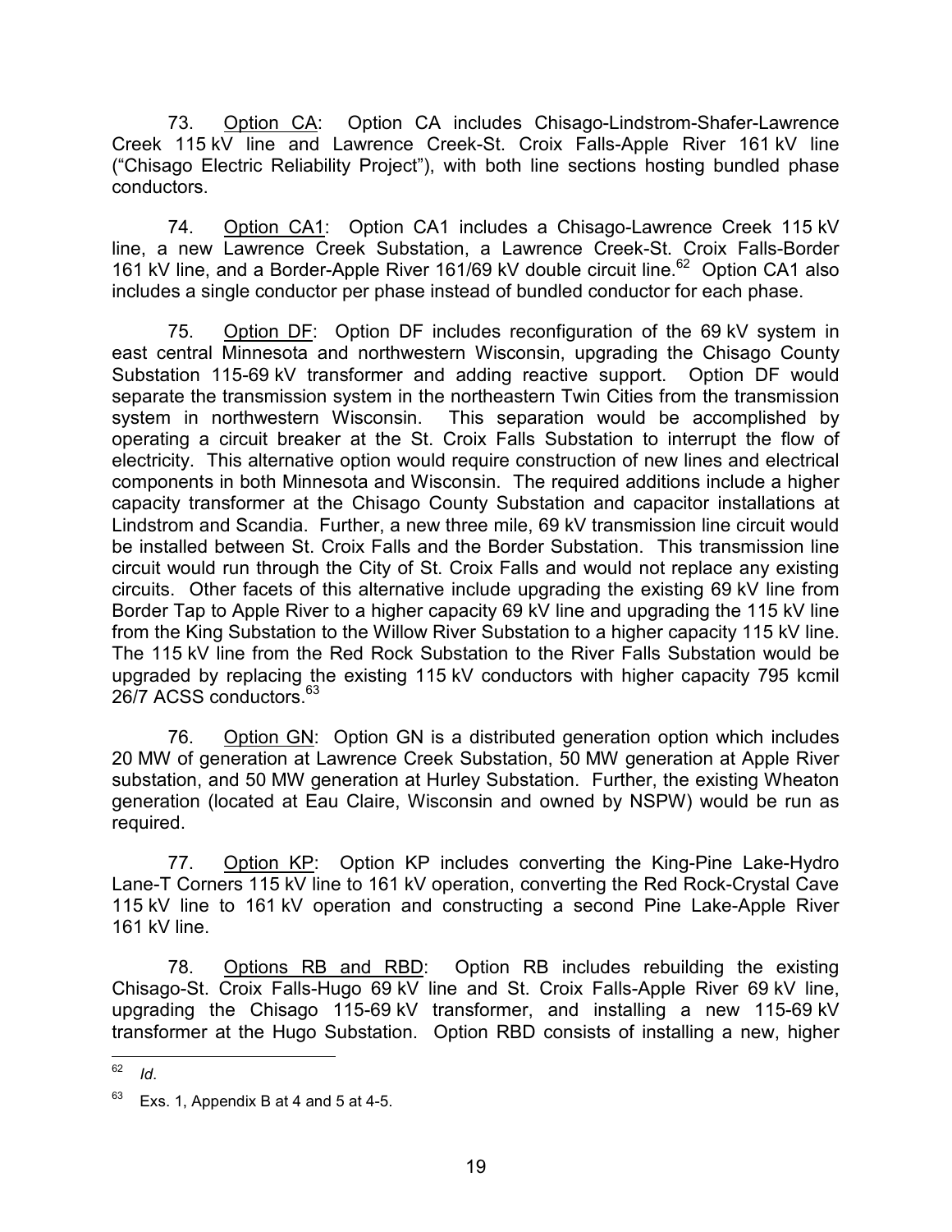73. Option CA: Option CA includes Chisago-Lindstrom-Shafer-Lawrence Creek 115 kV line and Lawrence Creek-St. Croix Falls-Apple River 161 kV line ("Chisago Electric Reliability Project"), with both line sections hosting bundled phase conductors.

74. Option CA1: Option CA1 includes a Chisago-Lawrence Creek 115 kV line, a new Lawrence Creek Substation, a Lawrence Creek-St. Croix Falls-Border 161 kV line, and a Border-Apple River 161/69 kV double circuit line.[62] Option CA1 also includes a single conductor per phase instead of bundled conductor for each phase.

75. Option DF: Option DF includes reconfiguration of the 69 kV system in east central Minnesota and northwestern Wisconsin, upgrading the Chisago County Substation 115-69 kV transformer and adding reactive support. Option DF would separate the transmission system in the northeastern Twin Cities from the transmission system in northwestern Wisconsin. This separation would be accomplished by operating a circuit breaker at the St. Croix Falls Substation to interrupt the flow of electricity. This alternative option would require construction of new lines and electrical components in both Minnesota and Wisconsin. The required additions include a higher capacity transformer at the Chisago County Substation and capacitor installations at Lindstrom and Scandia. Further, a new three mile, 69 kV transmission line circuit would be installed between St. Croix Falls and the Border Substation. This transmission line circuit would run through the City of St. Croix Falls and would not replace any existing circuits. Other facets of this alternative include upgrading the existing 69 kV line from Border Tap to Apple River to a higher capacity 69 kV line and upgrading the 115 kV line from the King Substation to the Willow River Substation to a higher capacity 115 kV line. The 115 kV line from the Red Rock Substation to the River Falls Substation would be upgraded by replacing the existing 115 kV conductors with higher capacity 795 kcmil 26/7 ACSS conductors.[63]

76. Option GN: Option GN is a distributed generation option which includes 20 MW of generation at Lawrence Creek Substation, 50 MW generation at Apple River substation, and 50 MW generation at Hurley Substation. Further, the existing Wheaton generation (located at Eau Claire, Wisconsin and owned by NSPW) would be run as required.

77. Option KP: Option KP includes converting the King-Pine Lake-Hydro Lane-T Corners 115 kV line to 161 kV operation, converting the Red Rock-Crystal Cave 115 kV line to 161 kV operation and constructing a second Pine Lake-Apple River 161 kV line.

78. Options RB and RBD: Option RB includes rebuilding the existing Chisago-St. Croix Falls-Hugo 69 kV line and St. Croix Falls-Apple River 69 kV line, upgrading the Chisago 115-69 kV transformer, and installing a new 115-69 kV transformer at the Hugo Substation. Option RBD consists of installing a new, higher

---

[62] *Id*.

[63] Exs. 1, Appendix B at 4 and 5 at 4-5.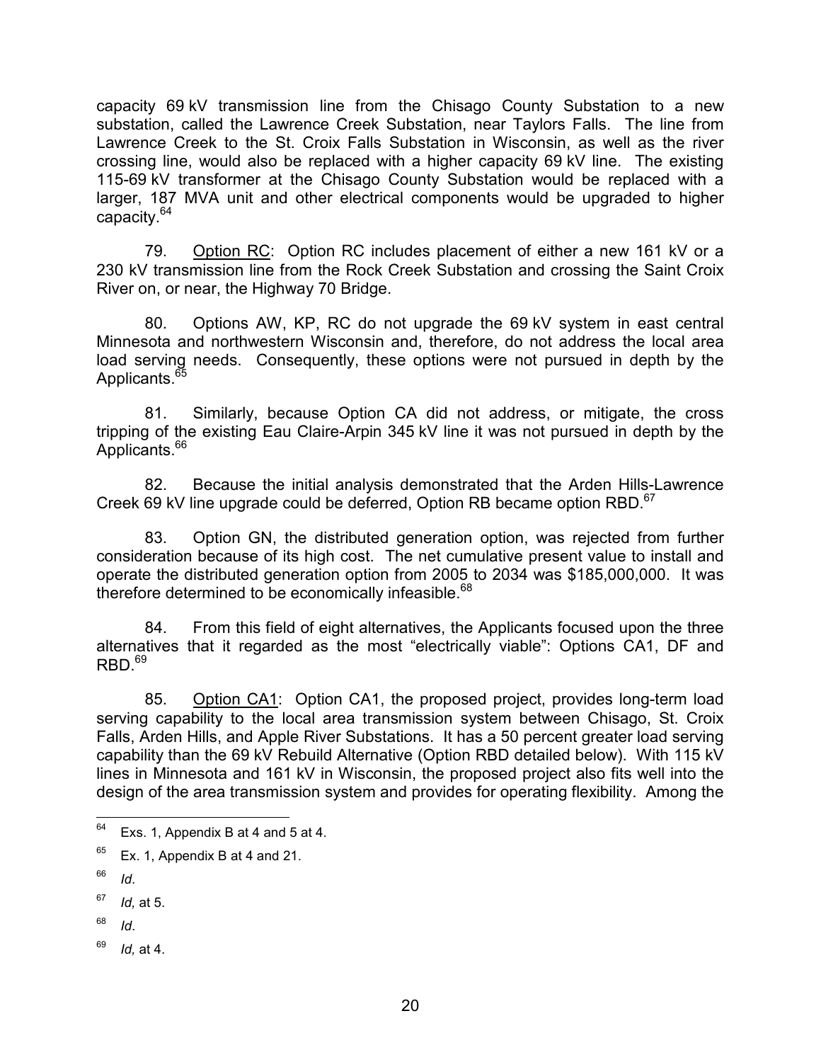capacity 69 kV transmission line from the Chisago County Substation to a new substation, called the Lawrence Creek Substation, near Taylors Falls. The line from Lawrence Creek to the St. Croix Falls Substation in Wisconsin, as well as the river crossing line, would also be replaced with a higher capacity 69 kV line. The existing 115-69 kV transformer at the Chisago County Substation would be replaced with a larger, 187 MVA unit and other electrical components would be upgraded to higher capacity.[64]

79. Option RC: Option RC includes placement of either a new 161 kV or a 230 kV transmission line from the Rock Creek Substation and crossing the Saint Croix River on, or near, the Highway 70 Bridge.

80. Options AW, KP, RC do not upgrade the 69 kV system in east central Minnesota and northwestern Wisconsin and, therefore, do not address the local area load serving needs. Consequently, these options were not pursued in depth by the Applicants.[65]

81. Similarly, because Option CA did not address, or mitigate, the cross tripping of the existing Eau Claire-Arpin 345 kV line it was not pursued in depth by the Applicants.[66]

82. Because the initial analysis demonstrated that the Arden Hills-Lawrence Creek 69 kV line upgrade could be deferred, Option RB became option RBD.[67]

83. Option GN, the distributed generation option, was rejected from further consideration because of its high cost. The net cumulative present value to install and operate the distributed generation option from 2005 to 2034 was $185,000,000. It was therefore determined to be economically infeasible.[68]

84. From this field of eight alternatives, the Applicants focused upon the three alternatives that it regarded as the most "electrically viable": Options CA1, DF and RBD.[69]

85. Option CA1: Option CA1, the proposed project, provides long-term load serving capability to the local area transmission system between Chisago, St. Croix Falls, Arden Hills, and Apple River Substations. It has a 50 percent greater load serving capability than the 69 kV Rebuild Alternative (Option RBD detailed below). With 115 kV lines in Minnesota and 161 kV in Wisconsin, the proposed project also fits well into the design of the area transmission system and provides for operating flexibility. Among the

---

[64] Exs. 1, Appendix B at 4 and 5 at 4.

[65] Ex. 1, Appendix B at 4 and 21.

[66] *Id*.

[67] *Id,* at 5.

[68] *Id*.

[69] *Id,* at 4.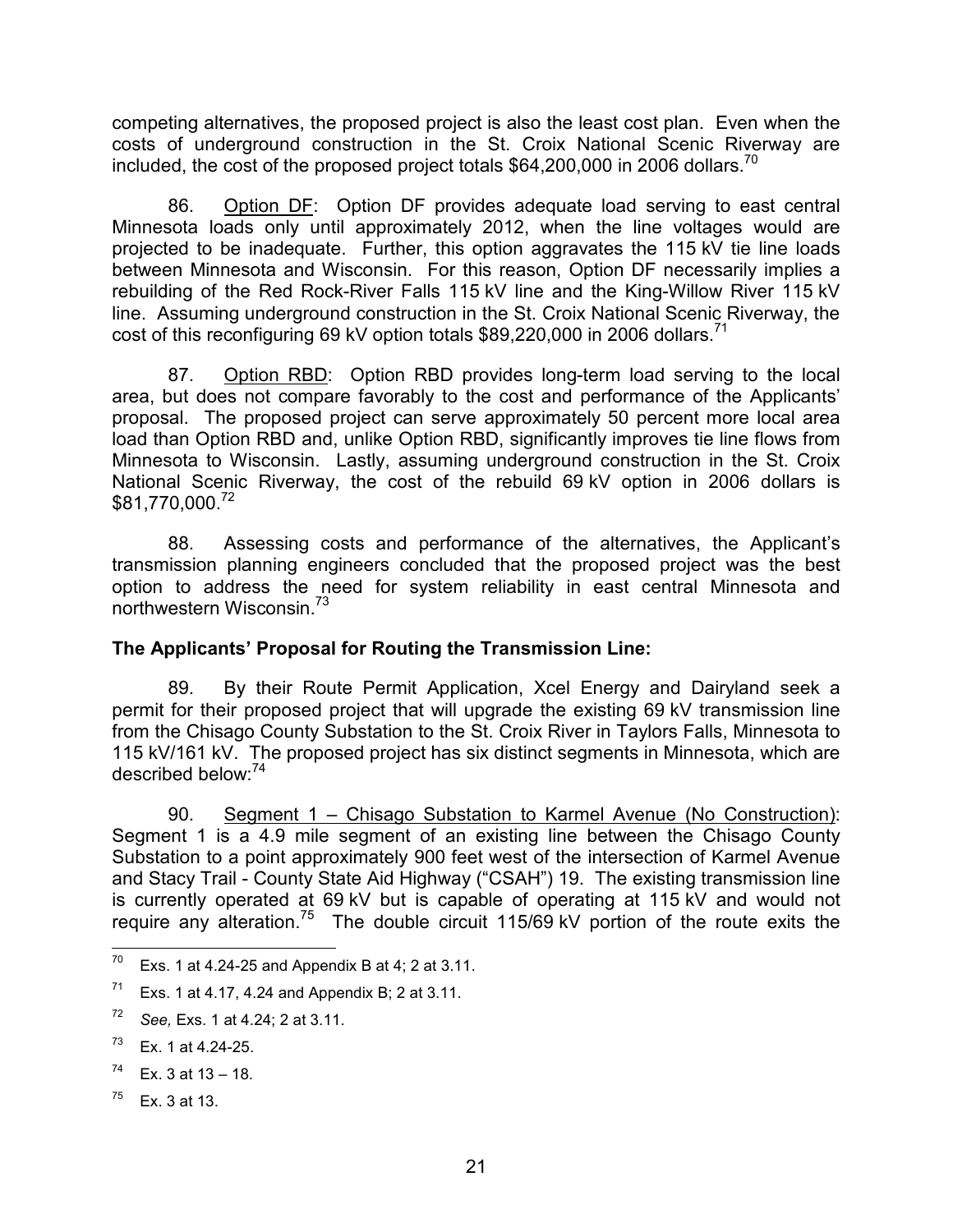competing alternatives, the proposed project is also the least cost plan. Even when the costs of underground construction in the St. Croix National Scenic Riverway are included, the cost of the proposed project totals $64,200,000 in 2006 dollars.[70]

86. Option DF: Option DF provides adequate load serving to east central Minnesota loads only until approximately 2012, when the line voltages would are projected to be inadequate. Further, this option aggravates the 115 kV tie line loads between Minnesota and Wisconsin. For this reason, Option DF necessarily implies a rebuilding of the Red Rock-River Falls 115 kV line and the King-Willow River 115 kV line. Assuming underground construction in the St. Croix National Scenic Riverway, the cost of this reconfiguring 69 kV option totals $89,220,000 in 2006 dollars.[71]

87. Option RBD: Option RBD provides long-term load serving to the local area, but does not compare favorably to the cost and performance of the Applicants' proposal. The proposed project can serve approximately 50 percent more local area load than Option RBD and, unlike Option RBD, significantly improves tie line flows from Minnesota to Wisconsin. Lastly, assuming underground construction in the St. Croix National Scenic Riverway, the cost of the rebuild 69 kV option in 2006 dollars is $81,770,000.[72]

88. Assessing costs and performance of the alternatives, the Applicant's transmission planning engineers concluded that the proposed project was the best option to address the need for system reliability in east central Minnesota and northwestern Wisconsin.[73]

**The Applicants' Proposal for Routing the Transmission Line:**

89. By their Route Permit Application, Xcel Energy and Dairyland seek a permit for their proposed project that will upgrade the existing 69 kV transmission line from the Chisago County Substation to the St. Croix River in Taylors Falls, Minnesota to 115 kV/161 kV. The proposed project has six distinct segments in Minnesota, which are described below:[74]

90. Segment 1 – Chisago Substation to Karmel Avenue (No Construction): Segment 1 is a 4.9 mile segment of an existing line between the Chisago County Substation to a point approximately 900 feet west of the intersection of Karmel Avenue and Stacy Trail - County State Aid Highway ("CSAH") 19. The existing transmission line is currently operated at 69 kV but is capable of operating at 115 kV and would not require any alteration.[75] The double circuit 115/69 kV portion of the route exits the

---

[70] Exs. 1 at 4.24-25 and Appendix B at 4; 2 at 3.11.

[71] Exs. 1 at 4.17, 4.24 and Appendix B; 2 at 3.11.

[72] *See,* Exs. 1 at 4.24; 2 at 3.11.

[73] Ex. 1 at 4.24-25.

[74] Ex. 3 at 13 – 18.

[75] Ex. 3 at 13.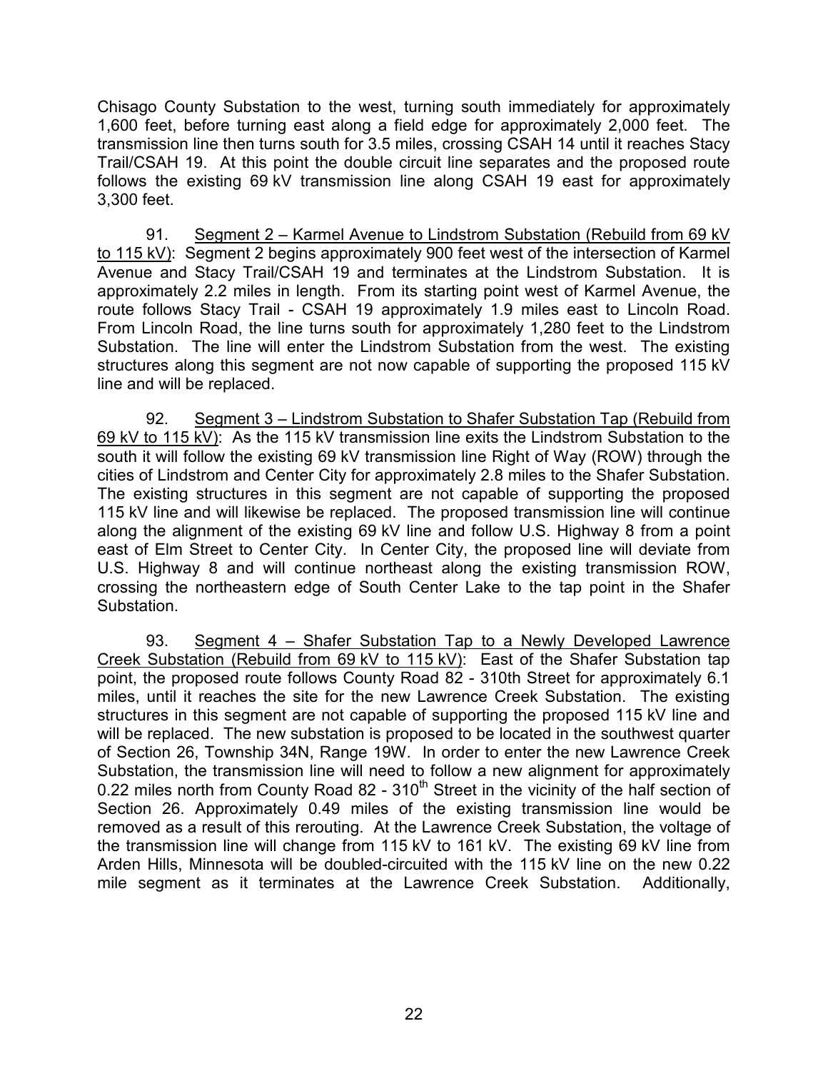Chisago County Substation to the west, turning south immediately for approximately 1,600 feet, before turning east along a field edge for approximately 2,000 feet. The transmission line then turns south for 3.5 miles, crossing CSAH 14 until it reaches Stacy Trail/CSAH 19. At this point the double circuit line separates and the proposed route follows the existing 69 kV transmission line along CSAH 19 east for approximately 3,300 feet.

91. Segment 2 – Karmel Avenue to Lindstrom Substation (Rebuild from 69 kV to 115 kV): Segment 2 begins approximately 900 feet west of the intersection of Karmel Avenue and Stacy Trail/CSAH 19 and terminates at the Lindstrom Substation. It is approximately 2.2 miles in length. From its starting point west of Karmel Avenue, the route follows Stacy Trail - CSAH 19 approximately 1.9 miles east to Lincoln Road. From Lincoln Road, the line turns south for approximately 1,280 feet to the Lindstrom Substation. The line will enter the Lindstrom Substation from the west. The existing structures along this segment are not now capable of supporting the proposed 115 kV line and will be replaced.

92. Segment 3 – Lindstrom Substation to Shafer Substation Tap (Rebuild from 69 kV to 115 kV): As the 115 kV transmission line exits the Lindstrom Substation to the south it will follow the existing 69 kV transmission line Right of Way (ROW) through the cities of Lindstrom and Center City for approximately 2.8 miles to the Shafer Substation. The existing structures in this segment are not capable of supporting the proposed 115 kV line and will likewise be replaced. The proposed transmission line will continue along the alignment of the existing 69 kV line and follow U.S. Highway 8 from a point east of Elm Street to Center City. In Center City, the proposed line will deviate from U.S. Highway 8 and will continue northeast along the existing transmission ROW, crossing the northeastern edge of South Center Lake to the tap point in the Shafer Substation.

93. Segment 4 – Shafer Substation Tap to a Newly Developed Lawrence Creek Substation (Rebuild from 69 kV to 115 kV): East of the Shafer Substation tap point, the proposed route follows County Road 82 - 310th Street for approximately 6.1 miles, until it reaches the site for the new Lawrence Creek Substation. The existing structures in this segment are not capable of supporting the proposed 115 kV line and will be replaced. The new substation is proposed to be located in the southwest quarter of Section 26, Township 34N, Range 19W. In order to enter the new Lawrence Creek Substation, the transmission line will need to follow a new alignment for approximately 0.22 miles north from County Road 82 - 310th Street in the vicinity of the half section of Section 26. Approximately 0.49 miles of the existing transmission line would be removed as a result of this rerouting. At the Lawrence Creek Substation, the voltage of the transmission line will change from 115 kV to 161 kV. The existing 69 kV line from Arden Hills, Minnesota will be doubled-circuited with the 115 kV line on the new 0.22 mile segment as it terminates at the Lawrence Creek Substation. Additionally,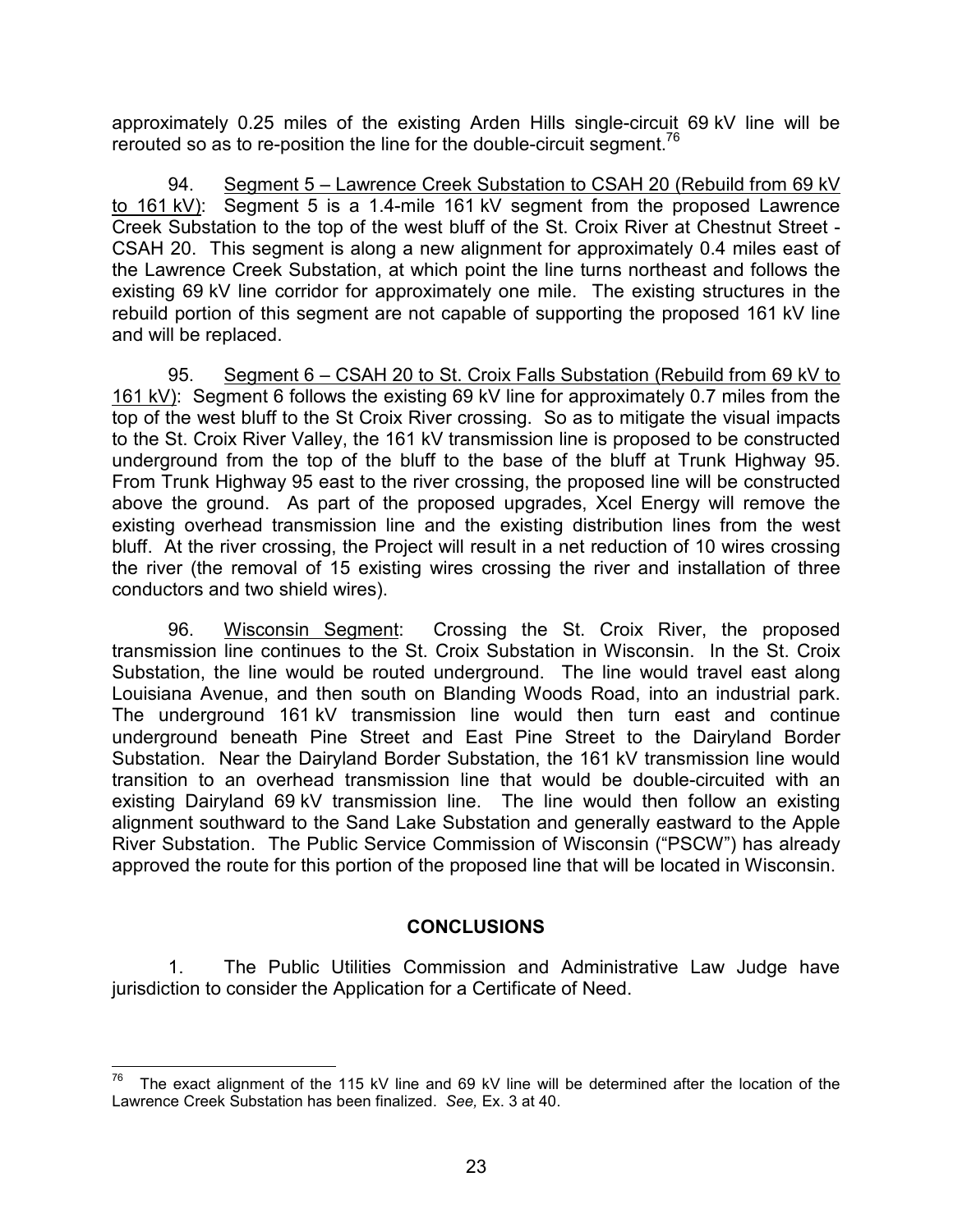approximately 0.25 miles of the existing Arden Hills single-circuit 69 kV line will be rerouted so as to re-position the line for the double-circuit segment.[76]

94. Segment 5 – Lawrence Creek Substation to CSAH 20 (Rebuild from 69 kV to 161 kV): Segment 5 is a 1.4-mile 161 kV segment from the proposed Lawrence Creek Substation to the top of the west bluff of the St. Croix River at Chestnut Street - CSAH 20. This segment is along a new alignment for approximately 0.4 miles east of the Lawrence Creek Substation, at which point the line turns northeast and follows the existing 69 kV line corridor for approximately one mile. The existing structures in the rebuild portion of this segment are not capable of supporting the proposed 161 kV line and will be replaced.

95. Segment 6 – CSAH 20 to St. Croix Falls Substation (Rebuild from 69 kV to 161 kV): Segment 6 follows the existing 69 kV line for approximately 0.7 miles from the top of the west bluff to the St Croix River crossing. So as to mitigate the visual impacts to the St. Croix River Valley, the 161 kV transmission line is proposed to be constructed underground from the top of the bluff to the base of the bluff at Trunk Highway 95. From Trunk Highway 95 east to the river crossing, the proposed line will be constructed above the ground. As part of the proposed upgrades, Xcel Energy will remove the existing overhead transmission line and the existing distribution lines from the west bluff. At the river crossing, the Project will result in a net reduction of 10 wires crossing the river (the removal of 15 existing wires crossing the river and installation of three conductors and two shield wires).

96. Wisconsin Segment: Crossing the St. Croix River, the proposed transmission line continues to the St. Croix Substation in Wisconsin. In the St. Croix Substation, the line would be routed underground. The line would travel east along Louisiana Avenue, and then south on Blanding Woods Road, into an industrial park. The underground 161 kV transmission line would then turn east and continue underground beneath Pine Street and East Pine Street to the Dairyland Border Substation. Near the Dairyland Border Substation, the 161 kV transmission line would transition to an overhead transmission line that would be double-circuited with an existing Dairyland 69 kV transmission line. The line would then follow an existing alignment southward to the Sand Lake Substation and generally eastward to the Apple River Substation. The Public Service Commission of Wisconsin ("PSCW") has already approved the route for this portion of the proposed line that will be located in Wisconsin.

## CONCLUSIONS

1. The Public Utilities Commission and Administrative Law Judge have jurisdiction to consider the Application for a Certificate of Need.

---

[76] The exact alignment of the 115 kV line and 69 kV line will be determined after the location of the Lawrence Creek Substation has been finalized. *See,* Ex. 3 at 40.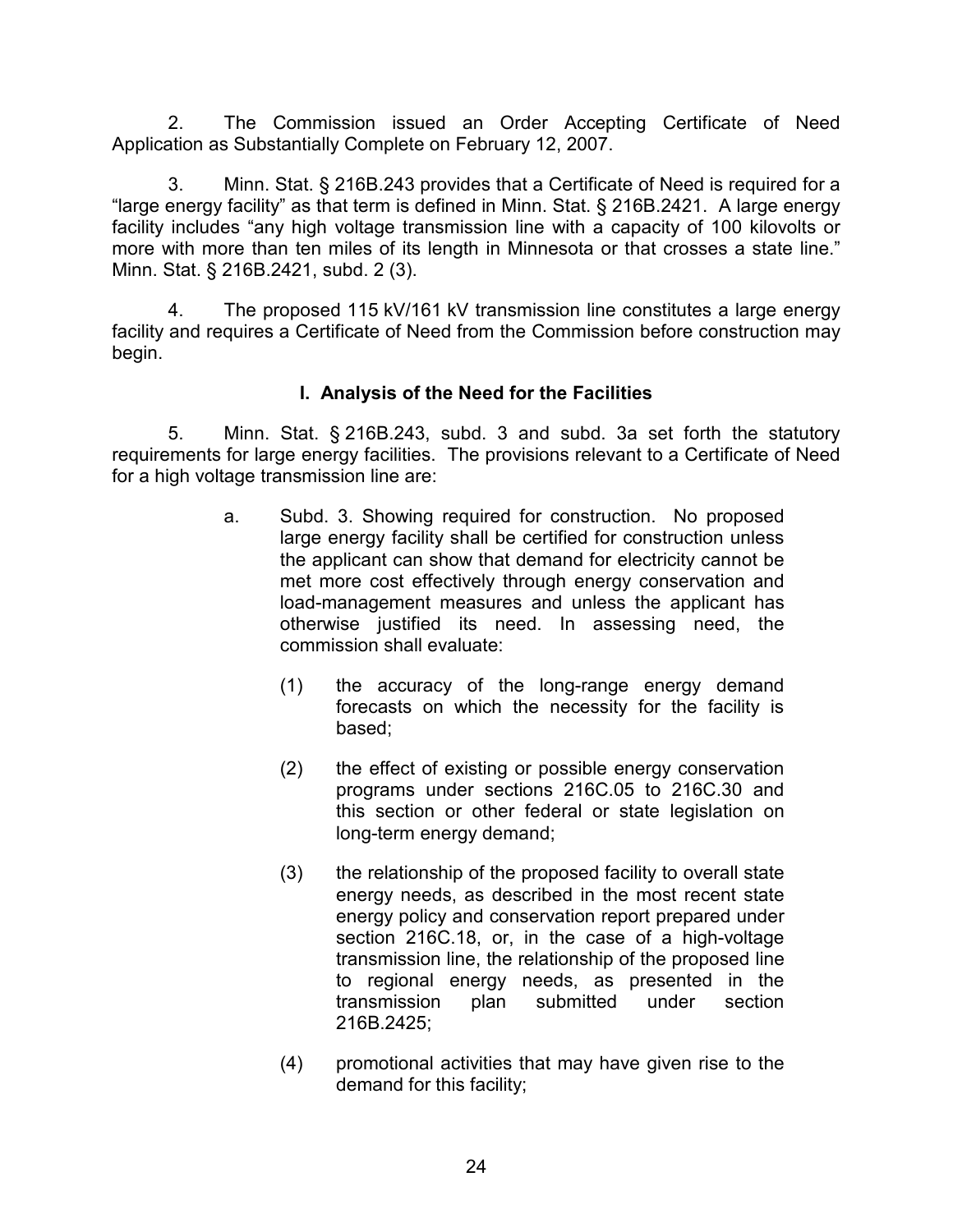2. The Commission issued an Order Accepting Certificate of Need Application as Substantially Complete on February 12, 2007.

3. Minn. Stat. § 216B.243 provides that a Certificate of Need is required for a "large energy facility" as that term is defined in Minn. Stat. § 216B.2421. A large energy facility includes "any high voltage transmission line with a capacity of 100 kilovolts or more with more than ten miles of its length in Minnesota or that crosses a state line." Minn. Stat. § 216B.2421, subd. 2 (3).

4. The proposed 115 kV/161 kV transmission line constitutes a large energy facility and requires a Certificate of Need from the Commission before construction may begin.

### I. Analysis of the Need for the Facilities

5. Minn. Stat. § 216B.243, subd. 3 and subd. 3a set forth the statutory requirements for large energy facilities. The provisions relevant to a Certificate of Need for a high voltage transmission line are:

> a. Subd. 3. Showing required for construction. No proposed large energy facility shall be certified for construction unless the applicant can show that demand for electricity cannot be met more cost effectively through energy conservation and load-management measures and unless the applicant has otherwise justified its need. In assessing need, the commission shall evaluate:
>
> (1) the accuracy of the long-range energy demand forecasts on which the necessity for the facility is based;
>
> (2) the effect of existing or possible energy conservation programs under sections 216C.05 to 216C.30 and this section or other federal or state legislation on long-term energy demand;
>
> (3) the relationship of the proposed facility to overall state energy needs, as described in the most recent state energy policy and conservation report prepared under section 216C.18, or, in the case of a high-voltage transmission line, the relationship of the proposed line to regional energy needs, as presented in the transmission plan submitted under section 216B.2425;
>
> (4) promotional activities that may have given rise to the demand for this facility;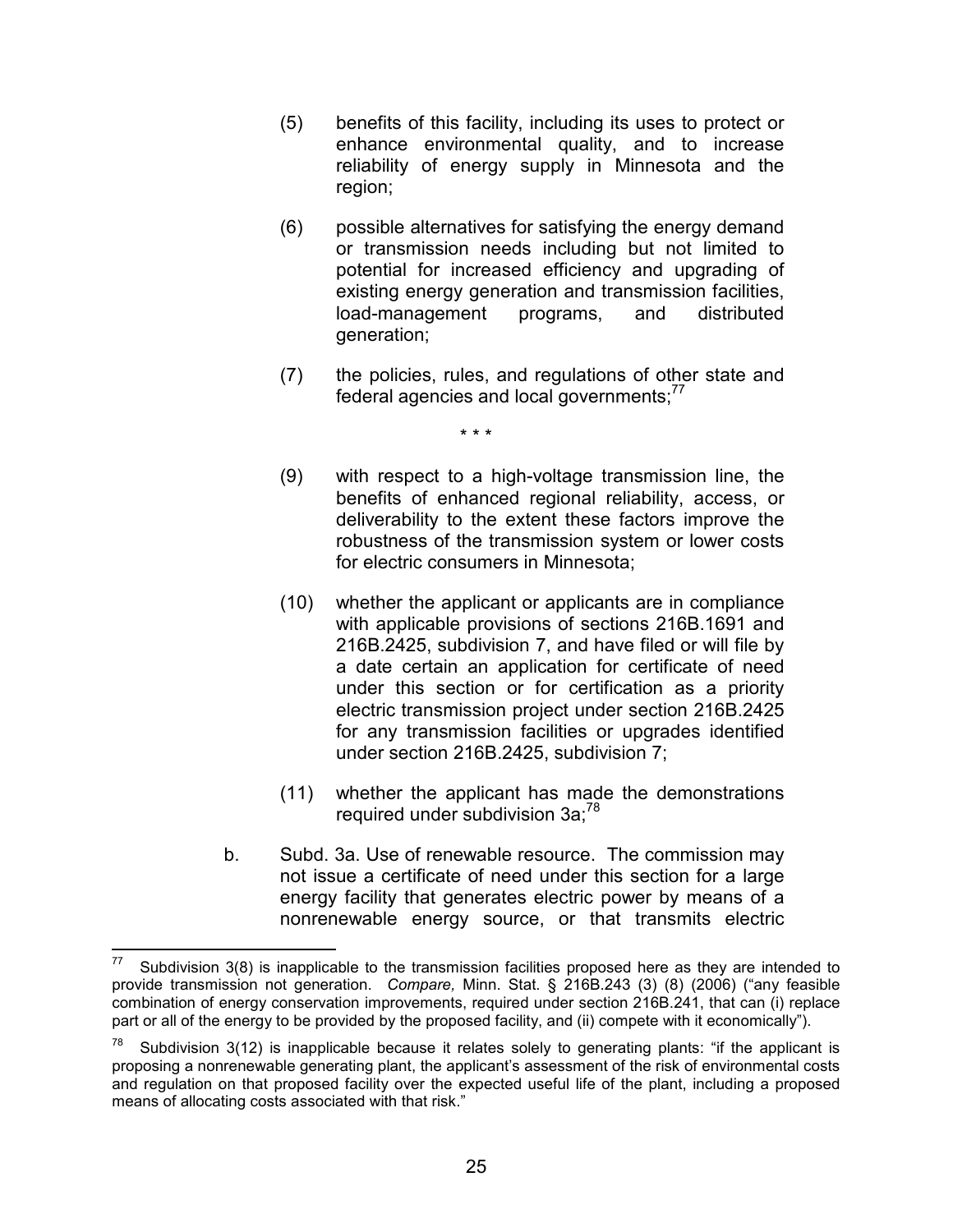(5) benefits of this facility, including its uses to protect or enhance environmental quality, and to increase reliability of energy supply in Minnesota and the region;

(6) possible alternatives for satisfying the energy demand or transmission needs including but not limited to potential for increased efficiency and upgrading of existing energy generation and transmission facilities, load-management programs, and distributed generation;

(7) the policies, rules, and regulations of other state and federal agencies and local governments;[77]

\* \* \*

(9) with respect to a high-voltage transmission line, the benefits of enhanced regional reliability, access, or deliverability to the extent these factors improve the robustness of the transmission system or lower costs for electric consumers in Minnesota;

(10) whether the applicant or applicants are in compliance with applicable provisions of sections 216B.1691 and 216B.2425, subdivision 7, and have filed or will file by a date certain an application for certificate of need under this section or for certification as a priority electric transmission project under section 216B.2425 for any transmission facilities or upgrades identified under section 216B.2425, subdivision 7;

(11) whether the applicant has made the demonstrations required under subdivision 3a;[78]

b. Subd. 3a. Use of renewable resource. The commission may not issue a certificate of need under this section for a large energy facility that generates electric power by means of a nonrenewable energy source, or that transmits electric

---

[77] Subdivision 3(8) is inapplicable to the transmission facilities proposed here as they are intended to provide transmission not generation. *Compare,* Minn. Stat. § 216B.243 (3) (8) (2006) ("any feasible combination of energy conservation improvements, required under section 216B.241, that can (i) replace part or all of the energy to be provided by the proposed facility, and (ii) compete with it economically").

[78] Subdivision 3(12) is inapplicable because it relates solely to generating plants: "if the applicant is proposing a nonrenewable generating plant, the applicant's assessment of the risk of environmental costs and regulation on that proposed facility over the expected useful life of the plant, including a proposed means of allocating costs associated with that risk."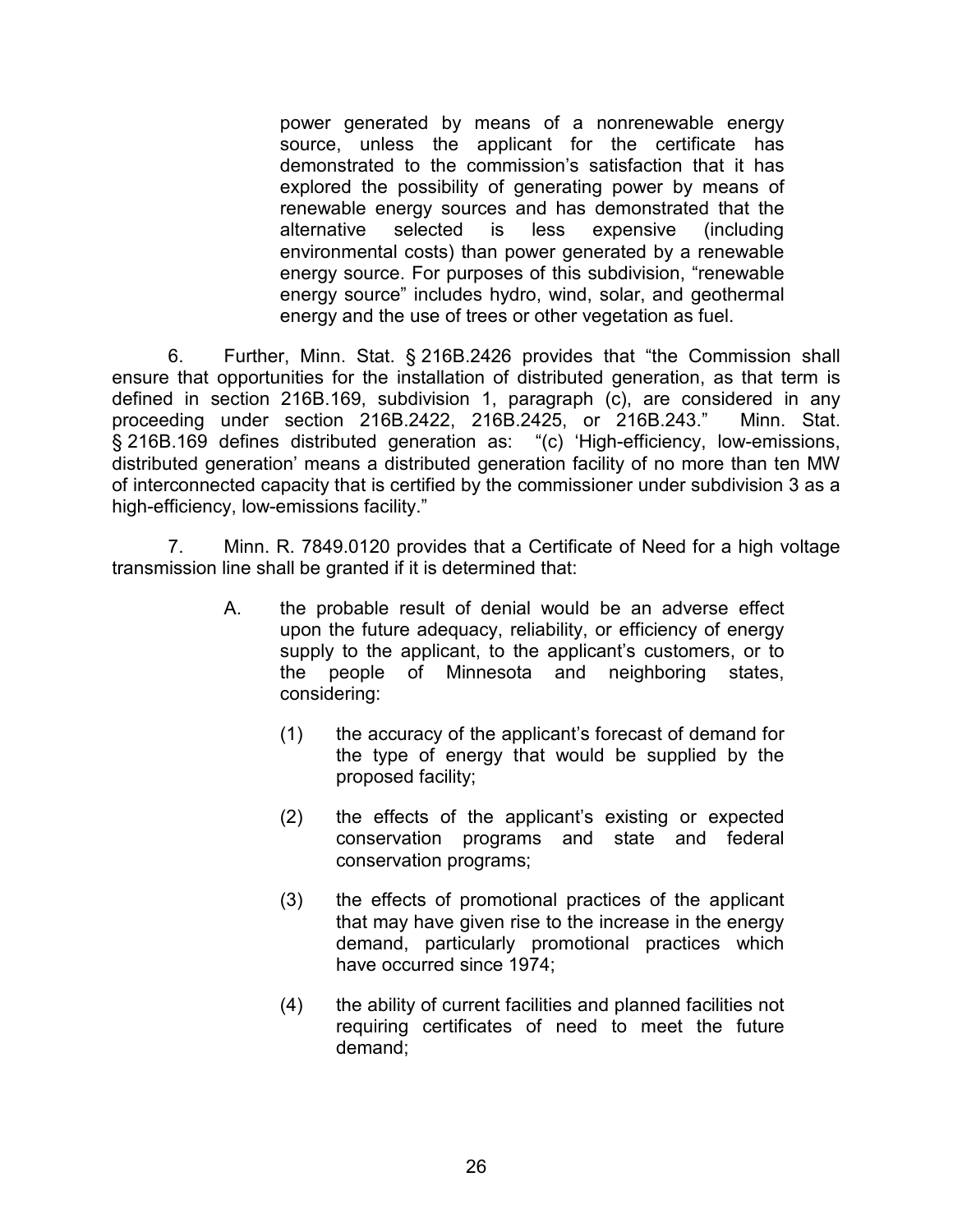> power generated by means of a nonrenewable energy source, unless the applicant for the certificate has demonstrated to the commission's satisfaction that it has explored the possibility of generating power by means of renewable energy sources and has demonstrated that the alternative selected is less expensive (including environmental costs) than power generated by a renewable energy source. For purposes of this subdivision, "renewable energy source" includes hydro, wind, solar, and geothermal energy and the use of trees or other vegetation as fuel.

6. Further, Minn. Stat. § 216B.2426 provides that "the Commission shall ensure that opportunities for the installation of distributed generation, as that term is defined in section 216B.169, subdivision 1, paragraph (c), are considered in any proceeding under section 216B.2422, 216B.2425, or 216B.243." Minn. Stat. § 216B.169 defines distributed generation as: "(c) 'High-efficiency, low-emissions, distributed generation' means a distributed generation facility of no more than ten MW of interconnected capacity that is certified by the commissioner under subdivision 3 as a high-efficiency, low-emissions facility."

7. Minn. R. 7849.0120 provides that a Certificate of Need for a high voltage transmission line shall be granted if it is determined that:

> A. the probable result of denial would be an adverse effect upon the future adequacy, reliability, or efficiency of energy supply to the applicant, to the applicant's customers, or to the people of Minnesota and neighboring states, considering:
>
> (1) the accuracy of the applicant's forecast of demand for the type of energy that would be supplied by the proposed facility;
>
> (2) the effects of the applicant's existing or expected conservation programs and state and federal conservation programs;
>
> (3) the effects of promotional practices of the applicant that may have given rise to the increase in the energy demand, particularly promotional practices which have occurred since 1974;
>
> (4) the ability of current facilities and planned facilities not requiring certificates of need to meet the future demand;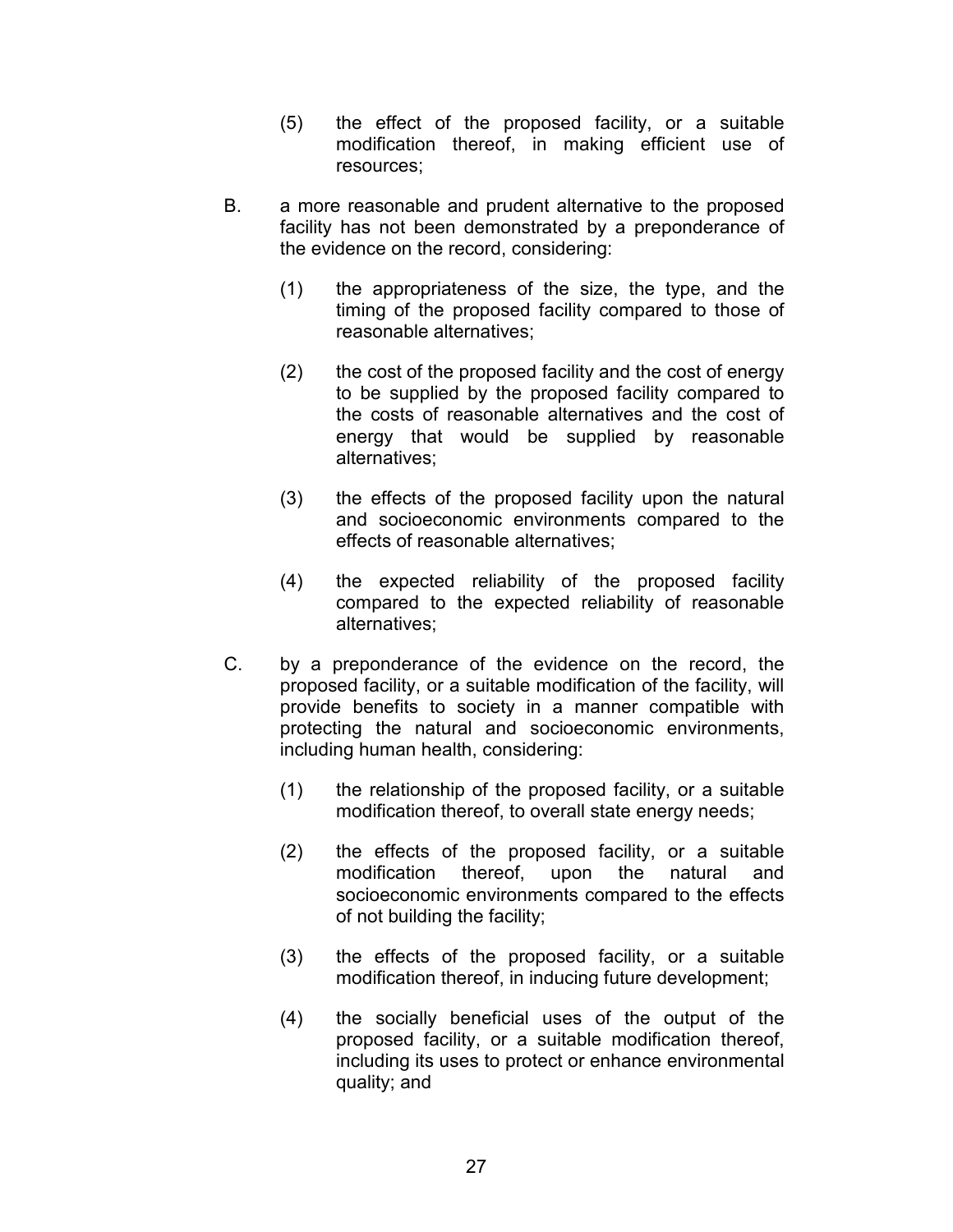(5) the effect of the proposed facility, or a suitable modification thereof, in making efficient use of resources;

B. a more reasonable and prudent alternative to the proposed facility has not been demonstrated by a preponderance of the evidence on the record, considering:

(1) the appropriateness of the size, the type, and the timing of the proposed facility compared to those of reasonable alternatives;

(2) the cost of the proposed facility and the cost of energy to be supplied by the proposed facility compared to the costs of reasonable alternatives and the cost of energy that would be supplied by reasonable alternatives;

(3) the effects of the proposed facility upon the natural and socioeconomic environments compared to the effects of reasonable alternatives;

(4) the expected reliability of the proposed facility compared to the expected reliability of reasonable alternatives;

C. by a preponderance of the evidence on the record, the proposed facility, or a suitable modification of the facility, will provide benefits to society in a manner compatible with protecting the natural and socioeconomic environments, including human health, considering:

(1) the relationship of the proposed facility, or a suitable modification thereof, to overall state energy needs;

(2) the effects of the proposed facility, or a suitable modification thereof, upon the natural and socioeconomic environments compared to the effects of not building the facility;

(3) the effects of the proposed facility, or a suitable modification thereof, in inducing future development;

(4) the socially beneficial uses of the output of the proposed facility, or a suitable modification thereof, including its uses to protect or enhance environmental quality; and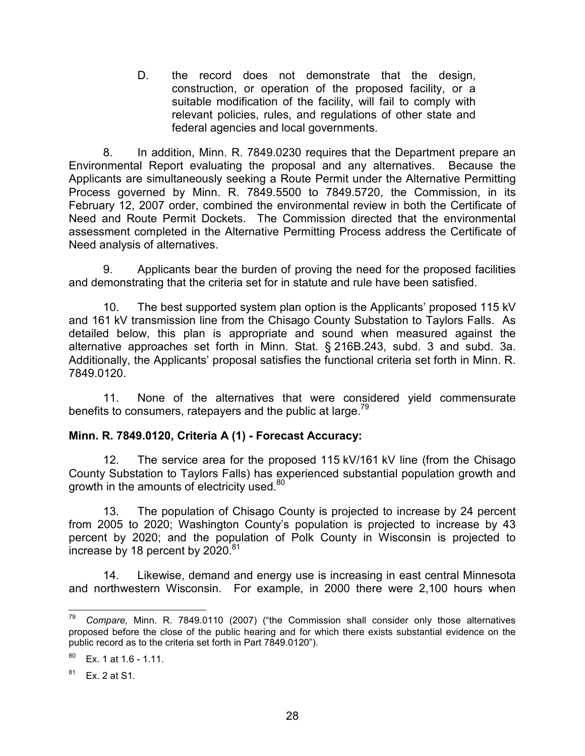D. the record does not demonstrate that the design, construction, or operation of the proposed facility, or a suitable modification of the facility, will fail to comply with relevant policies, rules, and regulations of other state and federal agencies and local governments.

8. In addition, Minn. R. 7849.0230 requires that the Department prepare an Environmental Report evaluating the proposal and any alternatives. Because the Applicants are simultaneously seeking a Route Permit under the Alternative Permitting Process governed by Minn. R. 7849.5500 to 7849.5720, the Commission, in its February 12, 2007 order, combined the environmental review in both the Certificate of Need and Route Permit Dockets. The Commission directed that the environmental assessment completed in the Alternative Permitting Process address the Certificate of Need analysis of alternatives.

9. Applicants bear the burden of proving the need for the proposed facilities and demonstrating that the criteria set for in statute and rule have been satisfied.

10. The best supported system plan option is the Applicants' proposed 115 kV and 161 kV transmission line from the Chisago County Substation to Taylors Falls. As detailed below, this plan is appropriate and sound when measured against the alternative approaches set forth in Minn. Stat. § 216B.243, subd. 3 and subd. 3a. Additionally, the Applicants' proposal satisfies the functional criteria set forth in Minn. R. 7849.0120.

11. None of the alternatives that were considered yield commensurate benefits to consumers, ratepayers and the public at large.[79]

**Minn. R. 7849.0120, Criteria A (1) - Forecast Accuracy:**

12. The service area for the proposed 115 kV/161 kV line (from the Chisago County Substation to Taylors Falls) has experienced substantial population growth and growth in the amounts of electricity used.[80]

13. The population of Chisago County is projected to increase by 24 percent from 2005 to 2020; Washington County's population is projected to increase by 43 percent by 2020; and the population of Polk County in Wisconsin is projected to increase by 18 percent by 2020.[81]

14. Likewise, demand and energy use is increasing in east central Minnesota and northwestern Wisconsin. For example, in 2000 there were 2,100 hours when

---

[79] *Compare,* Minn. R. 7849.0110 (2007) ("the Commission shall consider only those alternatives proposed before the close of the public hearing and for which there exists substantial evidence on the public record as to the criteria set forth in Part 7849.0120").

[80] Ex. 1 at 1.6 - 1.11.

[81] Ex. 2 at S1.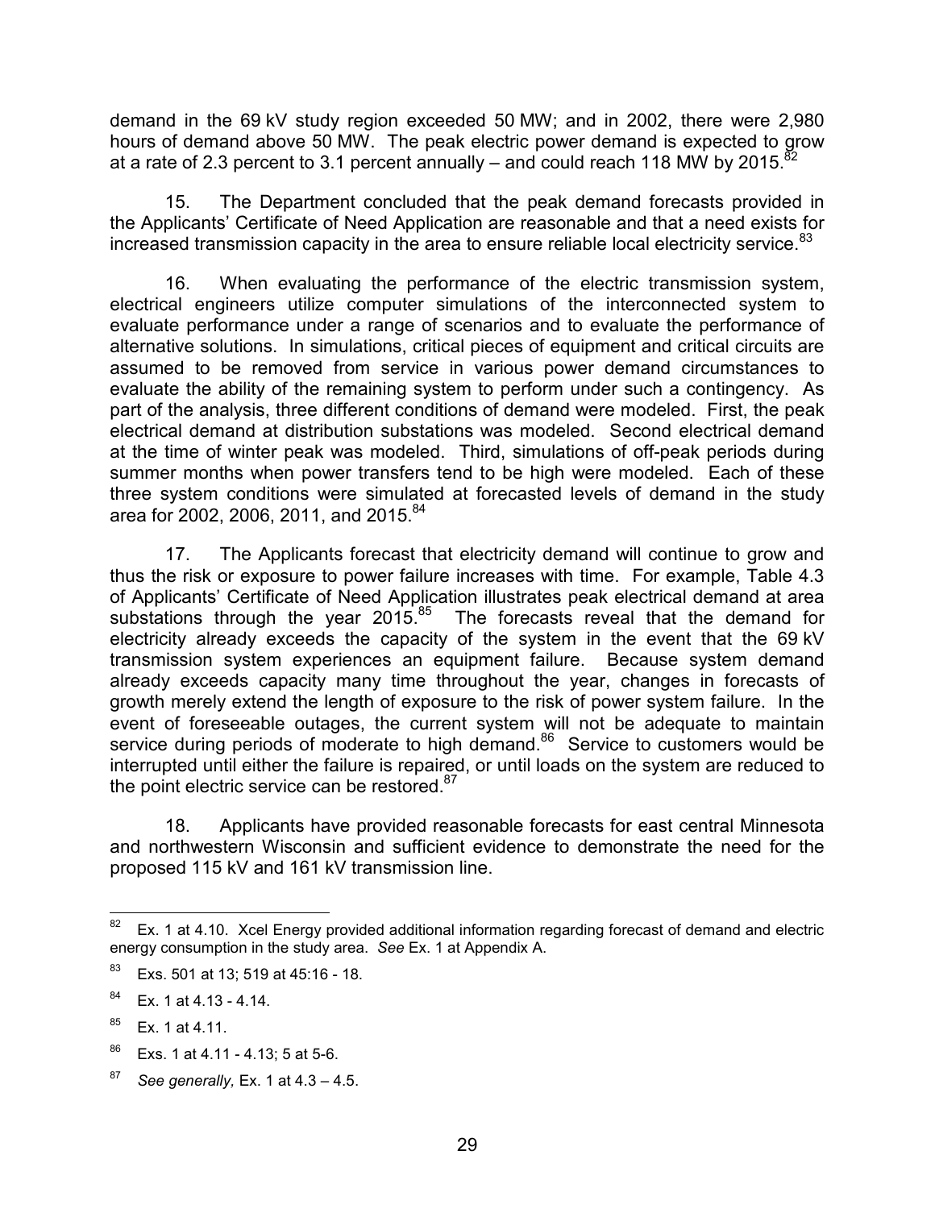demand in the 69 kV study region exceeded 50 MW; and in 2002, there were 2,980 hours of demand above 50 MW. The peak electric power demand is expected to grow at a rate of 2.3 percent to 3.1 percent annually – and could reach 118 MW by 2015.[82]

15. The Department concluded that the peak demand forecasts provided in the Applicants' Certificate of Need Application are reasonable and that a need exists for increased transmission capacity in the area to ensure reliable local electricity service.[83]

16. When evaluating the performance of the electric transmission system, electrical engineers utilize computer simulations of the interconnected system to evaluate performance under a range of scenarios and to evaluate the performance of alternative solutions. In simulations, critical pieces of equipment and critical circuits are assumed to be removed from service in various power demand circumstances to evaluate the ability of the remaining system to perform under such a contingency. As part of the analysis, three different conditions of demand were modeled. First, the peak electrical demand at distribution substations was modeled. Second electrical demand at the time of winter peak was modeled. Third, simulations of off-peak periods during summer months when power transfers tend to be high were modeled. Each of these three system conditions were simulated at forecasted levels of demand in the study area for 2002, 2006, 2011, and 2015.[84]

17. The Applicants forecast that electricity demand will continue to grow and thus the risk or exposure to power failure increases with time. For example, Table 4.3 of Applicants' Certificate of Need Application illustrates peak electrical demand at area substations through the year 2015.[85] The forecasts reveal that the demand for electricity already exceeds the capacity of the system in the event that the 69 kV transmission system experiences an equipment failure. Because system demand already exceeds capacity many time throughout the year, changes in forecasts of growth merely extend the length of exposure to the risk of power system failure. In the event of foreseeable outages, the current system will not be adequate to maintain service during periods of moderate to high demand.[86] Service to customers would be interrupted until either the failure is repaired, or until loads on the system are reduced to the point electric service can be restored.[87]

18. Applicants have provided reasonable forecasts for east central Minnesota and northwestern Wisconsin and sufficient evidence to demonstrate the need for the proposed 115 kV and 161 kV transmission line.

---

[82] Ex. 1 at 4.10. Xcel Energy provided additional information regarding forecast of demand and electric energy consumption in the study area. *See* Ex. 1 at Appendix A.

[83] Exs. 501 at 13; 519 at 45:16 - 18.

[84] Ex. 1 at 4.13 - 4.14.

[85] Ex. 1 at 4.11.

[86] Exs. 1 at 4.11 - 4.13; 5 at 5-6.

[87] *See generally,* Ex. 1 at 4.3 – 4.5.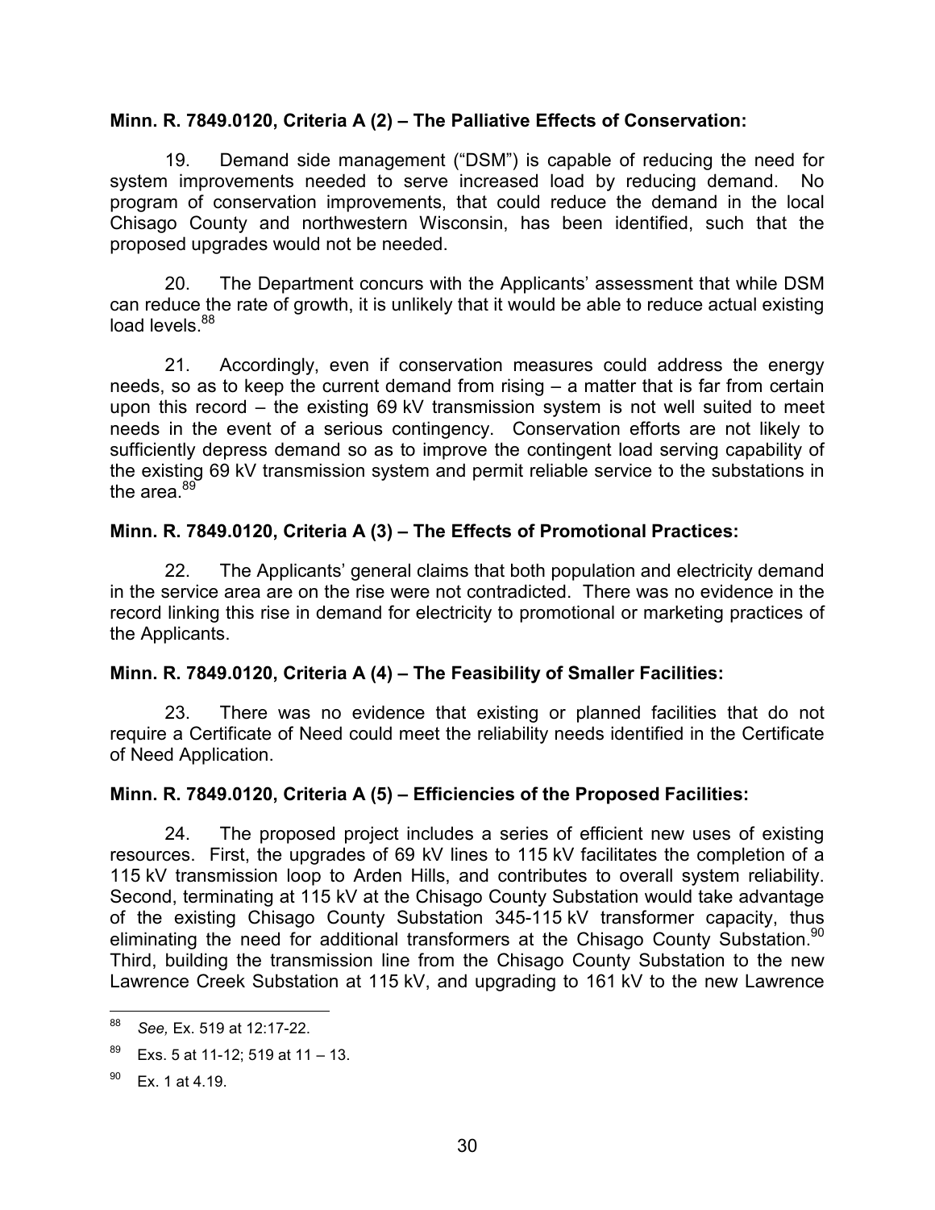**Minn. R. 7849.0120, Criteria A (2) – The Palliative Effects of Conservation:**

19. Demand side management ("DSM") is capable of reducing the need for system improvements needed to serve increased load by reducing demand. No program of conservation improvements, that could reduce the demand in the local Chisago County and northwestern Wisconsin, has been identified, such that the proposed upgrades would not be needed.

20. The Department concurs with the Applicants' assessment that while DSM can reduce the rate of growth, it is unlikely that it would be able to reduce actual existing load levels.[88]

21. Accordingly, even if conservation measures could address the energy needs, so as to keep the current demand from rising – a matter that is far from certain upon this record – the existing 69 kV transmission system is not well suited to meet needs in the event of a serious contingency. Conservation efforts are not likely to sufficiently depress demand so as to improve the contingent load serving capability of the existing 69 kV transmission system and permit reliable service to the substations in the area.[89]

**Minn. R. 7849.0120, Criteria A (3) – The Effects of Promotional Practices:**

22. The Applicants' general claims that both population and electricity demand in the service area are on the rise were not contradicted. There was no evidence in the record linking this rise in demand for electricity to promotional or marketing practices of the Applicants.

**Minn. R. 7849.0120, Criteria A (4) – The Feasibility of Smaller Facilities:**

23. There was no evidence that existing or planned facilities that do not require a Certificate of Need could meet the reliability needs identified in the Certificate of Need Application.

**Minn. R. 7849.0120, Criteria A (5) – Efficiencies of the Proposed Facilities:**

24. The proposed project includes a series of efficient new uses of existing resources. First, the upgrades of 69 kV lines to 115 kV facilitates the completion of a 115 kV transmission loop to Arden Hills, and contributes to overall system reliability. Second, terminating at 115 kV at the Chisago County Substation would take advantage of the existing Chisago County Substation 345-115 kV transformer capacity, thus eliminating the need for additional transformers at the Chisago County Substation.[90] Third, building the transmission line from the Chisago County Substation to the new Lawrence Creek Substation at 115 kV, and upgrading to 161 kV to the new Lawrence

---

[88] *See,* Ex. 519 at 12:17-22.

[89] Exs. 5 at 11-12; 519 at 11 – 13.

[90] Ex. 1 at 4.19.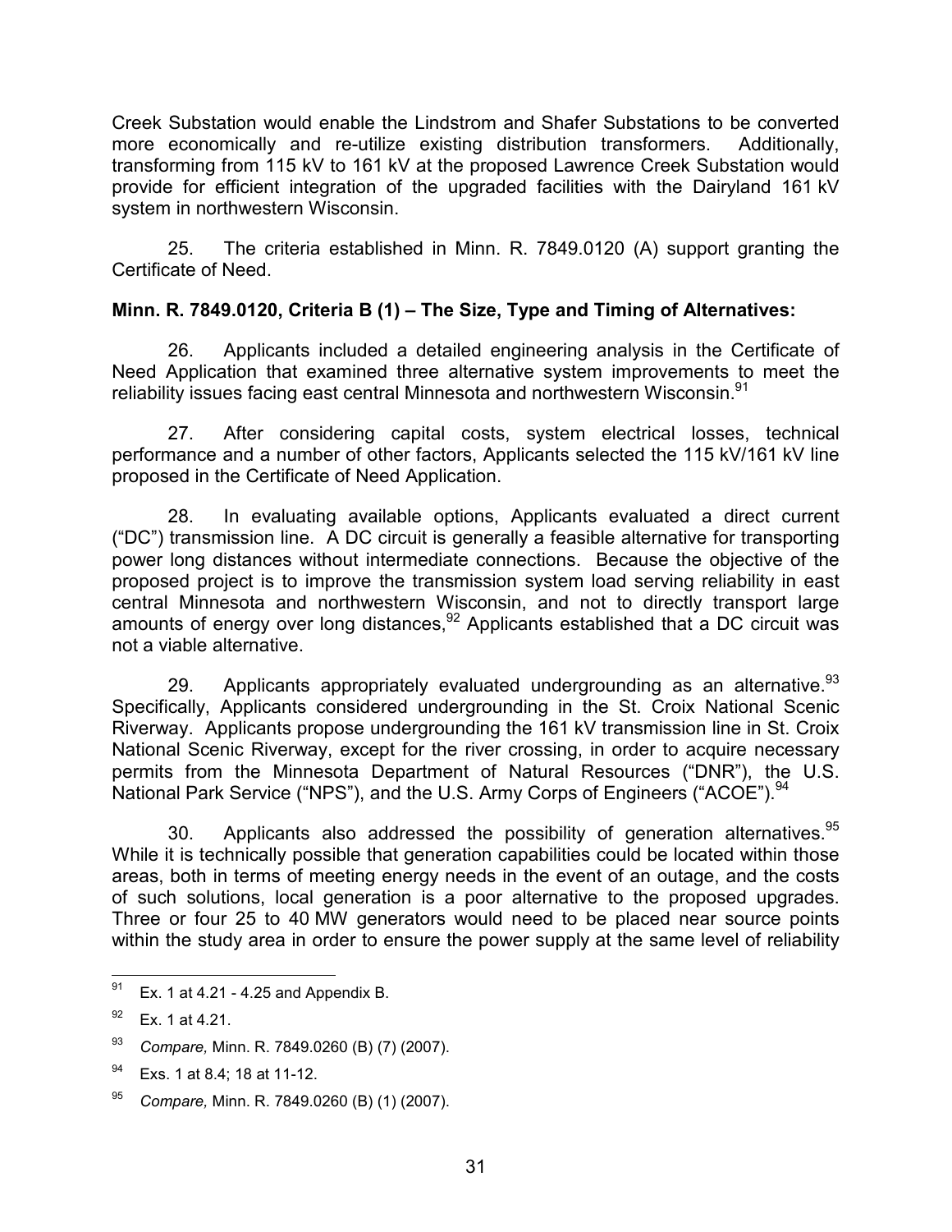Creek Substation would enable the Lindstrom and Shafer Substations to be converted more economically and re-utilize existing distribution transformers. Additionally, transforming from 115 kV to 161 kV at the proposed Lawrence Creek Substation would provide for efficient integration of the upgraded facilities with the Dairyland 161 kV system in northwestern Wisconsin.

25. The criteria established in Minn. R. 7849.0120 (A) support granting the Certificate of Need.

**Minn. R. 7849.0120, Criteria B (1) – The Size, Type and Timing of Alternatives:**

26. Applicants included a detailed engineering analysis in the Certificate of Need Application that examined three alternative system improvements to meet the reliability issues facing east central Minnesota and northwestern Wisconsin.[91]

27. After considering capital costs, system electrical losses, technical performance and a number of other factors, Applicants selected the 115 kV/161 kV line proposed in the Certificate of Need Application.

28. In evaluating available options, Applicants evaluated a direct current ("DC") transmission line. A DC circuit is generally a feasible alternative for transporting power long distances without intermediate connections. Because the objective of the proposed project is to improve the transmission system load serving reliability in east central Minnesota and northwestern Wisconsin, and not to directly transport large amounts of energy over long distances,[92] Applicants established that a DC circuit was not a viable alternative.

29. Applicants appropriately evaluated undergrounding as an alternative.[93] Specifically, Applicants considered undergrounding in the St. Croix National Scenic Riverway. Applicants propose undergrounding the 161 kV transmission line in St. Croix National Scenic Riverway, except for the river crossing, in order to acquire necessary permits from the Minnesota Department of Natural Resources ("DNR"), the U.S. National Park Service ("NPS"), and the U.S. Army Corps of Engineers ("ACOE").[94]

30. Applicants also addressed the possibility of generation alternatives.[95] While it is technically possible that generation capabilities could be located within those areas, both in terms of meeting energy needs in the event of an outage, and the costs of such solutions, local generation is a poor alternative to the proposed upgrades. Three or four 25 to 40 MW generators would need to be placed near source points within the study area in order to ensure the power supply at the same level of reliability

---

[91] Ex. 1 at 4.21 - 4.25 and Appendix B.

[92] Ex. 1 at 4.21.

[93] *Compare,* Minn. R. 7849.0260 (B) (7) (2007).

[94] Exs. 1 at 8.4; 18 at 11-12.

[95] *Compare,* Minn. R. 7849.0260 (B) (1) (2007).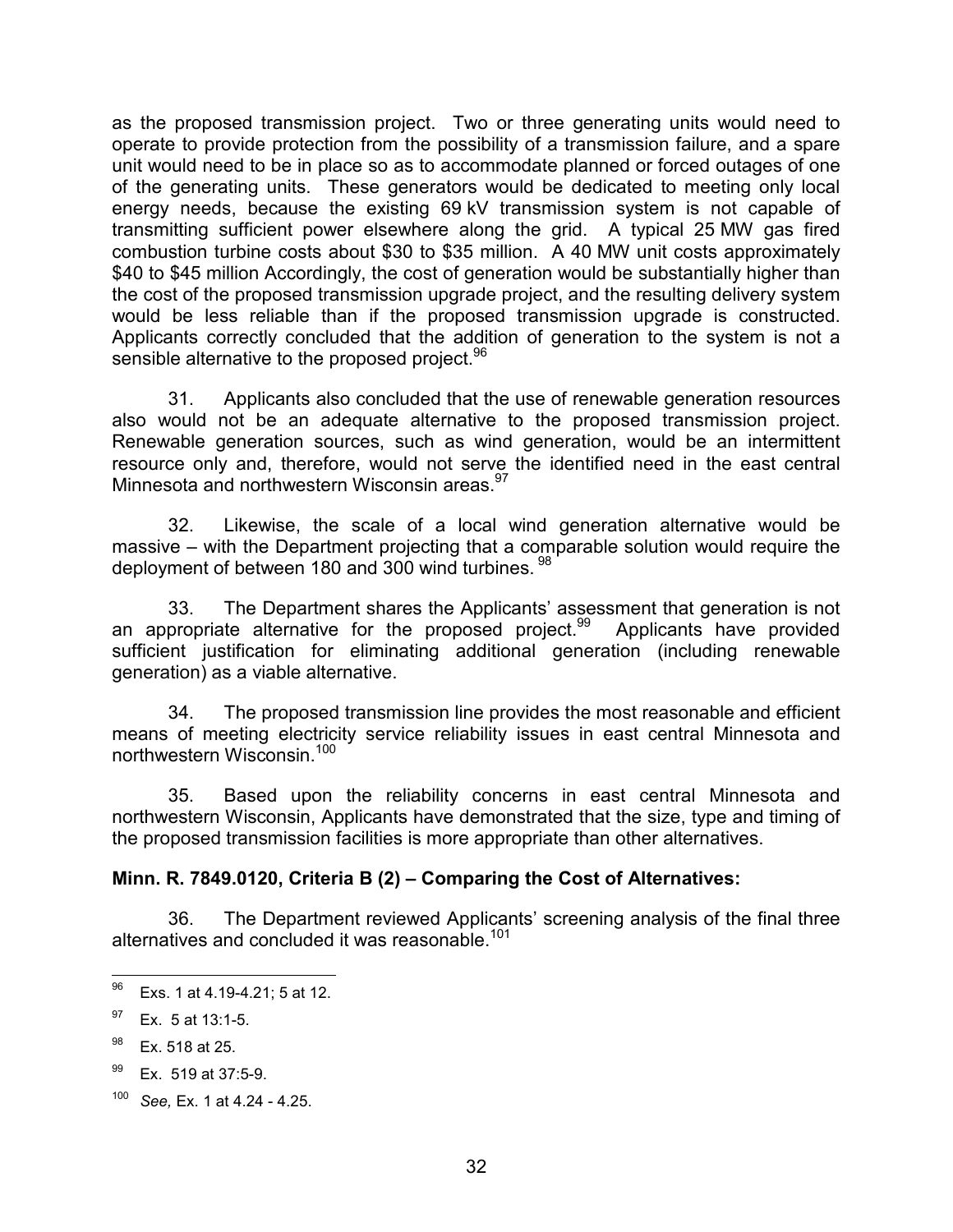as the proposed transmission project. Two or three generating units would need to operate to provide protection from the possibility of a transmission failure, and a spare unit would need to be in place so as to accommodate planned or forced outages of one of the generating units. These generators would be dedicated to meeting only local energy needs, because the existing 69 kV transmission system is not capable of transmitting sufficient power elsewhere along the grid. A typical 25 MW gas fired combustion turbine costs about $30 to $35 million. A 40 MW unit costs approximately $40 to $45 million Accordingly, the cost of generation would be substantially higher than the cost of the proposed transmission upgrade project, and the resulting delivery system would be less reliable than if the proposed transmission upgrade is constructed. Applicants correctly concluded that the addition of generation to the system is not a sensible alternative to the proposed project.[96]

31. Applicants also concluded that the use of renewable generation resources also would not be an adequate alternative to the proposed transmission project. Renewable generation sources, such as wind generation, would be an intermittent resource only and, therefore, would not serve the identified need in the east central Minnesota and northwestern Wisconsin areas.[97]

32. Likewise, the scale of a local wind generation alternative would be massive – with the Department projecting that a comparable solution would require the deployment of between 180 and 300 wind turbines.[98]

33. The Department shares the Applicants' assessment that generation is not an appropriate alternative for the proposed project.[99] Applicants have provided sufficient justification for eliminating additional generation (including renewable generation) as a viable alternative.

34. The proposed transmission line provides the most reasonable and efficient means of meeting electricity service reliability issues in east central Minnesota and northwestern Wisconsin.[100]

35. Based upon the reliability concerns in east central Minnesota and northwestern Wisconsin, Applicants have demonstrated that the size, type and timing of the proposed transmission facilities is more appropriate than other alternatives.

**Minn. R. 7849.0120, Criteria B (2) – Comparing the Cost of Alternatives:**

36. The Department reviewed Applicants' screening analysis of the final three alternatives and concluded it was reasonable.[101]

---

[96] Exs. 1 at 4.19-4.21; 5 at 12.

[97] Ex. 5 at 13:1-5.

[98] Ex. 518 at 25.

[99] Ex. 519 at 37:5-9.

[100] *See,* Ex. 1 at 4.24 - 4.25.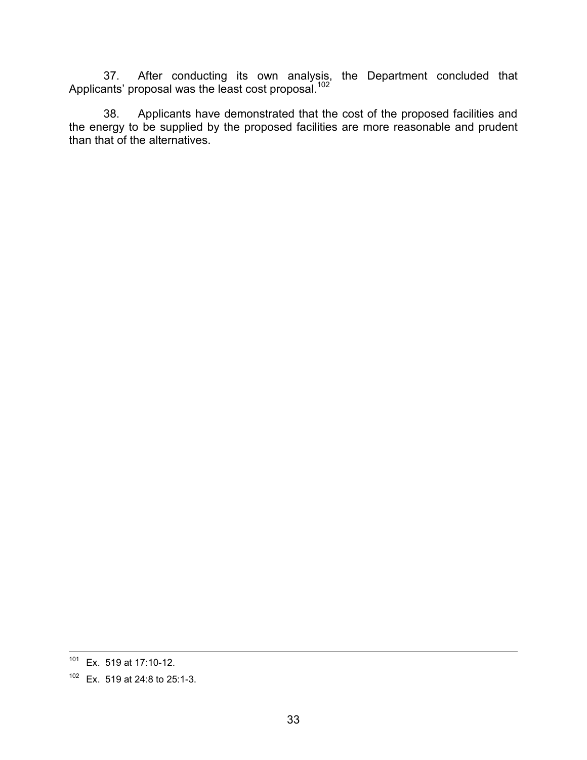37. After conducting its own analysis, the Department concluded that Applicants' proposal was the least cost proposal.[102]

38. Applicants have demonstrated that the cost of the proposed facilities and the energy to be supplied by the proposed facilities are more reasonable and prudent than that of the alternatives.

---

[101] Ex. 519 at 17:10-12.

[102] Ex. 519 at 24:8 to 25:1-3.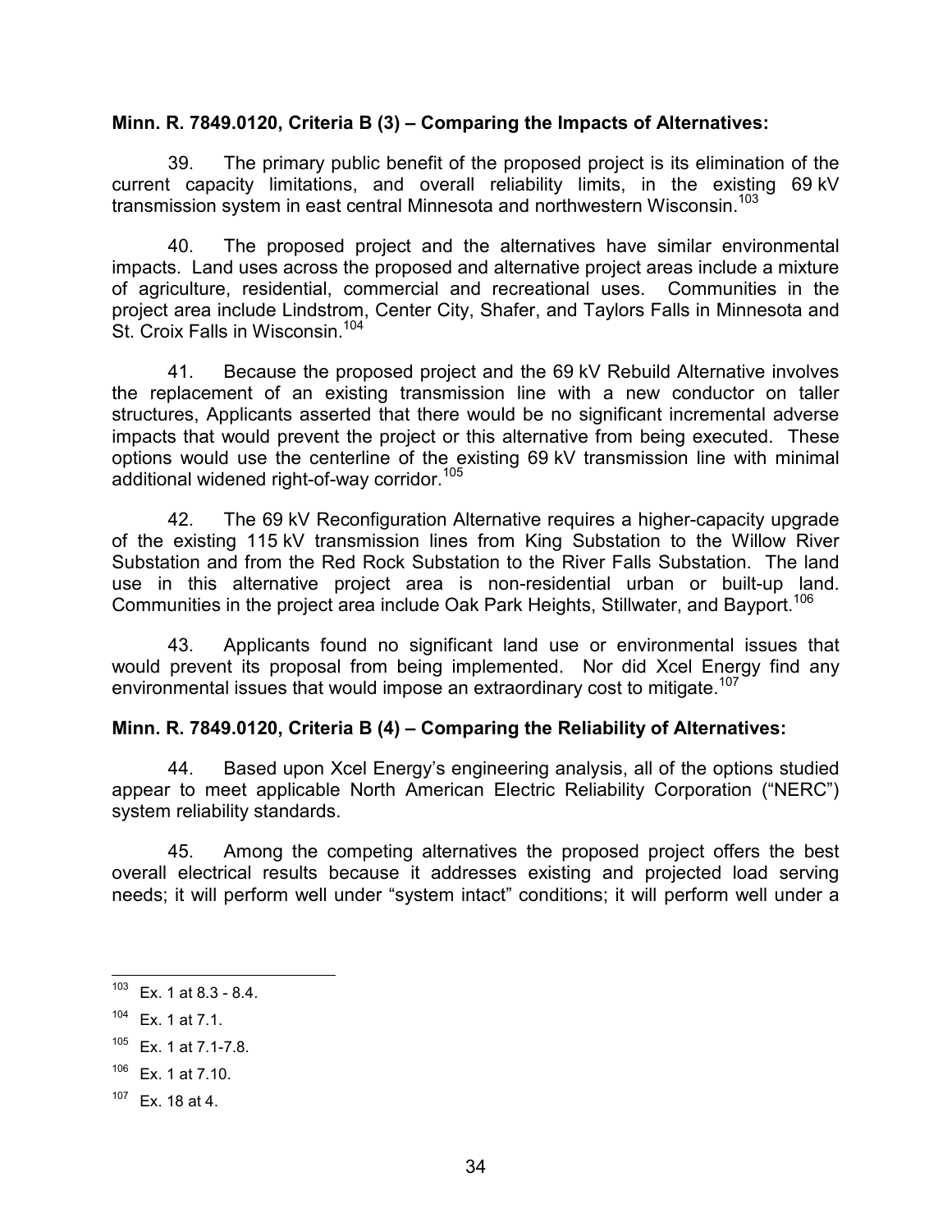**Minn. R. 7849.0120, Criteria B (3) – Comparing the Impacts of Alternatives:**

39. The primary public benefit of the proposed project is its elimination of the current capacity limitations, and overall reliability limits, in the existing 69 kV transmission system in east central Minnesota and northwestern Wisconsin.[103]

40. The proposed project and the alternatives have similar environmental impacts. Land uses across the proposed and alternative project areas include a mixture of agriculture, residential, commercial and recreational uses. Communities in the project area include Lindstrom, Center City, Shafer, and Taylors Falls in Minnesota and St. Croix Falls in Wisconsin.[104]

41. Because the proposed project and the 69 kV Rebuild Alternative involves the replacement of an existing transmission line with a new conductor on taller structures, Applicants asserted that there would be no significant incremental adverse impacts that would prevent the project or this alternative from being executed. These options would use the centerline of the existing 69 kV transmission line with minimal additional widened right-of-way corridor.[105]

42. The 69 kV Reconfiguration Alternative requires a higher-capacity upgrade of the existing 115 kV transmission lines from King Substation to the Willow River Substation and from the Red Rock Substation to the River Falls Substation. The land use in this alternative project area is non-residential urban or built-up land. Communities in the project area include Oak Park Heights, Stillwater, and Bayport.[106]

43. Applicants found no significant land use or environmental issues that would prevent its proposal from being implemented. Nor did Xcel Energy find any environmental issues that would impose an extraordinary cost to mitigate.[107]

**Minn. R. 7849.0120, Criteria B (4) – Comparing the Reliability of Alternatives:**

44. Based upon Xcel Energy's engineering analysis, all of the options studied appear to meet applicable North American Electric Reliability Corporation ("NERC") system reliability standards.

45. Among the competing alternatives the proposed project offers the best overall electrical results because it addresses existing and projected load serving needs; it will perform well under "system intact" conditions; it will perform well under a

---

[103] Ex. 1 at 8.3 - 8.4.

[104] Ex. 1 at 7.1.

[105] Ex. 1 at 7.1-7.8.

[106] Ex. 1 at 7.10.

[107] Ex. 18 at 4.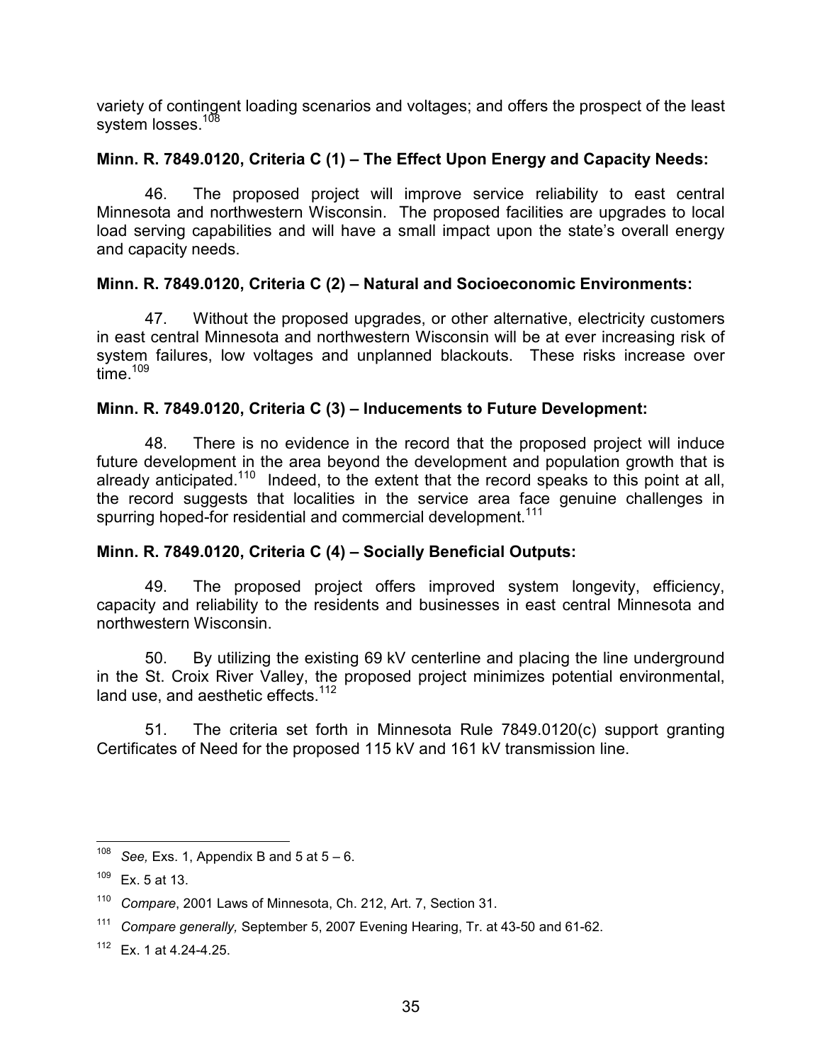variety of contingent loading scenarios and voltages; and offers the prospect of the least system losses.[108]

**Minn. R. 7849.0120, Criteria C (1) – The Effect Upon Energy and Capacity Needs:**

46. The proposed project will improve service reliability to east central Minnesota and northwestern Wisconsin. The proposed facilities are upgrades to local load serving capabilities and will have a small impact upon the state's overall energy and capacity needs.

**Minn. R. 7849.0120, Criteria C (2) – Natural and Socioeconomic Environments:**

47. Without the proposed upgrades, or other alternative, electricity customers in east central Minnesota and northwestern Wisconsin will be at ever increasing risk of system failures, low voltages and unplanned blackouts. These risks increase over time.[109]

**Minn. R. 7849.0120, Criteria C (3) – Inducements to Future Development:**

48. There is no evidence in the record that the proposed project will induce future development in the area beyond the development and population growth that is already anticipated.[110] Indeed, to the extent that the record speaks to this point at all, the record suggests that localities in the service area face genuine challenges in spurring hoped-for residential and commercial development.[111]

**Minn. R. 7849.0120, Criteria C (4) – Socially Beneficial Outputs:**

49. The proposed project offers improved system longevity, efficiency, capacity and reliability to the residents and businesses in east central Minnesota and northwestern Wisconsin.

50. By utilizing the existing 69 kV centerline and placing the line underground in the St. Croix River Valley, the proposed project minimizes potential environmental, land use, and aesthetic effects.[112]

51. The criteria set forth in Minnesota Rule 7849.0120(c) support granting Certificates of Need for the proposed 115 kV and 161 kV transmission line.

---

[108] *See,* Exs. 1, Appendix B and 5 at 5 – 6.

[109] Ex. 5 at 13.

[110] *Compare*, 2001 Laws of Minnesota, Ch. 212, Art. 7, Section 31.

[111] *Compare generally,* September 5, 2007 Evening Hearing, Tr. at 43-50 and 61-62.

[112] Ex. 1 at 4.24-4.25.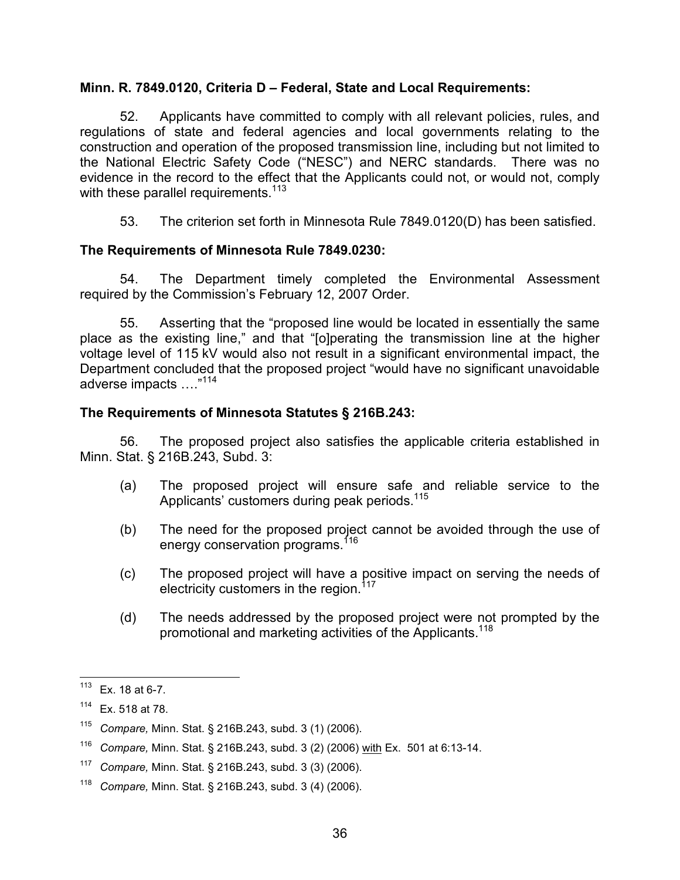**Minn. R. 7849.0120, Criteria D – Federal, State and Local Requirements:**

52. Applicants have committed to comply with all relevant policies, rules, and regulations of state and federal agencies and local governments relating to the construction and operation of the proposed transmission line, including but not limited to the National Electric Safety Code ("NESC") and NERC standards. There was no evidence in the record to the effect that the Applicants could not, or would not, comply with these parallel requirements.[113]

53. The criterion set forth in Minnesota Rule 7849.0120(D) has been satisfied.

**The Requirements of Minnesota Rule 7849.0230:**

54. The Department timely completed the Environmental Assessment required by the Commission's February 12, 2007 Order.

55. Asserting that the "proposed line would be located in essentially the same place as the existing line," and that "[o]perating the transmission line at the higher voltage level of 115 kV would also not result in a significant environmental impact, the Department concluded that the proposed project "would have no significant unavoidable adverse impacts …."[114]

**The Requirements of Minnesota Statutes § 216B.243:**

56. The proposed project also satisfies the applicable criteria established in Minn. Stat. § 216B.243, Subd. 3:

(a) The proposed project will ensure safe and reliable service to the Applicants' customers during peak periods.[115]

(b) The need for the proposed project cannot be avoided through the use of energy conservation programs.[116]

(c) The proposed project will have a positive impact on serving the needs of electricity customers in the region.[117]

(d) The needs addressed by the proposed project were not prompted by the promotional and marketing activities of the Applicants.[118]

---

[113] Ex. 18 at 6-7.

[114] Ex. 518 at 78.

[115] *Compare,* Minn. Stat. § 216B.243, subd. 3 (1) (2006).

[116] *Compare,* Minn. Stat. § 216B.243, subd. 3 (2) (2006) with Ex. 501 at 6:13-14.

[117] *Compare,* Minn. Stat. § 216B.243, subd. 3 (3) (2006).

[118] *Compare,* Minn. Stat. § 216B.243, subd. 3 (4) (2006).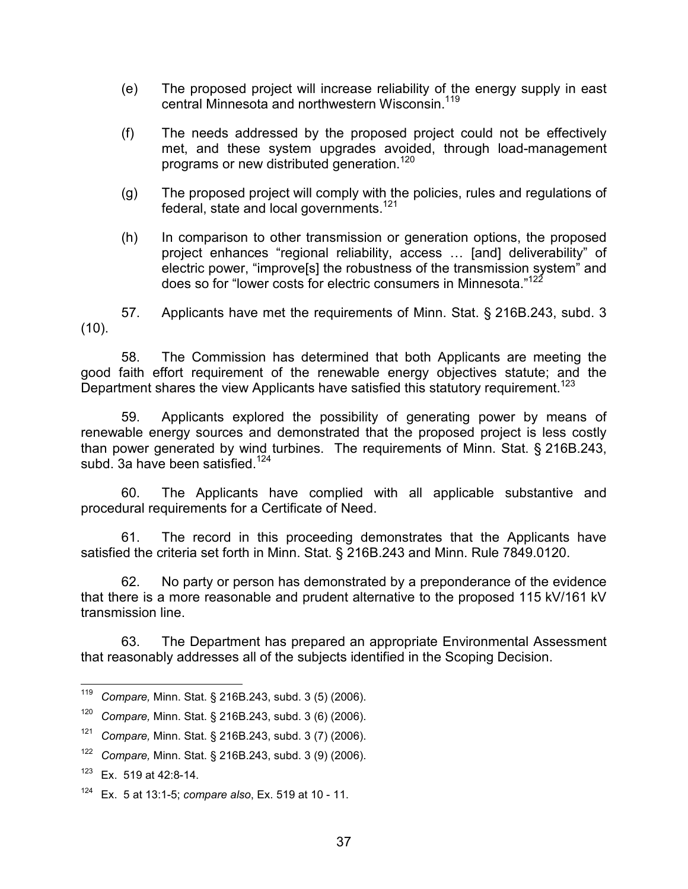(e) The proposed project will increase reliability of the energy supply in east central Minnesota and northwestern Wisconsin.[119]

(f) The needs addressed by the proposed project could not be effectively met, and these system upgrades avoided, through load-management programs or new distributed generation.[120]

(g) The proposed project will comply with the policies, rules and regulations of federal, state and local governments.[121]

(h) In comparison to other transmission or generation options, the proposed project enhances "regional reliability, access … [and] deliverability" of electric power, "improve[s] the robustness of the transmission system" and does so for "lower costs for electric consumers in Minnesota."[122]

57. Applicants have met the requirements of Minn. Stat. § 216B.243, subd. 3 (10).

58. The Commission has determined that both Applicants are meeting the good faith effort requirement of the renewable energy objectives statute; and the Department shares the view Applicants have satisfied this statutory requirement.[123]

59. Applicants explored the possibility of generating power by means of renewable energy sources and demonstrated that the proposed project is less costly than power generated by wind turbines. The requirements of Minn. Stat. § 216B.243, subd. 3a have been satisfied.[124]

60. The Applicants have complied with all applicable substantive and procedural requirements for a Certificate of Need.

61. The record in this proceeding demonstrates that the Applicants have satisfied the criteria set forth in Minn. Stat. § 216B.243 and Minn. Rule 7849.0120.

62. No party or person has demonstrated by a preponderance of the evidence that there is a more reasonable and prudent alternative to the proposed 115 kV/161 kV transmission line.

63. The Department has prepared an appropriate Environmental Assessment that reasonably addresses all of the subjects identified in the Scoping Decision.

---

[119] *Compare,* Minn. Stat. § 216B.243, subd. 3 (5) (2006).

[120] *Compare,* Minn. Stat. § 216B.243, subd. 3 (6) (2006).

[121] *Compare,* Minn. Stat. § 216B.243, subd. 3 (7) (2006).

[122] *Compare,* Minn. Stat. § 216B.243, subd. 3 (9) (2006).

[123] Ex. 519 at 42:8-14.

[124] Ex. 5 at 13:1-5; *compare also*, Ex. 519 at 10 - 11.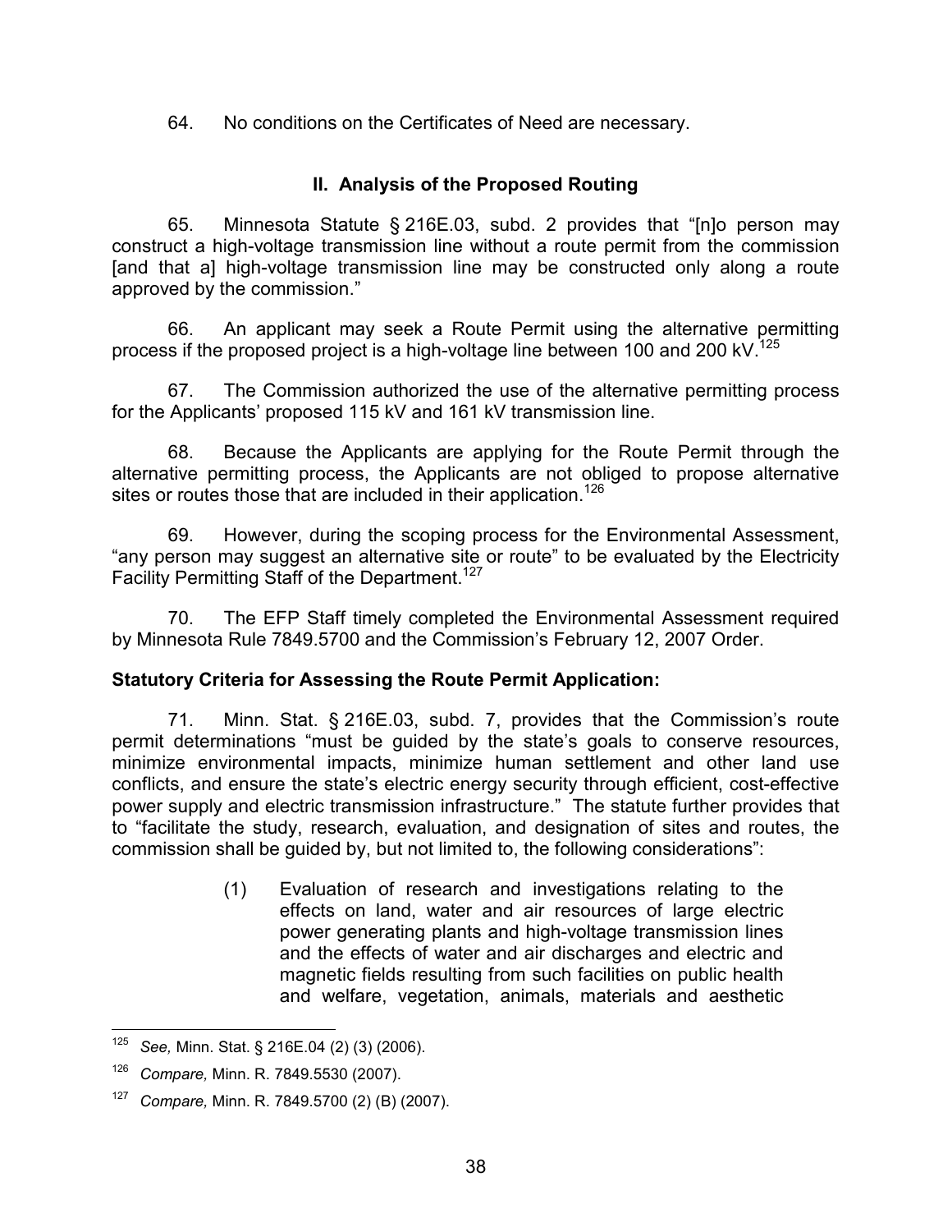64. No conditions on the Certificates of Need are necessary.

## II. Analysis of the Proposed Routing

65. Minnesota Statute § 216E.03, subd. 2 provides that "[n]o person may construct a high-voltage transmission line without a route permit from the commission [and that a] high-voltage transmission line may be constructed only along a route approved by the commission."

66. An applicant may seek a Route Permit using the alternative permitting process if the proposed project is a high-voltage line between 100 and 200 kV.[125]

67. The Commission authorized the use of the alternative permitting process for the Applicants' proposed 115 kV and 161 kV transmission line.

68. Because the Applicants are applying for the Route Permit through the alternative permitting process, the Applicants are not obliged to propose alternative sites or routes those that are included in their application.[126]

69. However, during the scoping process for the Environmental Assessment, "any person may suggest an alternative site or route" to be evaluated by the Electricity Facility Permitting Staff of the Department.[127]

70. The EFP Staff timely completed the Environmental Assessment required by Minnesota Rule 7849.5700 and the Commission's February 12, 2007 Order.

**Statutory Criteria for Assessing the Route Permit Application:**

71. Minn. Stat. § 216E.03, subd. 7, provides that the Commission's route permit determinations "must be guided by the state's goals to conserve resources, minimize environmental impacts, minimize human settlement and other land use conflicts, and ensure the state's electric energy security through efficient, cost-effective power supply and electric transmission infrastructure." The statute further provides that to "facilitate the study, research, evaluation, and designation of sites and routes, the commission shall be guided by, but not limited to, the following considerations":

> (1) Evaluation of research and investigations relating to the effects on land, water and air resources of large electric power generating plants and high-voltage transmission lines and the effects of water and air discharges and electric and magnetic fields resulting from such facilities on public health and welfare, vegetation, animals, materials and aesthetic

---

[125] *See,* Minn. Stat. § 216E.04 (2) (3) (2006).

[126] *Compare,* Minn. R. 7849.5530 (2007).

[127] *Compare,* Minn. R. 7849.5700 (2) (B) (2007).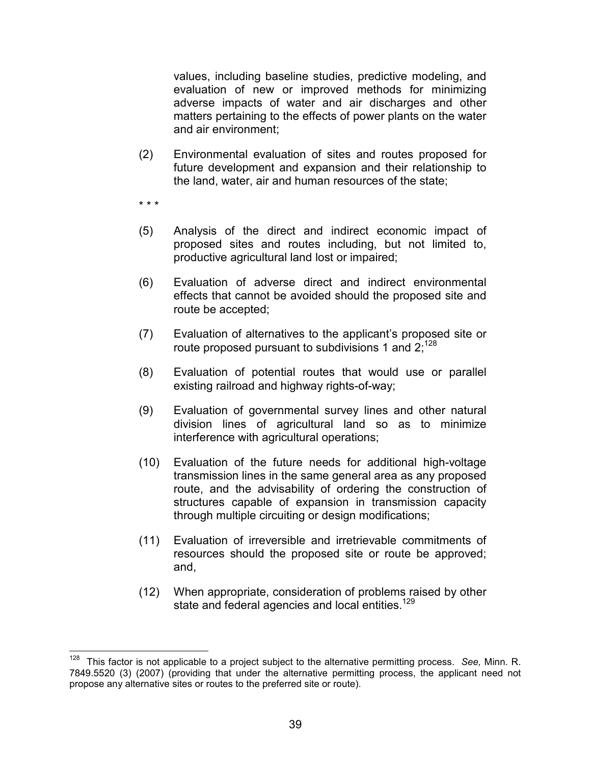values, including baseline studies, predictive modeling, and evaluation of new or improved methods for minimizing adverse impacts of water and air discharges and other matters pertaining to the effects of power plants on the water and air environment;

(2) Environmental evaluation of sites and routes proposed for future development and expansion and their relationship to the land, water, air and human resources of the state;

\* \* \*

(5) Analysis of the direct and indirect economic impact of proposed sites and routes including, but not limited to, productive agricultural land lost or impaired;

(6) Evaluation of adverse direct and indirect environmental effects that cannot be avoided should the proposed site and route be accepted;

(7) Evaluation of alternatives to the applicant's proposed site or route proposed pursuant to subdivisions 1 and 2;[128]

(8) Evaluation of potential routes that would use or parallel existing railroad and highway rights-of-way;

(9) Evaluation of governmental survey lines and other natural division lines of agricultural land so as to minimize interference with agricultural operations;

(10) Evaluation of the future needs for additional high-voltage transmission lines in the same general area as any proposed route, and the advisability of ordering the construction of structures capable of expansion in transmission capacity through multiple circuiting or design modifications;

(11) Evaluation of irreversible and irretrievable commitments of resources should the proposed site or route be approved; and,

(12) When appropriate, consideration of problems raised by other state and federal agencies and local entities.[129]

---

[128] This factor is not applicable to a project subject to the alternative permitting process. *See,* Minn. R. 7849.5520 (3) (2007) (providing that under the alternative permitting process, the applicant need not propose any alternative sites or routes to the preferred site or route).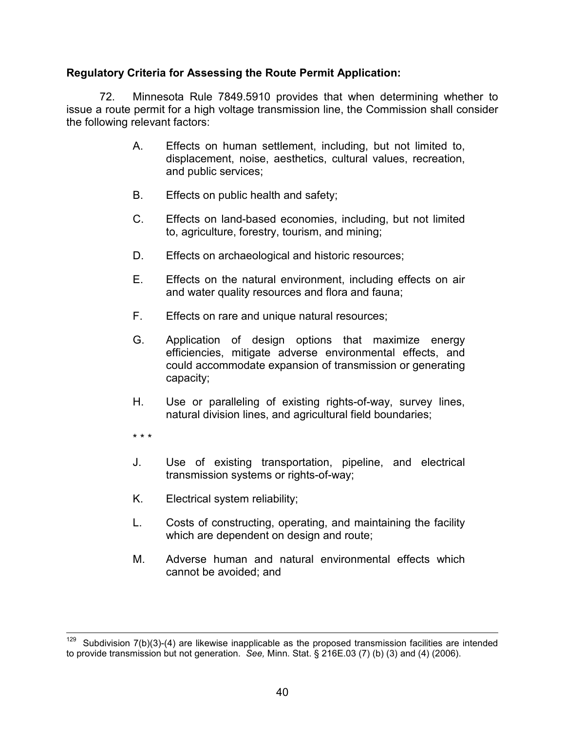**Regulatory Criteria for Assessing the Route Permit Application:**

72. Minnesota Rule 7849.5910 provides that when determining whether to issue a route permit for a high voltage transmission line, the Commission shall consider the following relevant factors:

> A. Effects on human settlement, including, but not limited to, displacement, noise, aesthetics, cultural values, recreation, and public services;
>
> B. Effects on public health and safety;
>
> C. Effects on land-based economies, including, but not limited to, agriculture, forestry, tourism, and mining;
>
> D. Effects on archaeological and historic resources;
>
> E. Effects on the natural environment, including effects on air and water quality resources and flora and fauna;
>
> F. Effects on rare and unique natural resources;
>
> G. Application of design options that maximize energy efficiencies, mitigate adverse environmental effects, and could accommodate expansion of transmission or generating capacity;
>
> H. Use or paralleling of existing rights-of-way, survey lines, natural division lines, and agricultural field boundaries;
>
> * * *
>
> J. Use of existing transportation, pipeline, and electrical transmission systems or rights-of-way;
>
> K. Electrical system reliability;
>
> L. Costs of constructing, operating, and maintaining the facility which are dependent on design and route;
>
> M. Adverse human and natural environmental effects which cannot be avoided; and

---

[129] Subdivision 7(b)(3)-(4) are likewise inapplicable as the proposed transmission facilities are intended to provide transmission but not generation. *See,* Minn. Stat. § 216E.03 (7) (b) (3) and (4) (2006).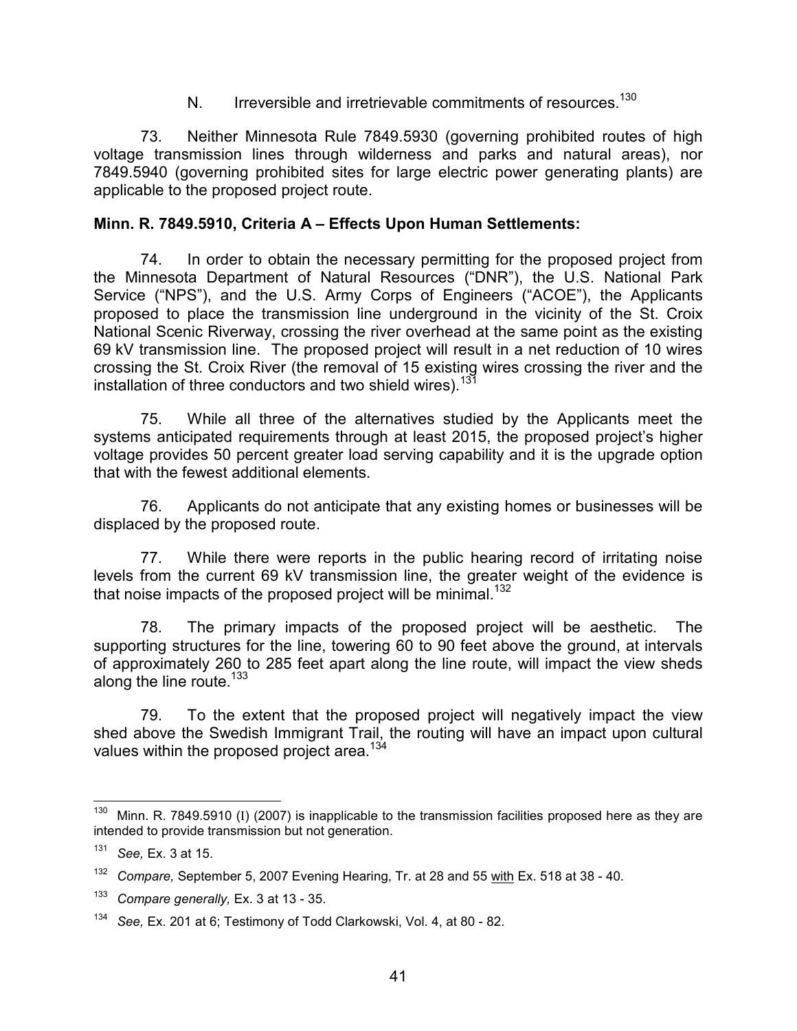N. Irreversible and irretrievable commitments of resources.[130]

73. Neither Minnesota Rule 7849.5930 (governing prohibited routes of high voltage transmission lines through wilderness and parks and natural areas), nor 7849.5940 (governing prohibited sites for large electric power generating plants) are applicable to the proposed project route.

**Minn. R. 7849.5910, Criteria A – Effects Upon Human Settlements:**

74. In order to obtain the necessary permitting for the proposed project from the Minnesota Department of Natural Resources ("DNR"), the U.S. National Park Service ("NPS"), and the U.S. Army Corps of Engineers ("ACOE"), the Applicants proposed to place the transmission line underground in the vicinity of the St. Croix National Scenic Riverway, crossing the river overhead at the same point as the existing 69 kV transmission line. The proposed project will result in a net reduction of 10 wires crossing the St. Croix River (the removal of 15 existing wires crossing the river and the installation of three conductors and two shield wires).[131]

75. While all three of the alternatives studied by the Applicants meet the systems anticipated requirements through at least 2015, the proposed project's higher voltage provides 50 percent greater load serving capability and it is the upgrade option that with the fewest additional elements.

76. Applicants do not anticipate that any existing homes or businesses will be displaced by the proposed route.

77. While there were reports in the public hearing record of irritating noise levels from the current 69 kV transmission line, the greater weight of the evidence is that noise impacts of the proposed project will be minimal.[132]

78. The primary impacts of the proposed project will be aesthetic. The supporting structures for the line, towering 60 to 90 feet above the ground, at intervals of approximately 260 to 285 feet apart along the line route, will impact the view sheds along the line route.[133]

79. To the extent that the proposed project will negatively impact the view shed above the Swedish Immigrant Trail, the routing will have an impact upon cultural values within the proposed project area.[134]

---

[130] Minn. R. 7849.5910 (I) (2007) is inapplicable to the transmission facilities proposed here as they are intended to provide transmission but not generation.

[131] *See,* Ex. 3 at 15.

[132] *Compare,* September 5, 2007 Evening Hearing, Tr. at 28 and 55 with Ex. 518 at 38 - 40.

[133] *Compare generally,* Ex. 3 at 13 - 35.

[134] *See,* Ex. 201 at 6; Testimony of Todd Clarkowski, Vol. 4, at 80 - 82.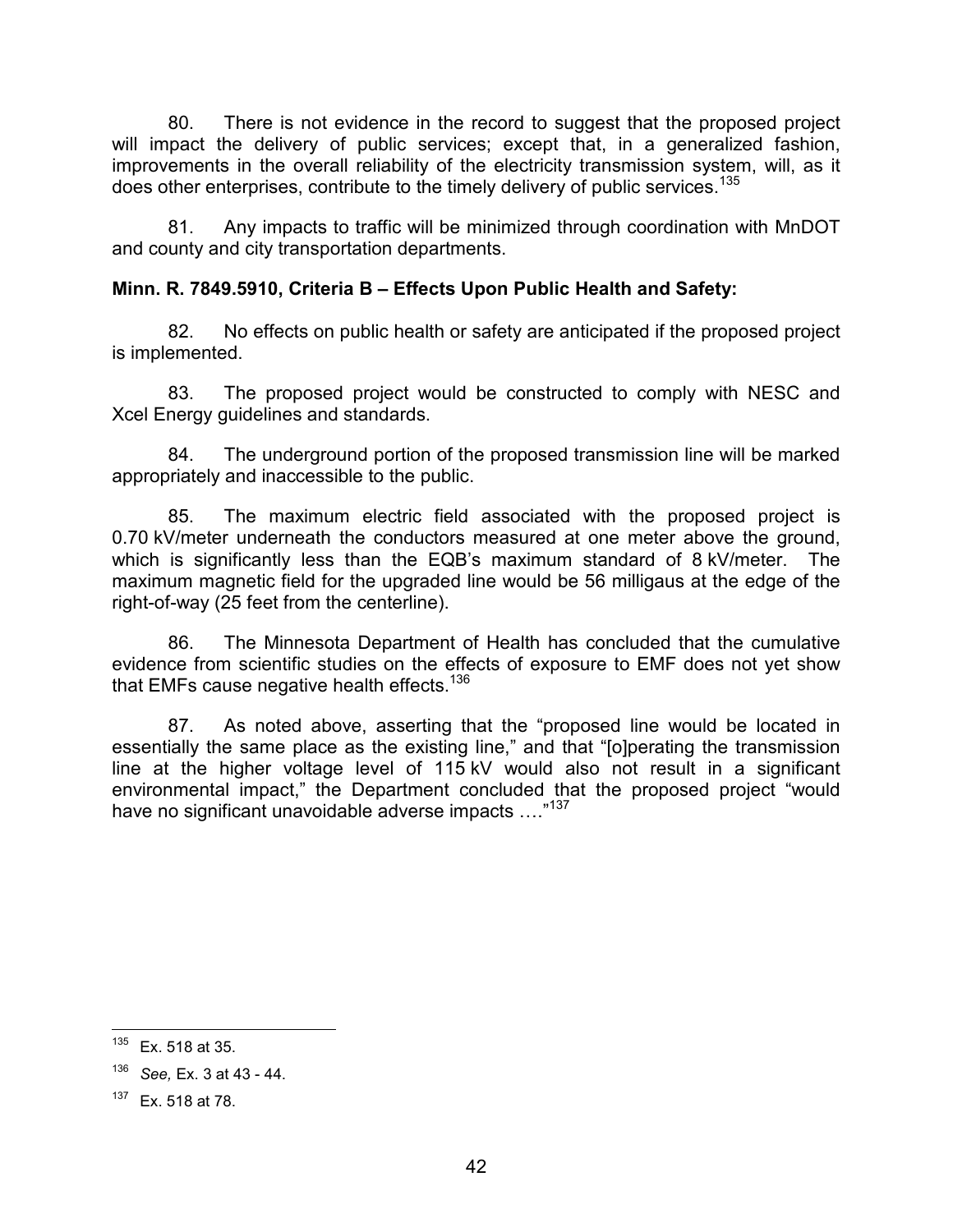80. There is not evidence in the record to suggest that the proposed project will impact the delivery of public services; except that, in a generalized fashion, improvements in the overall reliability of the electricity transmission system, will, as it does other enterprises, contribute to the timely delivery of public services.[135]

81. Any impacts to traffic will be minimized through coordination with MnDOT and county and city transportation departments.

**Minn. R. 7849.5910, Criteria B – Effects Upon Public Health and Safety:**

82. No effects on public health or safety are anticipated if the proposed project is implemented.

83. The proposed project would be constructed to comply with NESC and Xcel Energy guidelines and standards.

84. The underground portion of the proposed transmission line will be marked appropriately and inaccessible to the public.

85. The maximum electric field associated with the proposed project is 0.70 kV/meter underneath the conductors measured at one meter above the ground, which is significantly less than the EQB's maximum standard of 8 kV/meter. The maximum magnetic field for the upgraded line would be 56 milligaus at the edge of the right-of-way (25 feet from the centerline).

86. The Minnesota Department of Health has concluded that the cumulative evidence from scientific studies on the effects of exposure to EMF does not yet show that EMFs cause negative health effects.[136]

87. As noted above, asserting that the "proposed line would be located in essentially the same place as the existing line," and that "[o]perating the transmission line at the higher voltage level of 115 kV would also not result in a significant environmental impact," the Department concluded that the proposed project "would have no significant unavoidable adverse impacts …."[137]

---

[135] Ex. 518 at 35.

[136] *See,* Ex. 3 at 43 - 44.

[137] Ex. 518 at 78.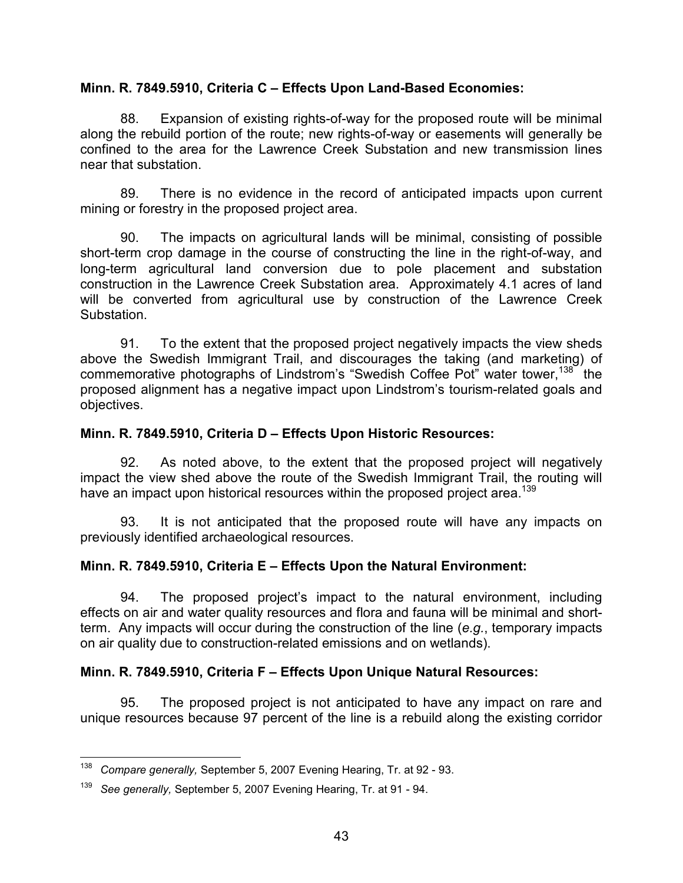**Minn. R. 7849.5910, Criteria C – Effects Upon Land-Based Economies:**

88. Expansion of existing rights-of-way for the proposed route will be minimal along the rebuild portion of the route; new rights-of-way or easements will generally be confined to the area for the Lawrence Creek Substation and new transmission lines near that substation.

89. There is no evidence in the record of anticipated impacts upon current mining or forestry in the proposed project area.

90. The impacts on agricultural lands will be minimal, consisting of possible short-term crop damage in the course of constructing the line in the right-of-way, and long-term agricultural land conversion due to pole placement and substation construction in the Lawrence Creek Substation area. Approximately 4.1 acres of land will be converted from agricultural use by construction of the Lawrence Creek Substation.

91. To the extent that the proposed project negatively impacts the view sheds above the Swedish Immigrant Trail, and discourages the taking (and marketing) of commemorative photographs of Lindstrom's "Swedish Coffee Pot" water tower,[138] the proposed alignment has a negative impact upon Lindstrom's tourism-related goals and objectives.

**Minn. R. 7849.5910, Criteria D – Effects Upon Historic Resources:**

92. As noted above, to the extent that the proposed project will negatively impact the view shed above the route of the Swedish Immigrant Trail, the routing will have an impact upon historical resources within the proposed project area.[139]

93. It is not anticipated that the proposed route will have any impacts on previously identified archaeological resources.

**Minn. R. 7849.5910, Criteria E – Effects Upon the Natural Environment:**

94. The proposed project's impact to the natural environment, including effects on air and water quality resources and flora and fauna will be minimal and short-term. Any impacts will occur during the construction of the line (*e.g.*, temporary impacts on air quality due to construction-related emissions and on wetlands).

**Minn. R. 7849.5910, Criteria F – Effects Upon Unique Natural Resources:**

95. The proposed project is not anticipated to have any impact on rare and unique resources because 97 percent of the line is a rebuild along the existing corridor

---

[138] *Compare generally,* September 5, 2007 Evening Hearing, Tr. at 92 - 93.

[139] *See generally,* September 5, 2007 Evening Hearing, Tr. at 91 - 94.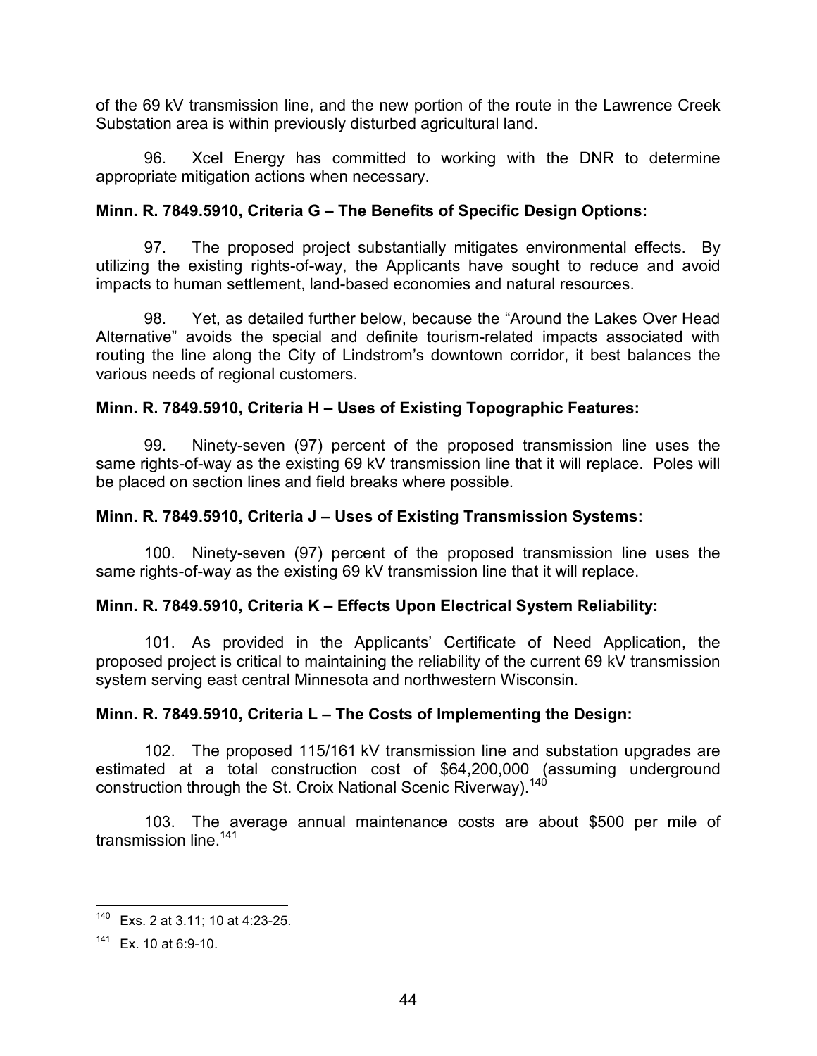of the 69 kV transmission line, and the new portion of the route in the Lawrence Creek Substation area is within previously disturbed agricultural land.

96. Xcel Energy has committed to working with the DNR to determine appropriate mitigation actions when necessary.

**Minn. R. 7849.5910, Criteria G – The Benefits of Specific Design Options:**

97. The proposed project substantially mitigates environmental effects. By utilizing the existing rights-of-way, the Applicants have sought to reduce and avoid impacts to human settlement, land-based economies and natural resources.

98. Yet, as detailed further below, because the "Around the Lakes Over Head Alternative" avoids the special and definite tourism-related impacts associated with routing the line along the City of Lindstrom's downtown corridor, it best balances the various needs of regional customers.

**Minn. R. 7849.5910, Criteria H – Uses of Existing Topographic Features:**

99. Ninety-seven (97) percent of the proposed transmission line uses the same rights-of-way as the existing 69 kV transmission line that it will replace. Poles will be placed on section lines and field breaks where possible.

**Minn. R. 7849.5910, Criteria J – Uses of Existing Transmission Systems:**

100. Ninety-seven (97) percent of the proposed transmission line uses the same rights-of-way as the existing 69 kV transmission line that it will replace.

**Minn. R. 7849.5910, Criteria K – Effects Upon Electrical System Reliability:**

101. As provided in the Applicants' Certificate of Need Application, the proposed project is critical to maintaining the reliability of the current 69 kV transmission system serving east central Minnesota and northwestern Wisconsin.

**Minn. R. 7849.5910, Criteria L – The Costs of Implementing the Design:**

102. The proposed 115/161 kV transmission line and substation upgrades are estimated at a total construction cost of $64,200,000 (assuming underground construction through the St. Croix National Scenic Riverway).[140]

103. The average annual maintenance costs are about $500 per mile of transmission line.[141]

---

[140] Exs. 2 at 3.11; 10 at 4:23-25.

[141] Ex. 10 at 6:9-10.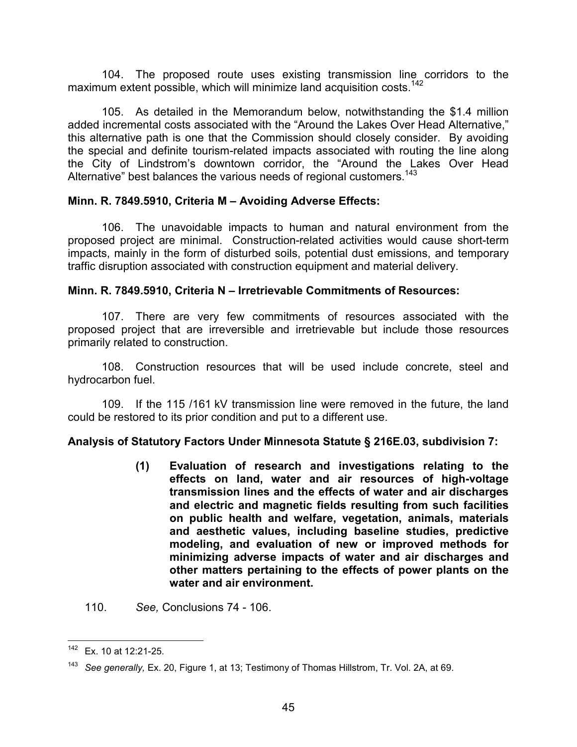104. The proposed route uses existing transmission line corridors to the maximum extent possible, which will minimize land acquisition costs.[142]

105. As detailed in the Memorandum below, notwithstanding the $1.4 million added incremental costs associated with the "Around the Lakes Over Head Alternative," this alternative path is one that the Commission should closely consider. By avoiding the special and definite tourism-related impacts associated with routing the line along the City of Lindstrom's downtown corridor, the "Around the Lakes Over Head Alternative" best balances the various needs of regional customers.[143]

**Minn. R. 7849.5910, Criteria M – Avoiding Adverse Effects:**

106. The unavoidable impacts to human and natural environment from the proposed project are minimal. Construction-related activities would cause short-term impacts, mainly in the form of disturbed soils, potential dust emissions, and temporary traffic disruption associated with construction equipment and material delivery.

**Minn. R. 7849.5910, Criteria N – Irretrievable Commitments of Resources:**

107. There are very few commitments of resources associated with the proposed project that are irreversible and irretrievable but include those resources primarily related to construction.

108. Construction resources that will be used include concrete, steel and hydrocarbon fuel.

109. If the 115 /161 kV transmission line were removed in the future, the land could be restored to its prior condition and put to a different use.

**Analysis of Statutory Factors Under Minnesota Statute § 216E.03, subdivision 7:**

> **(1) Evaluation of research and investigations relating to the effects on land, water and air resources of high-voltage transmission lines and the effects of water and air discharges and electric and magnetic fields resulting from such facilities on public health and welfare, vegetation, animals, materials and aesthetic values, including baseline studies, predictive modeling, and evaluation of new or improved methods for minimizing adverse impacts of water and air discharges and other matters pertaining to the effects of power plants on the water and air environment.**

110. *See,* Conclusions 74 - 106.

---

[142] Ex. 10 at 12:21-25.

[143] *See generally,* Ex. 20, Figure 1, at 13; Testimony of Thomas Hillstrom, Tr. Vol. 2A, at 69.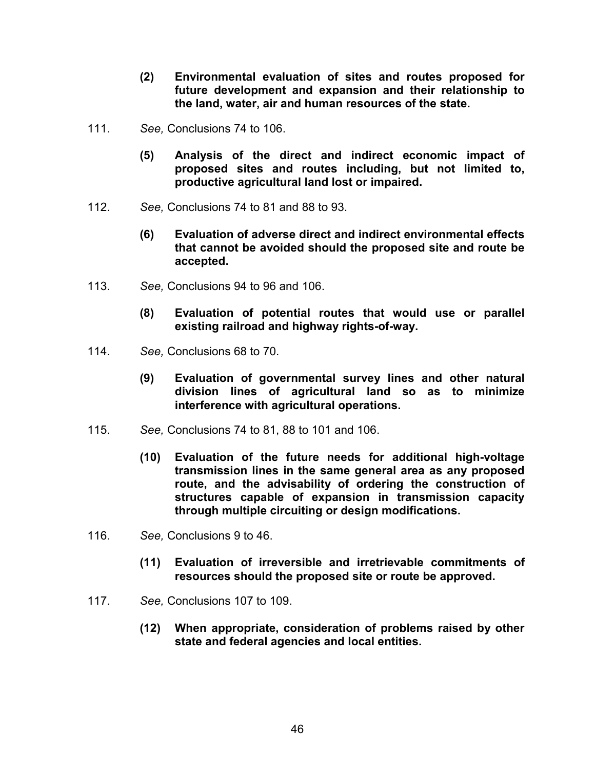**(2) Environmental evaluation of sites and routes proposed for future development and expansion and their relationship to the land, water, air and human resources of the state.**

111. *See,* Conclusions 74 to 106.

**(5) Analysis of the direct and indirect economic impact of proposed sites and routes including, but not limited to, productive agricultural land lost or impaired.**

112. *See,* Conclusions 74 to 81 and 88 to 93.

**(6) Evaluation of adverse direct and indirect environmental effects that cannot be avoided should the proposed site and route be accepted.**

113. *See,* Conclusions 94 to 96 and 106.

**(8) Evaluation of potential routes that would use or parallel existing railroad and highway rights-of-way.**

114. *See,* Conclusions 68 to 70.

**(9) Evaluation of governmental survey lines and other natural division lines of agricultural land so as to minimize interference with agricultural operations.**

115. *See,* Conclusions 74 to 81, 88 to 101 and 106.

**(10) Evaluation of the future needs for additional high-voltage transmission lines in the same general area as any proposed route, and the advisability of ordering the construction of structures capable of expansion in transmission capacity through multiple circuiting or design modifications.**

116. *See,* Conclusions 9 to 46.

**(11) Evaluation of irreversible and irretrievable commitments of resources should the proposed site or route be approved.**

117. *See,* Conclusions 107 to 109.

**(12) When appropriate, consideration of problems raised by other state and federal agencies and local entities.**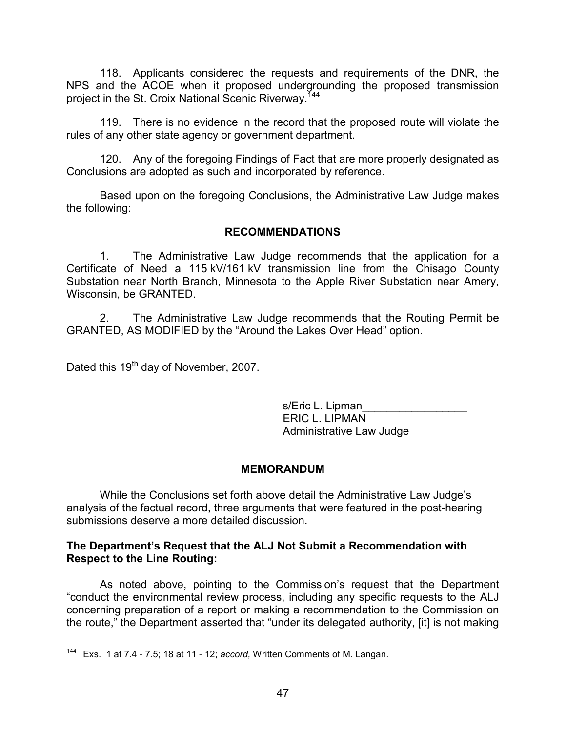118. Applicants considered the requests and requirements of the DNR, the NPS and the ACOE when it proposed undergrounding the proposed transmission project in the St. Croix National Scenic Riverway.[144]

119. There is no evidence in the record that the proposed route will violate the rules of any other state agency or government department.

120. Any of the foregoing Findings of Fact that are more properly designated as Conclusions are adopted as such and incorporated by reference.

Based upon on the foregoing Conclusions, the Administrative Law Judge makes the following:

## RECOMMENDATIONS

1. The Administrative Law Judge recommends that the application for a Certificate of Need a 115 kV/161 kV transmission line from the Chisago County Substation near North Branch, Minnesota to the Apple River Substation near Amery, Wisconsin, be GRANTED.

2. The Administrative Law Judge recommends that the Routing Permit be GRANTED, AS MODIFIED by the "Around the Lakes Over Head" option.

Dated this 19th day of November, 2007.

s/Eric L. Lipman
ERIC L. LIPMAN
Administrative Law Judge

## MEMORANDUM

While the Conclusions set forth above detail the Administrative Law Judge's analysis of the factual record, three arguments that were featured in the post-hearing submissions deserve a more detailed discussion.

**The Department's Request that the ALJ Not Submit a Recommendation with Respect to the Line Routing:**

As noted above, pointing to the Commission's request that the Department "conduct the environmental review process, including any specific requests to the ALJ concerning preparation of a report or making a recommendation to the Commission on the route," the Department asserted that "under its delegated authority, [it] is not making

---

[144] Exs. 1 at 7.4 - 7.5; 18 at 11 - 12; *accord,* Written Comments of M. Langan.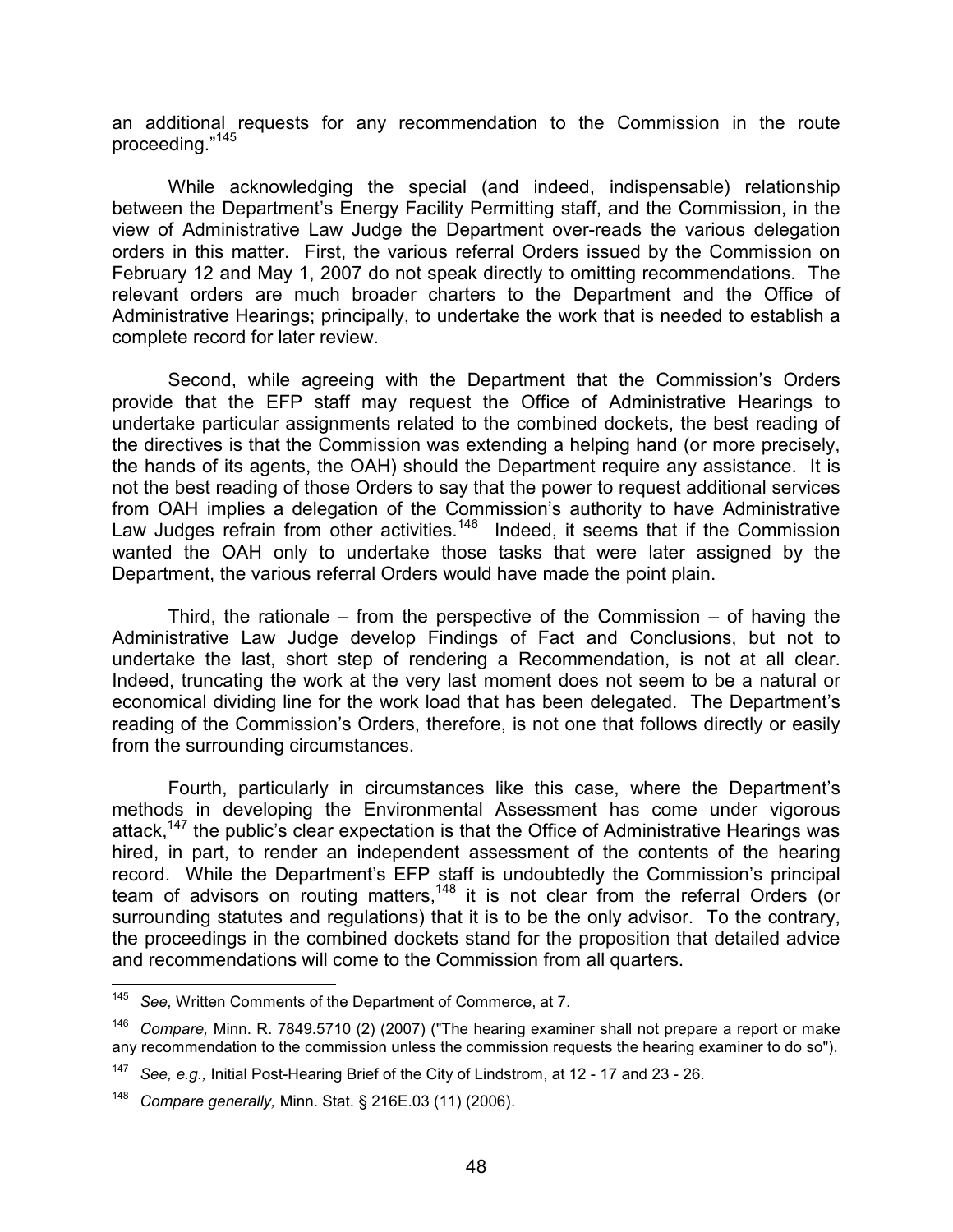an additional requests for any recommendation to the Commission in the route proceeding."[145]

While acknowledging the special (and indeed, indispensable) relationship between the Department's Energy Facility Permitting staff, and the Commission, in the view of Administrative Law Judge the Department over-reads the various delegation orders in this matter. First, the various referral Orders issued by the Commission on February 12 and May 1, 2007 do not speak directly to omitting recommendations. The relevant orders are much broader charters to the Department and the Office of Administrative Hearings; principally, to undertake the work that is needed to establish a complete record for later review.

Second, while agreeing with the Department that the Commission's Orders provide that the EFP staff may request the Office of Administrative Hearings to undertake particular assignments related to the combined dockets, the best reading of the directives is that the Commission was extending a helping hand (or more precisely, the hands of its agents, the OAH) should the Department require any assistance. It is not the best reading of those Orders to say that the power to request additional services from OAH implies a delegation of the Commission's authority to have Administrative Law Judges refrain from other activities.[146] Indeed, it seems that if the Commission wanted the OAH only to undertake those tasks that were later assigned by the Department, the various referral Orders would have made the point plain.

Third, the rationale – from the perspective of the Commission – of having the Administrative Law Judge develop Findings of Fact and Conclusions, but not to undertake the last, short step of rendering a Recommendation, is not at all clear. Indeed, truncating the work at the very last moment does not seem to be a natural or economical dividing line for the work load that has been delegated. The Department's reading of the Commission's Orders, therefore, is not one that follows directly or easily from the surrounding circumstances.

Fourth, particularly in circumstances like this case, where the Department's methods in developing the Environmental Assessment has come under vigorous attack,[147] the public's clear expectation is that the Office of Administrative Hearings was hired, in part, to render an independent assessment of the contents of the hearing record. While the Department's EFP staff is undoubtedly the Commission's principal team of advisors on routing matters,[148] it is not clear from the referral Orders (or surrounding statutes and regulations) that it is to be the only advisor. To the contrary, the proceedings in the combined dockets stand for the proposition that detailed advice and recommendations will come to the Commission from all quarters.

---

[145] *See,* Written Comments of the Department of Commerce, at 7.

[146] *Compare,* Minn. R. 7849.5710 (2) (2007) ("The hearing examiner shall not prepare a report or make any recommendation to the commission unless the commission requests the hearing examiner to do so").

[147] *See, e.g.,* Initial Post-Hearing Brief of the City of Lindstrom, at 12 - 17 and 23 - 26.

[148] *Compare generally,* Minn. Stat. § 216E.03 (11) (2006).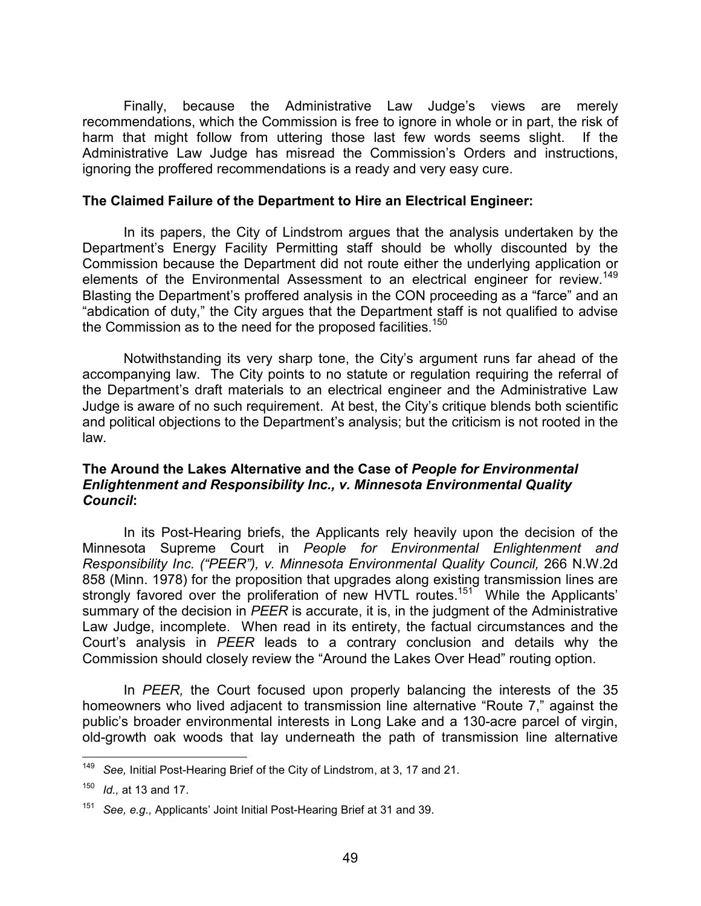Finally, because the Administrative Law Judge's views are merely recommendations, which the Commission is free to ignore in whole or in part, the risk of harm that might follow from uttering those last few words seems slight. If the Administrative Law Judge has misread the Commission's Orders and instructions, ignoring the proffered recommendations is a ready and very easy cure.

**The Claimed Failure of the Department to Hire an Electrical Engineer:**

In its papers, the City of Lindstrom argues that the analysis undertaken by the Department's Energy Facility Permitting staff should be wholly discounted by the Commission because the Department did not route either the underlying application or elements of the Environmental Assessment to an electrical engineer for review.[149] Blasting the Department's proffered analysis in the CON proceeding as a "farce" and an "abdication of duty," the City argues that the Department staff is not qualified to advise the Commission as to the need for the proposed facilities.[150]

Notwithstanding its very sharp tone, the City's argument runs far ahead of the accompanying law. The City points to no statute or regulation requiring the referral of the Department's draft materials to an electrical engineer and the Administrative Law Judge is aware of no such requirement. At best, the City's critique blends both scientific and political objections to the Department's analysis; but the criticism is not rooted in the law.

**The Around the Lakes Alternative and the Case of *People for Environmental Enlightenment and Responsibility Inc., v. Minnesota Environmental Quality Council*:**

In its Post-Hearing briefs, the Applicants rely heavily upon the decision of the Minnesota Supreme Court in *People for Environmental Enlightenment and Responsibility Inc. ("PEER"), v. Minnesota Environmental Quality Council,* 266 N.W.2d 858 (Minn. 1978) for the proposition that upgrades along existing transmission lines are strongly favored over the proliferation of new HVTL routes.[151] While the Applicants' summary of the decision in *PEER* is accurate, it is, in the judgment of the Administrative Law Judge, incomplete. When read in its entirety, the factual circumstances and the Court's analysis in *PEER* leads to a contrary conclusion and details why the Commission should closely review the "Around the Lakes Over Head" routing option.

In *PEER,* the Court focused upon properly balancing the interests of the 35 homeowners who lived adjacent to transmission line alternative "Route 7," against the public's broader environmental interests in Long Lake and a 130-acre parcel of virgin, old-growth oak woods that lay underneath the path of transmission line alternative

---

[149] *See,* Initial Post-Hearing Brief of the City of Lindstrom, at 3, 17 and 21.

[150] *Id.,* at 13 and 17.

[151] *See, e.g.,* Applicants' Joint Initial Post-Hearing Brief at 31 and 39.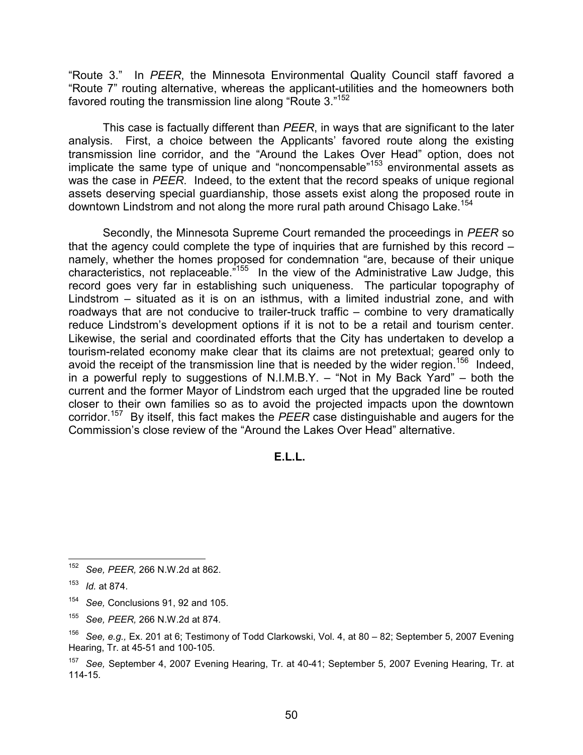"Route 3." In *PEER*, the Minnesota Environmental Quality Council staff favored a "Route 7" routing alternative, whereas the applicant-utilities and the homeowners both favored routing the transmission line along "Route 3."[152]

This case is factually different than *PEER*, in ways that are significant to the later analysis. First, a choice between the Applicants' favored route along the existing transmission line corridor, and the "Around the Lakes Over Head" option, does not implicate the same type of unique and "noncompensable"[153] environmental assets as was the case in *PEER*. Indeed, to the extent that the record speaks of unique regional assets deserving special guardianship, those assets exist along the proposed route in downtown Lindstrom and not along the more rural path around Chisago Lake.[154]

Secondly, the Minnesota Supreme Court remanded the proceedings in *PEER* so that the agency could complete the type of inquiries that are furnished by this record – namely, whether the homes proposed for condemnation "are, because of their unique characteristics, not replaceable."[155] In the view of the Administrative Law Judge, this record goes very far in establishing such uniqueness. The particular topography of Lindstrom – situated as it is on an isthmus, with a limited industrial zone, and with roadways that are not conducive to trailer-truck traffic – combine to very dramatically reduce Lindstrom's development options if it is not to be a retail and tourism center. Likewise, the serial and coordinated efforts that the City has undertaken to develop a tourism-related economy make clear that its claims are not pretextual; geared only to avoid the receipt of the transmission line that is needed by the wider region.[156] Indeed, in a powerful reply to suggestions of N.I.M.B.Y. – "Not in My Back Yard" – both the current and the former Mayor of Lindstrom each urged that the upgraded line be routed closer to their own families so as to avoid the projected impacts upon the downtown corridor.[157] By itself, this fact makes the *PEER* case distinguishable and augers for the Commission's close review of the "Around the Lakes Over Head" alternative.

**E.L.L.**

---

[152] *See, PEER,* 266 N.W.2d at 862.

[153] *Id.* at 874.

[154] *See,* Conclusions 91, 92 and 105.

[155] *See, PEER,* 266 N.W.2d at 874.

[156] *See, e.g.,* Ex. 201 at 6; Testimony of Todd Clarkowski, Vol. 4, at 80 – 82; September 5, 2007 Evening Hearing, Tr. at 45-51 and 100-105.

[157] *See,* September 4, 2007 Evening Hearing, Tr. at 40-41; September 5, 2007 Evening Hearing, Tr. at 114-15.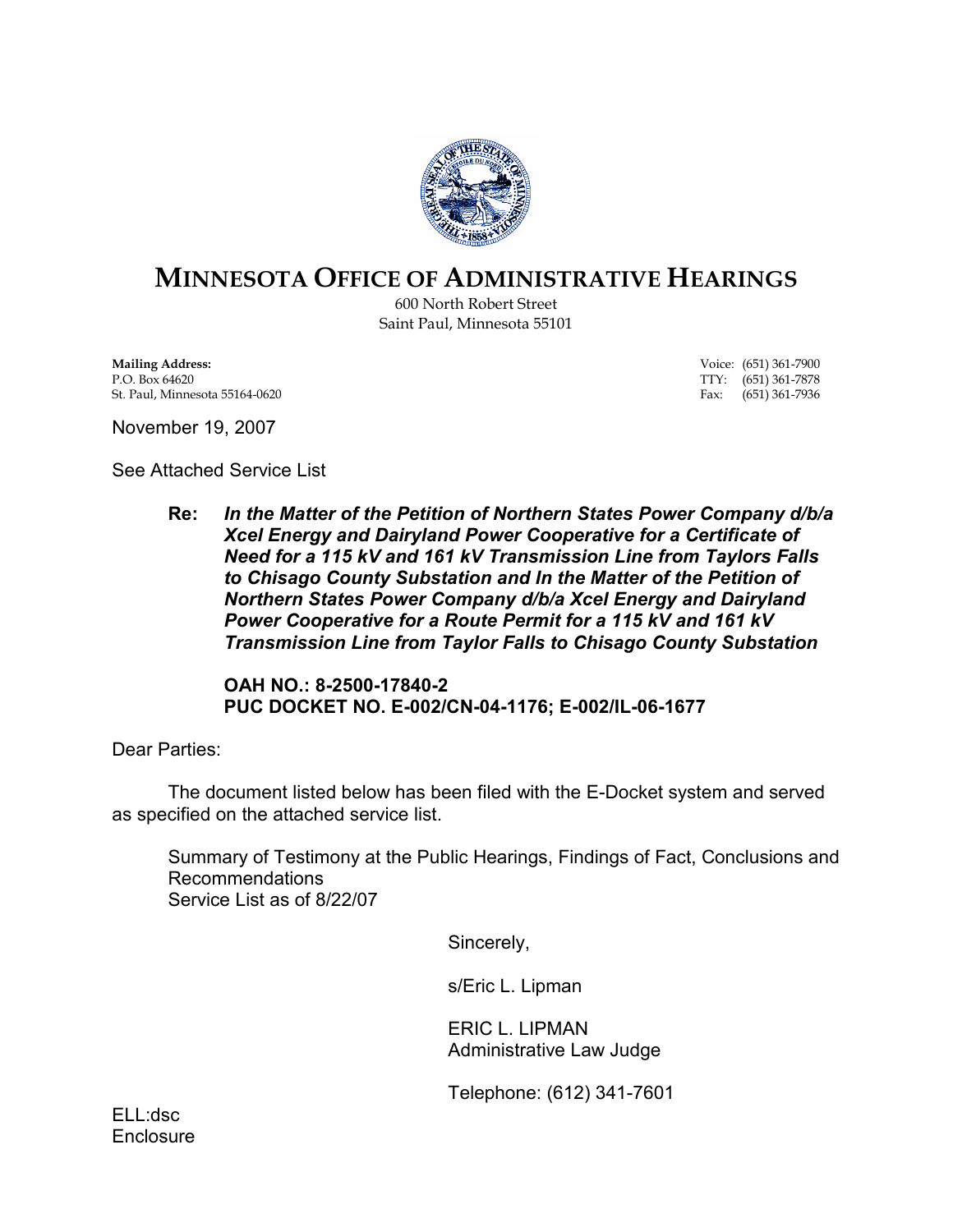# MINNESOTA OFFICE OF ADMINISTRATIVE HEARINGS

600 North Robert Street
Saint Paul, Minnesota 55101

**Mailing Address:**
P.O. Box 64620
St. Paul, Minnesota 55164-0620

Voice: (651) 361-7900
TTY: (651) 361-7878
Fax: (651) 361-7936

November 19, 2007

See Attached Service List

> **Re:** ***In the Matter of the Petition of Northern States Power Company d/b/a Xcel Energy and Dairyland Power Cooperative for a Certificate of Need for a 115 kV and 161 kV Transmission Line from Taylors Falls to Chisago County Substation and In the Matter of the Petition of Northern States Power Company d/b/a Xcel Energy and Dairyland Power Cooperative for a Route Permit for a 115 kV and 161 kV Transmission Line from Taylor Falls to Chisago County Substation***
>
> **OAH NO.: 8-2500-17840-2**
> **PUC DOCKET NO. E-002/CN-04-1176; E-002/IL-06-1677**

Dear Parties:

The document listed below has been filed with the E-Docket system and served as specified on the attached service list.

Summary of Testimony at the Public Hearings, Findings of Fact, Conclusions and Recommendations
Service List as of 8/22/07

Sincerely,

s/Eric L. Lipman

ERIC L. LIPMAN
Administrative Law Judge

Telephone: (612) 341-7601

ELL:dsc
Enclosure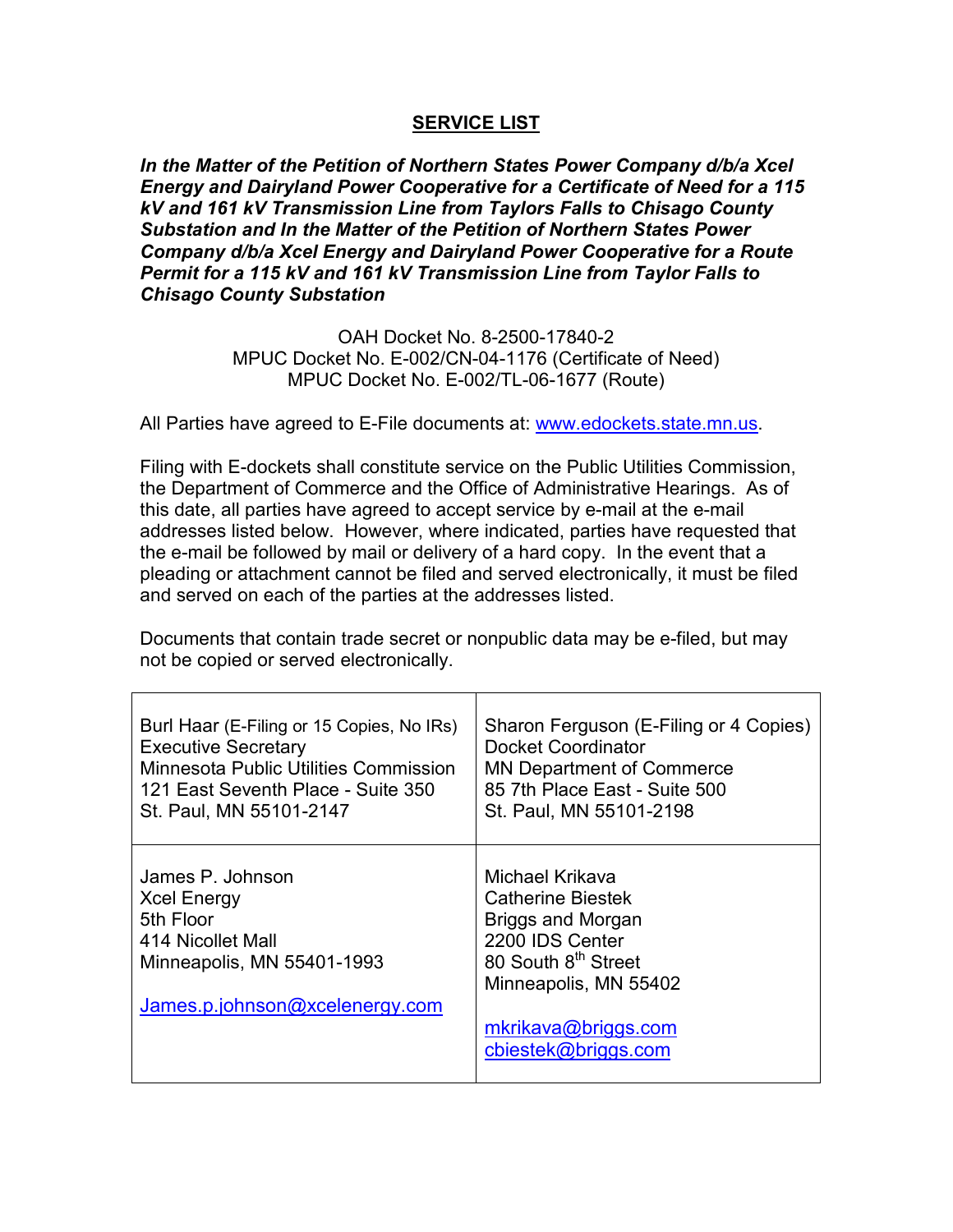## SERVICE LIST

***In the Matter of the Petition of Northern States Power Company d/b/a Xcel Energy and Dairyland Power Cooperative for a Certificate of Need for a 115 kV and 161 kV Transmission Line from Taylors Falls to Chisago County Substation and In the Matter of the Petition of Northern States Power Company d/b/a Xcel Energy and Dairyland Power Cooperative for a Route Permit for a 115 kV and 161 kV Transmission Line from Taylor Falls to Chisago County Substation***

OAH Docket No. 8-2500-17840-2
MPUC Docket No. E-002/CN-04-1176 (Certificate of Need)
MPUC Docket No. E-002/TL-06-1677 (Route)

All Parties have agreed to E-File documents at: www.edockets.state.mn.us.

Filing with E-dockets shall constitute service on the Public Utilities Commission, the Department of Commerce and the Office of Administrative Hearings. As of this date, all parties have agreed to accept service by e-mail at the e-mail addresses listed below. However, where indicated, parties have requested that the e-mail be followed by mail or delivery of a hard copy. In the event that a pleading or attachment cannot be filed and served electronically, it must be filed and served on each of the parties at the addresses listed.

Documents that contain trade secret or nonpublic data may be e-filed, but may not be copied or served electronically.

| | |
|---|---|
| Burl Haar (E-Filing or 15 Copies, No IRs)<br>Executive Secretary<br>Minnesota Public Utilities Commission<br>121 East Seventh Place - Suite 350<br>St. Paul, MN 55101-2147 | Sharon Ferguson (E-Filing or 4 Copies)<br>Docket Coordinator<br>MN Department of Commerce<br>85 7th Place East - Suite 500<br>St. Paul, MN 55101-2198 |
| James P. Johnson<br>Xcel Energy<br>5th Floor<br>414 Nicollet Mall<br>Minneapolis, MN 55401-1993<br><br>James.p.johnson@xcelenergy.com | Michael Krikava<br>Catherine Biestek<br>Briggs and Morgan<br>2200 IDS Center<br>80 South 8th Street<br>Minneapolis, MN 55402<br><br>mkrikava@briggs.com<br>cbiestek@briggs.com |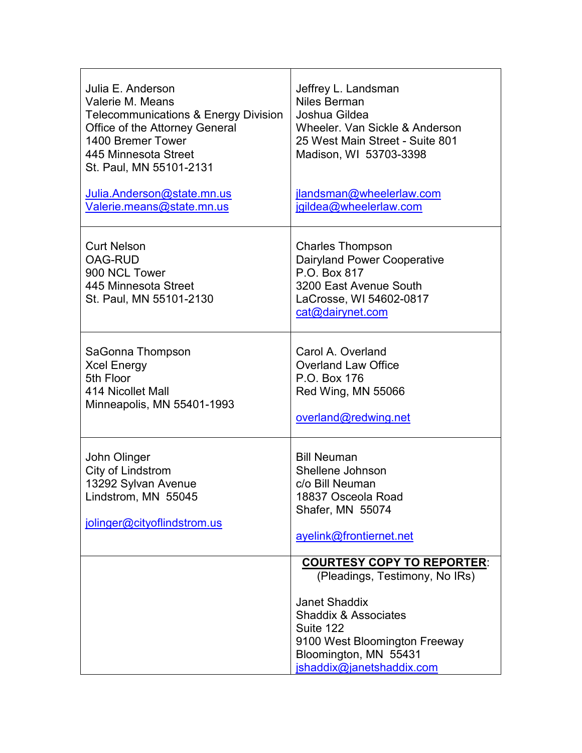| | |
|---|---|
| Julia E. Anderson<br>Valerie M. Means<br>Telecommunications & Energy Division<br>Office of the Attorney General<br>1400 Bremer Tower<br>445 Minnesota Street<br>St. Paul, MN 55101-2131<br><br>Julia.Anderson@state.mn.us<br>Valerie.means@state.mn.us | Jeffrey L. Landsman<br>Niles Berman<br>Joshua Gildea<br>Wheeler. Van Sickle & Anderson<br>25 West Main Street - Suite 801<br>Madison, WI 53703-3398<br><br>jlandsman@wheelerlaw.com<br>jgildea@wheelerlaw.com |
| Curt Nelson<br>OAG-RUD<br>900 NCL Tower<br>445 Minnesota Street<br>St. Paul, MN 55101-2130 | Charles Thompson<br>Dairyland Power Cooperative<br>P.O. Box 817<br>3200 East Avenue South<br>LaCrosse, WI 54602-0817<br>cat@dairynet.com |
| SaGonna Thompson<br>Xcel Energy<br>5th Floor<br>414 Nicollet Mall<br>Minneapolis, MN 55401-1993 | Carol A. Overland<br>Overland Law Office<br>P.O. Box 176<br>Red Wing, MN 55066<br><br>overland@redwing.net |
| John Olinger<br>City of Lindstrom<br>13292 Sylvan Avenue<br>Lindstrom, MN 55045<br><br>jolinger@cityoflindstrom.us | Bill Neuman<br>Shellene Johnson<br>c/o Bill Neuman<br>18837 Osceola Road<br>Shafer, MN 55074<br><br>ayelink@frontiernet.net |
| | **COURTESY COPY TO REPORTER**:<br>(Pleadings, Testimony, No IRs)<br><br>Janet Shaddix<br>Shaddix & Associates<br>Suite 122<br>9100 West Bloomington Freeway<br>Bloomington, MN 55431<br>jshaddix@janetshaddix.com |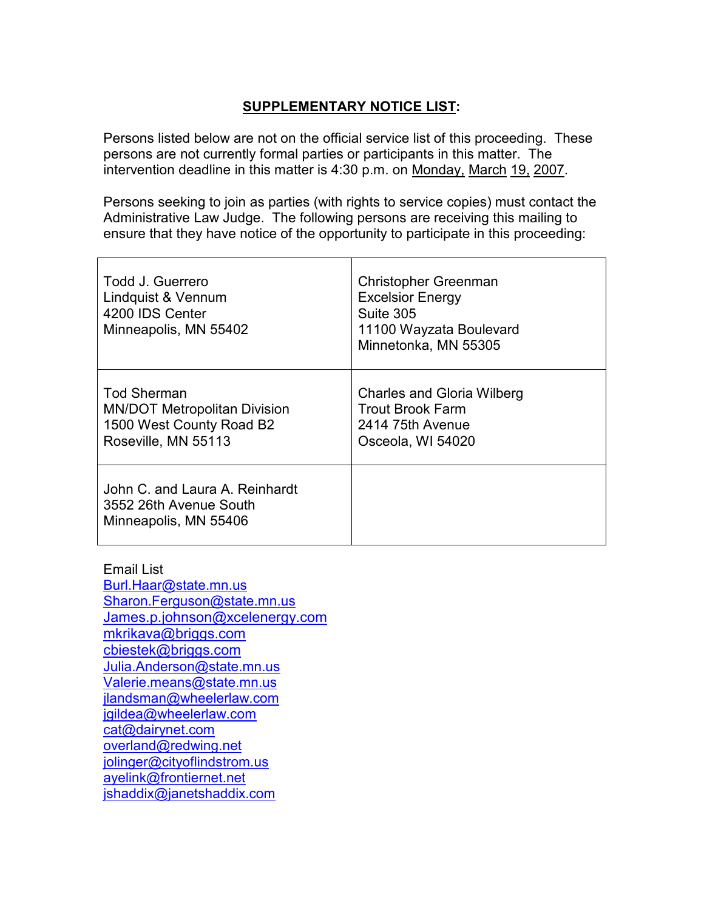## **SUPPLEMENTARY NOTICE LIST:**

Persons listed below are not on the official service list of this proceeding. These persons are not currently formal parties or participants in this matter. The intervention deadline in this matter is 4:30 p.m. on Monday, March 19, 2007.

Persons seeking to join as parties (with rights to service copies) must contact the Administrative Law Judge. The following persons are receiving this mailing to ensure that they have notice of the opportunity to participate in this proceeding:

| | |
|---|---|
| Todd J. Guerrero<br>Lindquist & Vennum<br>4200 IDS Center<br>Minneapolis, MN 55402 | Christopher Greenman<br>Excelsior Energy<br>Suite 305<br>11100 Wayzata Boulevard<br>Minnetonka, MN 55305 |
| Tod Sherman<br>MN/DOT Metropolitan Division<br>1500 West County Road B2<br>Roseville, MN 55113 | Charles and Gloria Wilberg<br>Trout Brook Farm<br>2414 75th Avenue<br>Osceola, WI 54020 |
| John C. and Laura A. Reinhardt<br>3552 26th Avenue South<br>Minneapolis, MN 55406 | |

Email List
Burl.Haar@state.mn.us
Sharon.Ferguson@state.mn.us
James.p.johnson@xcelenergy.com
mkrikava@briggs.com
cbiestek@briggs.com
Julia.Anderson@state.mn.us
Valerie.means@state.mn.us
jlandsman@wheelerlaw.com
jgildea@wheelerlaw.com
cat@dairynet.com
overland@redwing.net
jolinger@cityoflindstrom.us
ayelink@frontiernet.net
jshaddix@janetshaddix.com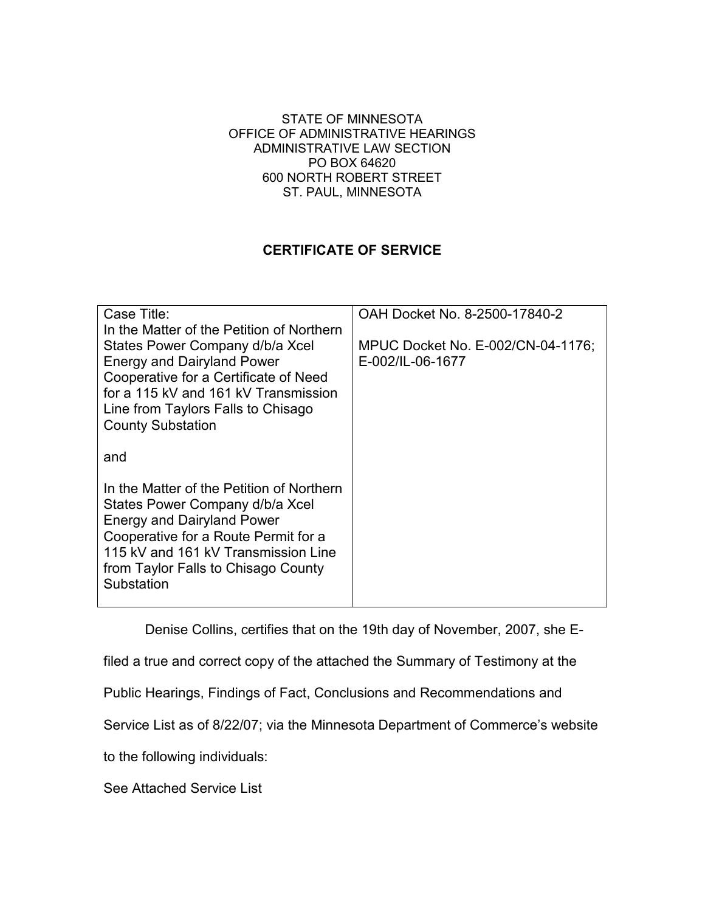STATE OF MINNESOTA
OFFICE OF ADMINISTRATIVE HEARINGS
ADMINISTRATIVE LAW SECTION
PO BOX 64620
600 NORTH ROBERT STREET
ST. PAUL, MINNESOTA

# CERTIFICATE OF SERVICE

| | |
|---|---|
| Case Title:<br>In the Matter of the Petition of Northern States Power Company d/b/a Xcel Energy and Dairyland Power Cooperative for a Certificate of Need for a 115 kV and 161 kV Transmission Line from Taylors Falls to Chisago County Substation<br><br>and<br><br>In the Matter of the Petition of Northern States Power Company d/b/a Xcel Energy and Dairyland Power Cooperative for a Route Permit for a 115 kV and 161 kV Transmission Line from Taylor Falls to Chisago County Substation | OAH Docket No. 8-2500-17840-2<br><br>MPUC Docket No. E-002/CN-04-1176; E-002/IL-06-1677 |

Denise Collins, certifies that on the 19th day of November, 2007, she E-filed a true and correct copy of the attached the Summary of Testimony at the Public Hearings, Findings of Fact, Conclusions and Recommendations and Service List as of 8/22/07; via the Minnesota Department of Commerce's website to the following individuals:

See Attached Service List